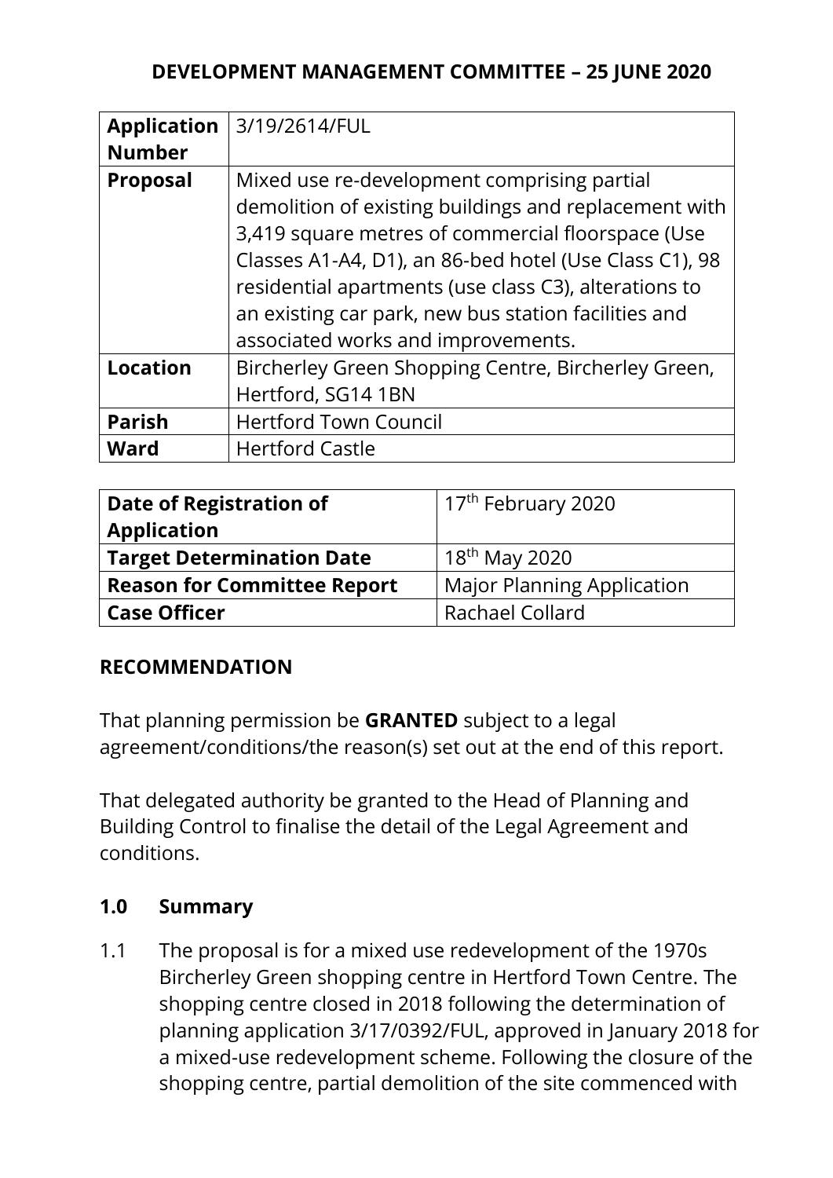## DEVELOPMENT MANAGEMENT COMMITTEE – 25 JUNE 2020

| **Application Number** | 3/19/2614/FUL |
|---|---|
| **Proposal** | Mixed use re-development comprising partial demolition of existing buildings and replacement with 3,419 square metres of commercial floorspace (Use Classes A1-A4, D1), an 86-bed hotel (Use Class C1), 98 residential apartments (use class C3), alterations to an existing car park, new bus station facilities and associated works and improvements. |
| **Location** | Bircherley Green Shopping Centre, Bircherley Green, Hertford, SG14 1BN |
| **Parish** | Hertford Town Council |
| **Ward** | Hertford Castle |

| **Date of Registration of Application** | 17th February 2020 |
|---|---|
| **Target Determination Date** | 18th May 2020 |
| **Reason for Committee Report** | Major Planning Application |
| **Case Officer** | Rachael Collard |

### RECOMMENDATION

That planning permission be **GRANTED** subject to a legal agreement/conditions/the reason(s) set out at the end of this report.

That delegated authority be granted to the Head of Planning and Building Control to finalise the detail of the Legal Agreement and conditions.

### 1.0 Summary

1.1 The proposal is for a mixed use redevelopment of the 1970s Bircherley Green shopping centre in Hertford Town Centre. The shopping centre closed in 2018 following the determination of planning application 3/17/0392/FUL, approved in January 2018 for a mixed-use redevelopment scheme. Following the closure of the shopping centre, partial demolition of the site commenced with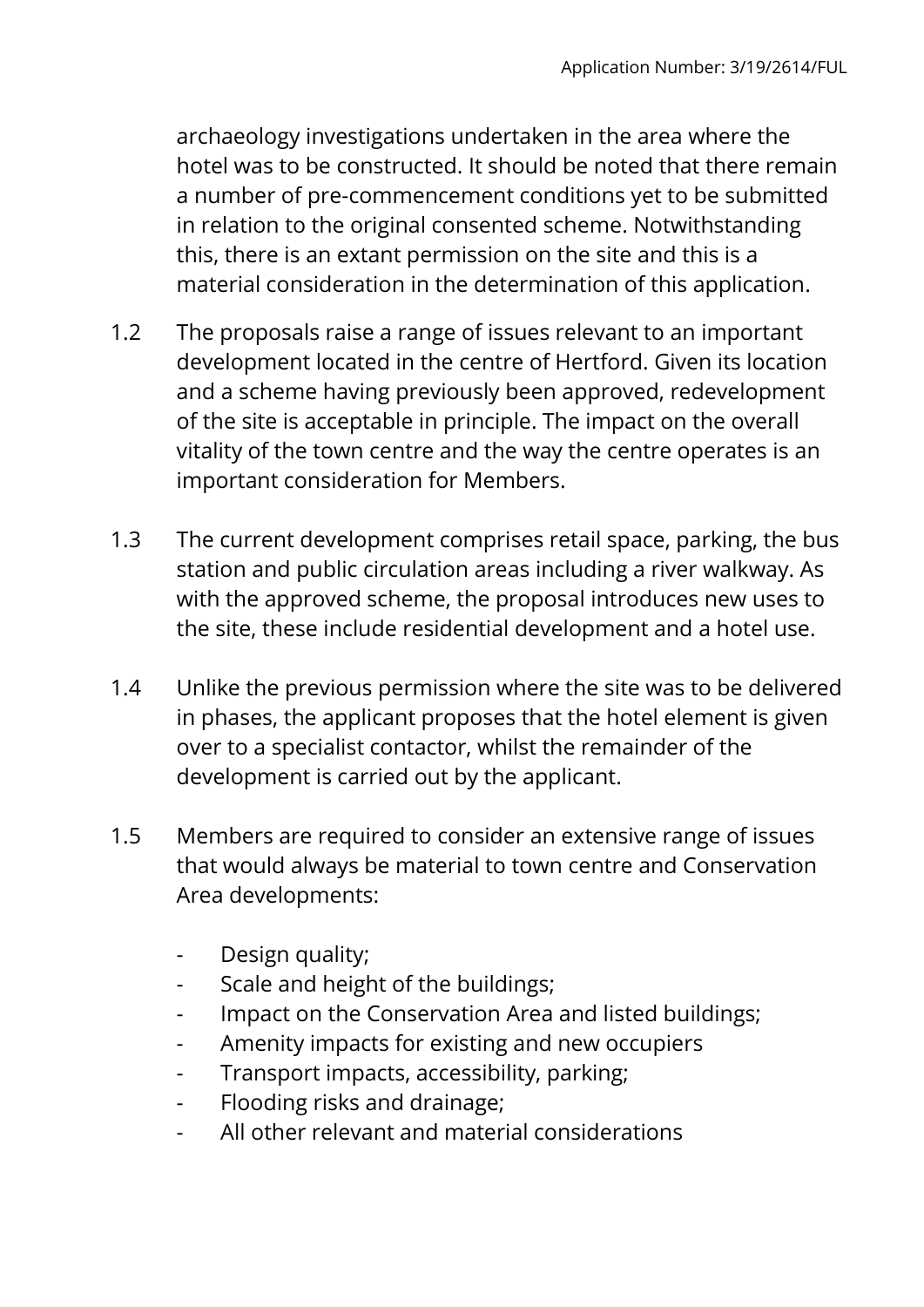archaeology investigations undertaken in the area where the hotel was to be constructed. It should be noted that there remain a number of pre-commencement conditions yet to be submitted in relation to the original consented scheme. Notwithstanding this, there is an extant permission on the site and this is a material consideration in the determination of this application.

1.2 The proposals raise a range of issues relevant to an important development located in the centre of Hertford. Given its location and a scheme having previously been approved, redevelopment of the site is acceptable in principle. The impact on the overall vitality of the town centre and the way the centre operates is an important consideration for Members.

1.3 The current development comprises retail space, parking, the bus station and public circulation areas including a river walkway. As with the approved scheme, the proposal introduces new uses to the site, these include residential development and a hotel use.

1.4 Unlike the previous permission where the site was to be delivered in phases, the applicant proposes that the hotel element is given over to a specialist contactor, whilst the remainder of the development is carried out by the applicant.

1.5 Members are required to consider an extensive range of issues that would always be material to town centre and Conservation Area developments:

- Design quality;
- Scale and height of the buildings;
- Impact on the Conservation Area and listed buildings;
- Amenity impacts for existing and new occupiers
- Transport impacts, accessibility, parking;
- Flooding risks and drainage;
- All other relevant and material considerations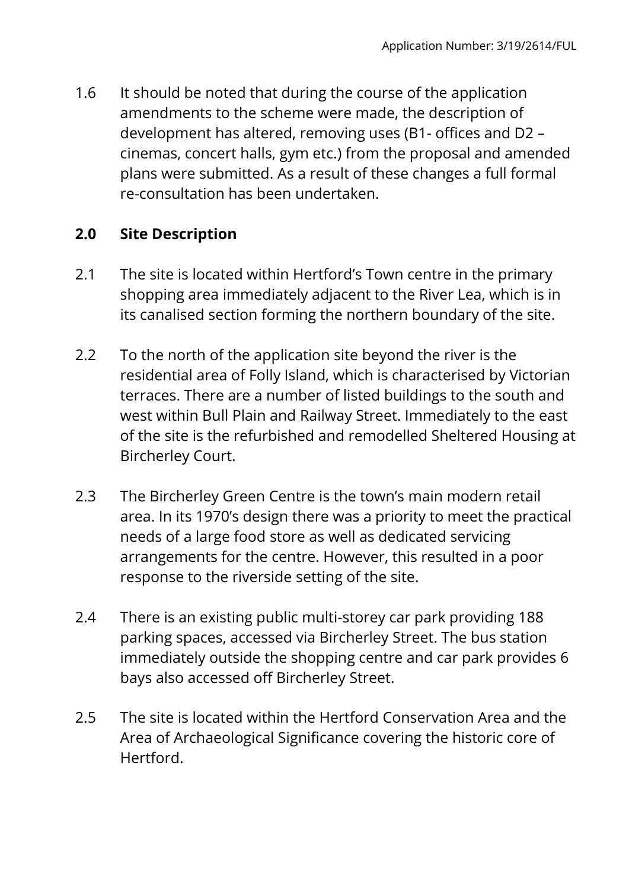1.6 It should be noted that during the course of the application amendments to the scheme were made, the description of development has altered, removing uses (B1- offices and D2 – cinemas, concert halls, gym etc.) from the proposal and amended plans were submitted. As a result of these changes a full formal re-consultation has been undertaken.

## 2.0 Site Description

2.1 The site is located within Hertford's Town centre in the primary shopping area immediately adjacent to the River Lea, which is in its canalised section forming the northern boundary of the site.

2.2 To the north of the application site beyond the river is the residential area of Folly Island, which is characterised by Victorian terraces. There are a number of listed buildings to the south and west within Bull Plain and Railway Street. Immediately to the east of the site is the refurbished and remodelled Sheltered Housing at Bircherley Court.

2.3 The Bircherley Green Centre is the town's main modern retail area. In its 1970's design there was a priority to meet the practical needs of a large food store as well as dedicated servicing arrangements for the centre. However, this resulted in a poor response to the riverside setting of the site.

2.4 There is an existing public multi-storey car park providing 188 parking spaces, accessed via Bircherley Street. The bus station immediately outside the shopping centre and car park provides 6 bays also accessed off Bircherley Street.

2.5 The site is located within the Hertford Conservation Area and the Area of Archaeological Significance covering the historic core of Hertford.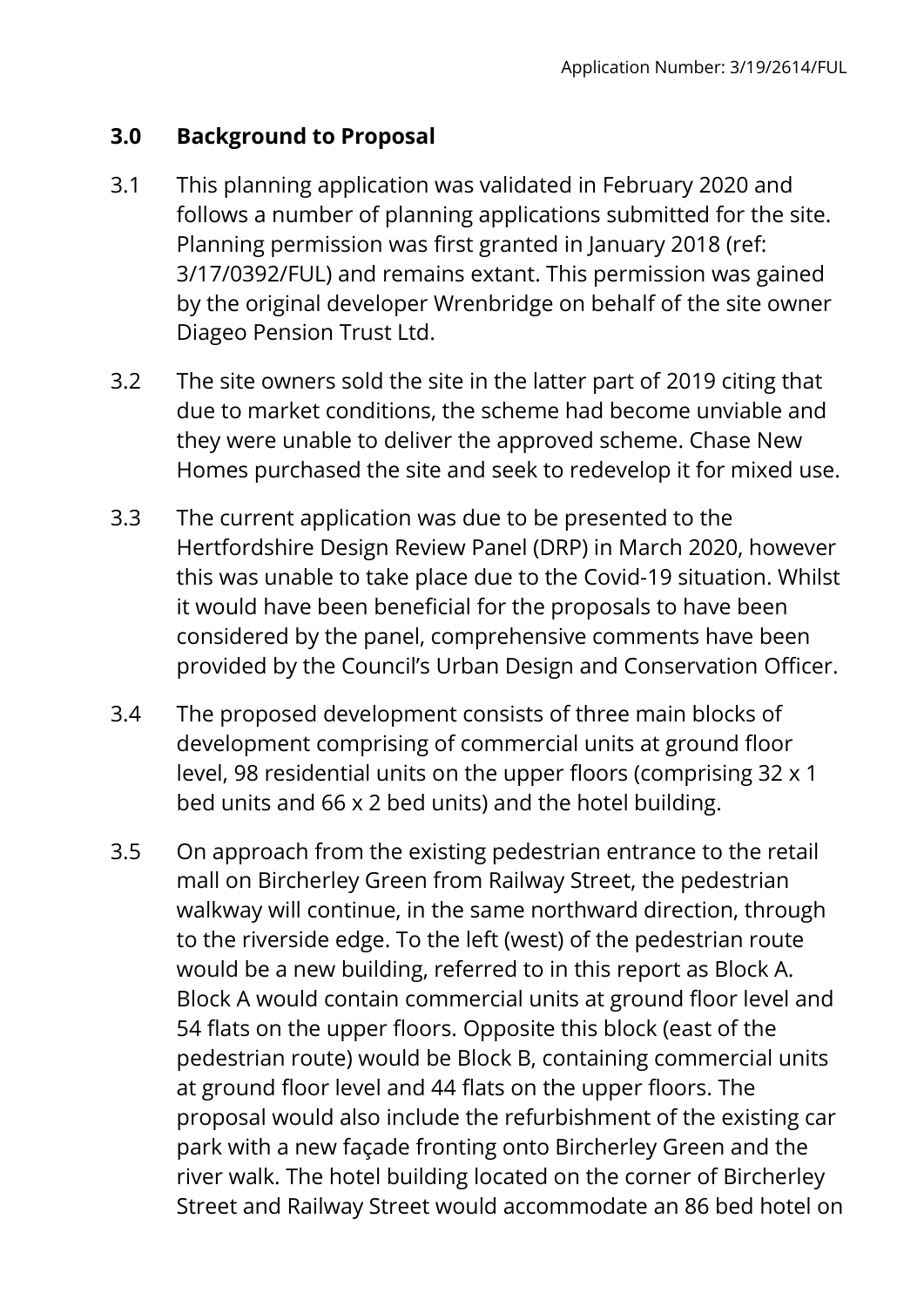## 3.0 Background to Proposal

3.1 This planning application was validated in February 2020 and follows a number of planning applications submitted for the site. Planning permission was first granted in January 2018 (ref: 3/17/0392/FUL) and remains extant. This permission was gained by the original developer Wrenbridge on behalf of the site owner Diageo Pension Trust Ltd.

3.2 The site owners sold the site in the latter part of 2019 citing that due to market conditions, the scheme had become unviable and they were unable to deliver the approved scheme. Chase New Homes purchased the site and seek to redevelop it for mixed use.

3.3 The current application was due to be presented to the Hertfordshire Design Review Panel (DRP) in March 2020, however this was unable to take place due to the Covid-19 situation. Whilst it would have been beneficial for the proposals to have been considered by the panel, comprehensive comments have been provided by the Council's Urban Design and Conservation Officer.

3.4 The proposed development consists of three main blocks of development comprising of commercial units at ground floor level, 98 residential units on the upper floors (comprising 32 x 1 bed units and 66 x 2 bed units) and the hotel building.

3.5 On approach from the existing pedestrian entrance to the retail mall on Bircherley Green from Railway Street, the pedestrian walkway will continue, in the same northward direction, through to the riverside edge. To the left (west) of the pedestrian route would be a new building, referred to in this report as Block A. Block A would contain commercial units at ground floor level and 54 flats on the upper floors. Opposite this block (east of the pedestrian route) would be Block B, containing commercial units at ground floor level and 44 flats on the upper floors. The proposal would also include the refurbishment of the existing car park with a new façade fronting onto Bircherley Green and the river walk. The hotel building located on the corner of Bircherley Street and Railway Street would accommodate an 86 bed hotel on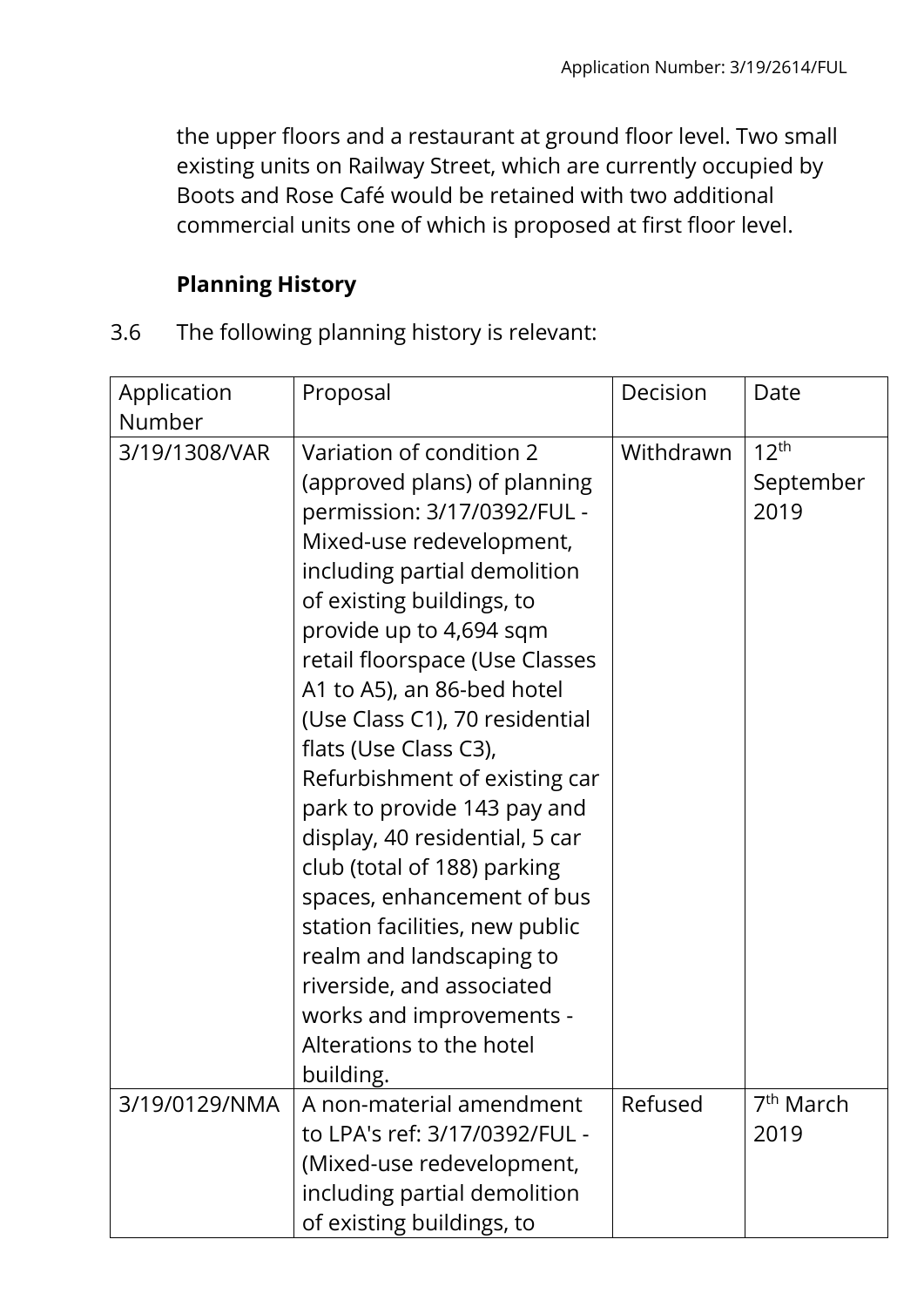the upper floors and a restaurant at ground floor level. Two small existing units on Railway Street, which are currently occupied by Boots and Rose Café would be retained with two additional commercial units one of which is proposed at first floor level.

**Planning History**

3.6 The following planning history is relevant:

| Application Number | Proposal | Decision | Date |
|---|---|---|---|
| 3/19/1308/VAR | Variation of condition 2 (approved plans) of planning permission: 3/17/0392/FUL - Mixed-use redevelopment, including partial demolition of existing buildings, to provide up to 4,694 sqm retail floorspace (Use Classes A1 to A5), an 86-bed hotel (Use Class C1), 70 residential flats (Use Class C3), Refurbishment of existing car park to provide 143 pay and display, 40 residential, 5 car club (total of 188) parking spaces, enhancement of bus station facilities, new public realm and landscaping to riverside, and associated works and improvements - Alterations to the hotel building. | Withdrawn | 12th September 2019 |
| 3/19/0129/NMA | A non-material amendment to LPA's ref: 3/17/0392/FUL - (Mixed-use redevelopment, including partial demolition of existing buildings, to | Refused | 7th March 2019 |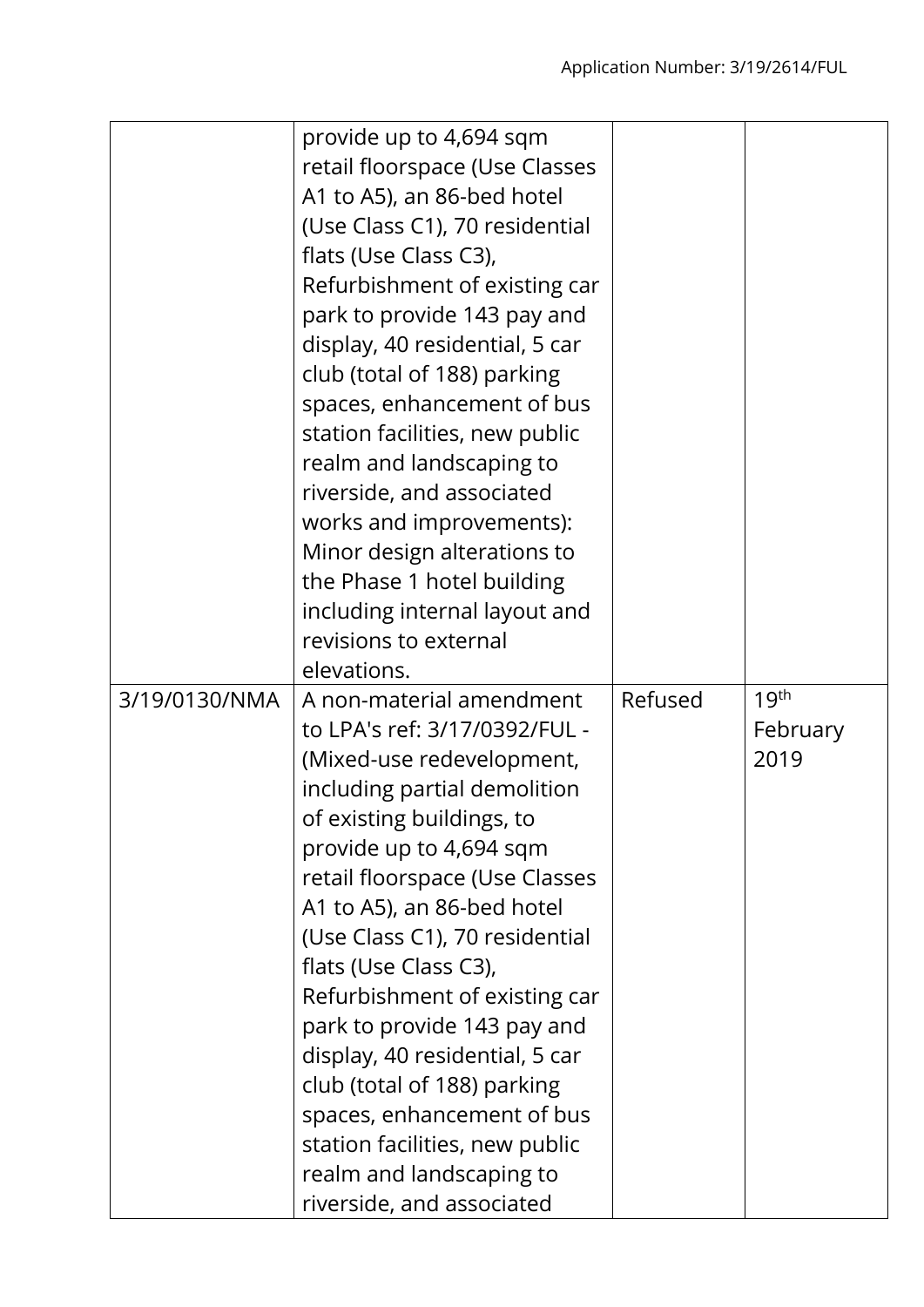| | | | |
|---|---|---|---|
| | provide up to 4,694 sqm retail floorspace (Use Classes A1 to A5), an 86-bed hotel (Use Class C1), 70 residential flats (Use Class C3), Refurbishment of existing car park to provide 143 pay and display, 40 residential, 5 car club (total of 188) parking spaces, enhancement of bus station facilities, new public realm and landscaping to riverside, and associated works and improvements): Minor design alterations to the Phase 1 hotel building including internal layout and revisions to external elevations. | | |
| 3/19/0130/NMA | A non-material amendment to LPA's ref: 3/17/0392/FUL - (Mixed-use redevelopment, including partial demolition of existing buildings, to provide up to 4,694 sqm retail floorspace (Use Classes A1 to A5), an 86-bed hotel (Use Class C1), 70 residential flats (Use Class C3), Refurbishment of existing car park to provide 143 pay and display, 40 residential, 5 car club (total of 188) parking spaces, enhancement of bus station facilities, new public realm and landscaping to riverside, and associated | Refused | 19th February 2019 |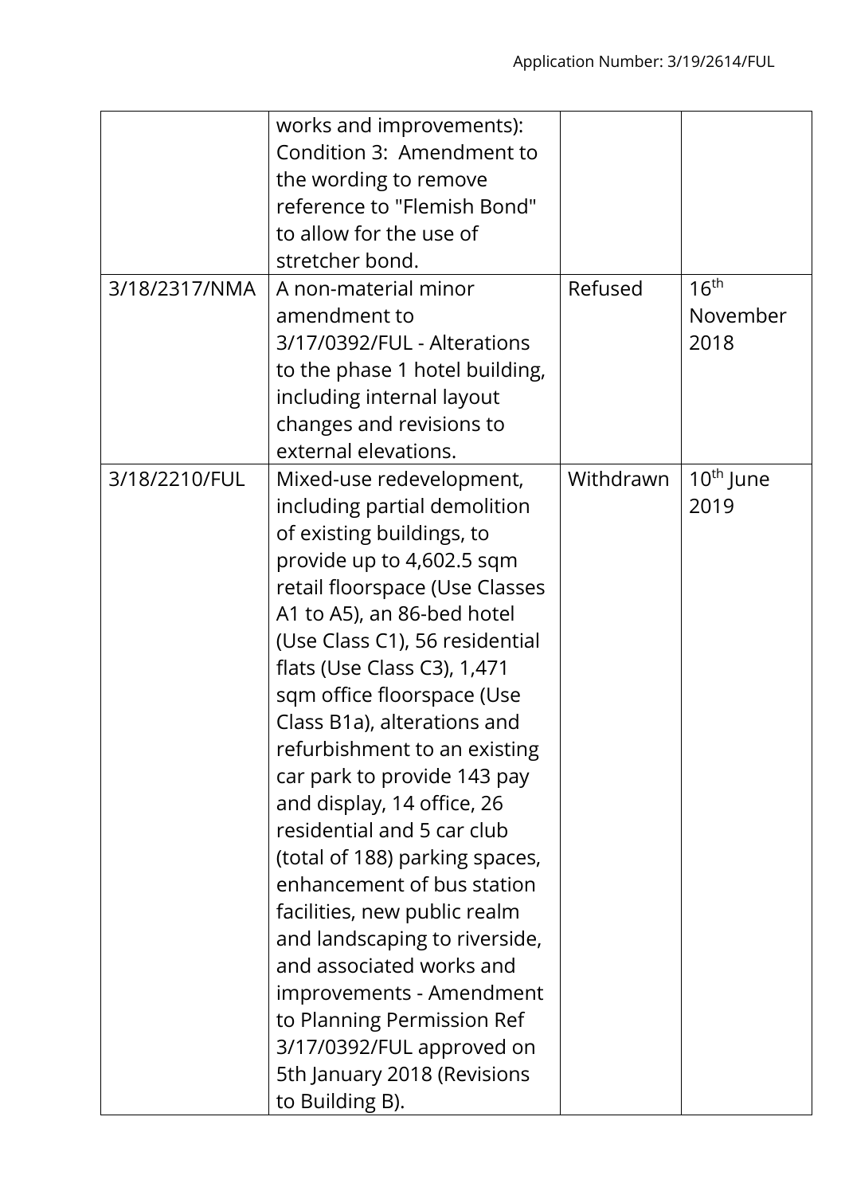| | works and improvements): Condition 3: Amendment to the wording to remove reference to "Flemish Bond" to allow for the use of stretcher bond. | | |
|---|---|---|---|
| 3/18/2317/NMA | A non-material minor amendment to 3/17/0392/FUL - Alterations to the phase 1 hotel building, including internal layout changes and revisions to external elevations. | Refused | 16th November 2018 |
| 3/18/2210/FUL | Mixed-use redevelopment, including partial demolition of existing buildings, to provide up to 4,602.5 sqm retail floorspace (Use Classes A1 to A5), an 86-bed hotel (Use Class C1), 56 residential flats (Use Class C3), 1,471 sqm office floorspace (Use Class B1a), alterations and refurbishment to an existing car park to provide 143 pay and display, 14 office, 26 residential and 5 car club (total of 188) parking spaces, enhancement of bus station facilities, new public realm and landscaping to riverside, and associated works and improvements - Amendment to Planning Permission Ref 3/17/0392/FUL approved on 5th January 2018 (Revisions to Building B). | Withdrawn | 10th June 2019 |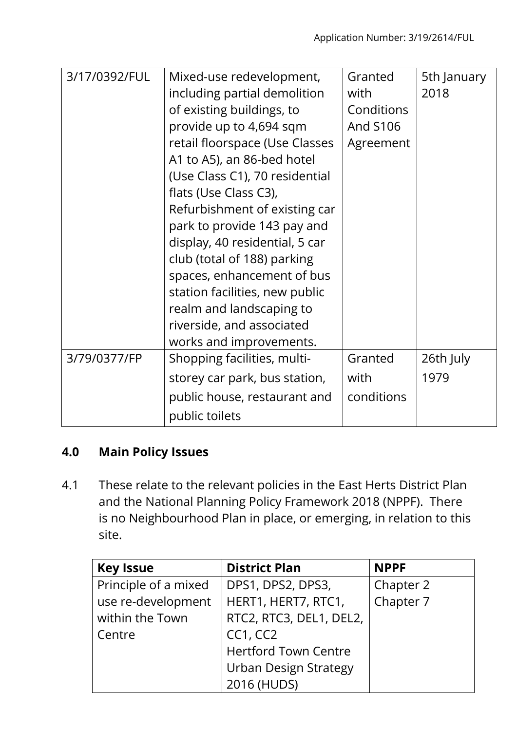| 3/17/0392/FUL | Mixed-use redevelopment, including partial demolition of existing buildings, to provide up to 4,694 sqm retail floorspace (Use Classes A1 to A5), an 86-bed hotel (Use Class C1), 70 residential flats (Use Class C3), Refurbishment of existing car park to provide 143 pay and display, 40 residential, 5 car club (total of 188) parking spaces, enhancement of bus station facilities, new public realm and landscaping to riverside, and associated works and improvements. | Granted with Conditions And S106 Agreement | 5th January 2018 |
|---|---|---|---|
| 3/79/0377/FP | Shopping facilities, multi-storey car park, bus station, public house, restaurant and public toilets | Granted with conditions | 26th July 1979 |

## 4.0 Main Policy Issues

4.1 These relate to the relevant policies in the East Herts District Plan and the National Planning Policy Framework 2018 (NPPF). There is no Neighbourhood Plan in place, or emerging, in relation to this site.

| Key Issue | District Plan | NPPF |
|---|---|---|
| Principle of a mixed use re-development within the Town Centre | DPS1, DPS2, DPS3, HERT1, HERT7, RTC1, RTC2, RTC3, DEL1, DEL2, CC1, CC2<br>Hertford Town Centre Urban Design Strategy 2016 (HUDS) | Chapter 2<br>Chapter 7 |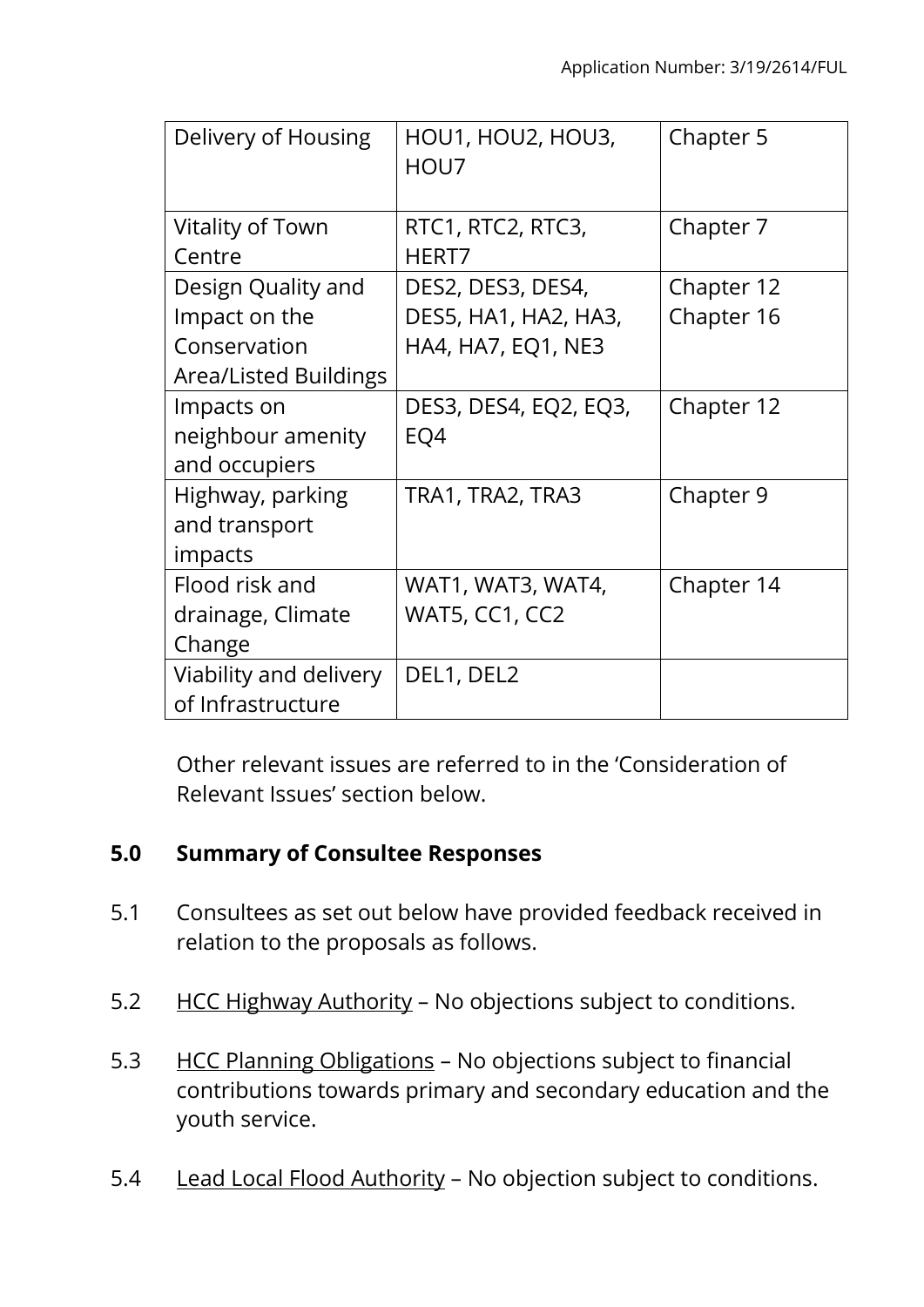| Delivery of Housing | HOU1, HOU2, HOU3, HOU7 | Chapter 5 |
|---|---|---|
| Vitality of Town Centre | RTC1, RTC2, RTC3, HERT7 | Chapter 7 |
| Design Quality and Impact on the Conservation Area/Listed Buildings | DES2, DES3, DES4, DES5, HA1, HA2, HA3, HA4, HA7, EQ1, NE3 | Chapter 12 Chapter 16 |
| Impacts on neighbour amenity and occupiers | DES3, DES4, EQ2, EQ3, EQ4 | Chapter 12 |
| Highway, parking and transport impacts | TRA1, TRA2, TRA3 | Chapter 9 |
| Flood risk and drainage, Climate Change | WAT1, WAT3, WAT4, WAT5, CC1, CC2 | Chapter 14 |
| Viability and delivery of Infrastructure | DEL1, DEL2 | |

Other relevant issues are referred to in the 'Consideration of Relevant Issues' section below.

## 5.0 Summary of Consultee Responses

5.1 Consultees as set out below have provided feedback received in relation to the proposals as follows.

5.2 HCC Highway Authority – No objections subject to conditions.

5.3 HCC Planning Obligations – No objections subject to financial contributions towards primary and secondary education and the youth service.

5.4 Lead Local Flood Authority – No objection subject to conditions.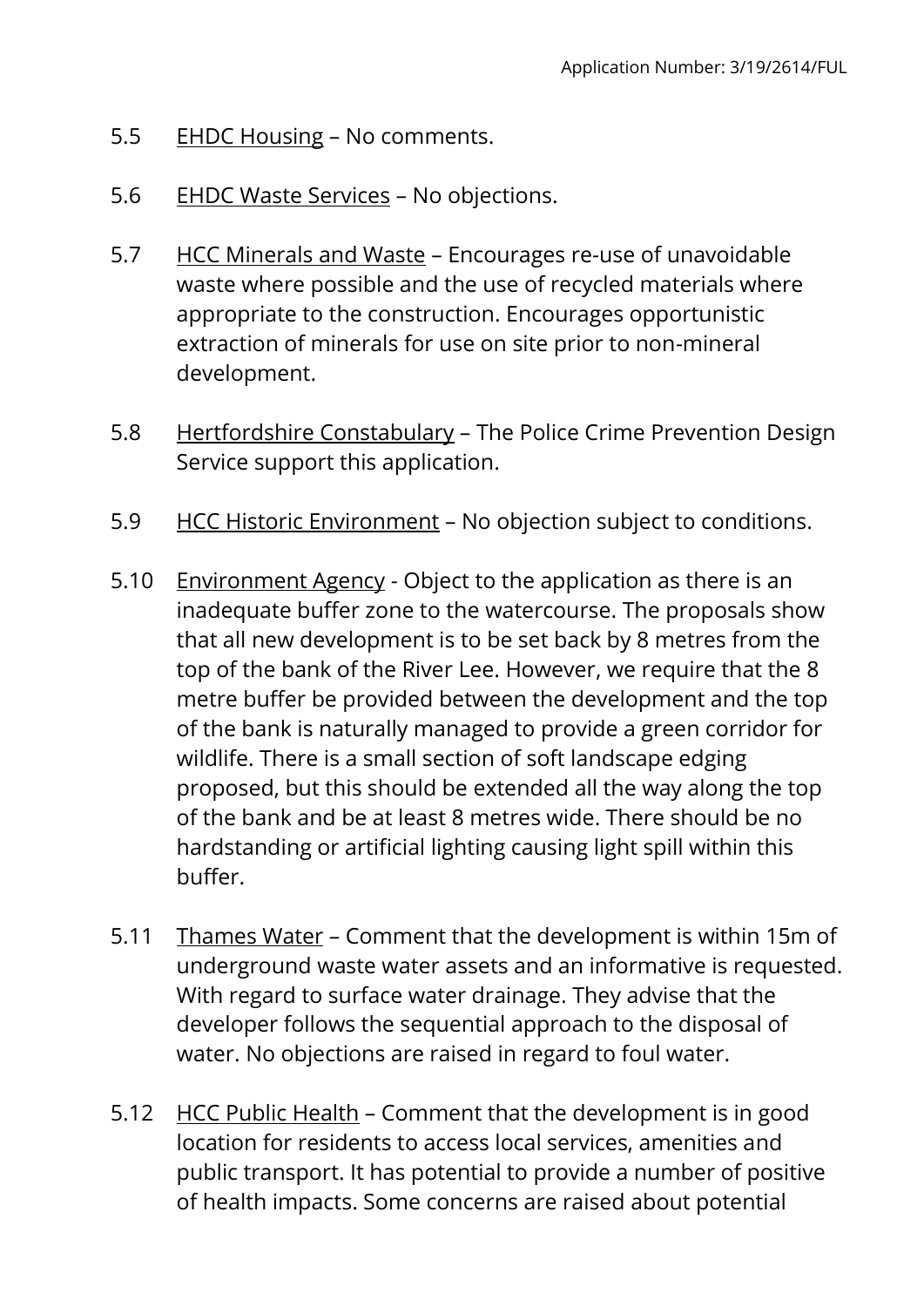5.5 EHDC Housing – No comments.

5.6 EHDC Waste Services – No objections.

5.7 HCC Minerals and Waste – Encourages re-use of unavoidable waste where possible and the use of recycled materials where appropriate to the construction. Encourages opportunistic extraction of minerals for use on site prior to non-mineral development.

5.8 Hertfordshire Constabulary – The Police Crime Prevention Design Service support this application.

5.9 HCC Historic Environment – No objection subject to conditions.

5.10 Environment Agency - Object to the application as there is an inadequate buffer zone to the watercourse. The proposals show that all new development is to be set back by 8 metres from the top of the bank of the River Lee. However, we require that the 8 metre buffer be provided between the development and the top of the bank is naturally managed to provide a green corridor for wildlife. There is a small section of soft landscape edging proposed, but this should be extended all the way along the top of the bank and be at least 8 metres wide. There should be no hardstanding or artificial lighting causing light spill within this buffer.

5.11 Thames Water – Comment that the development is within 15m of underground waste water assets and an informative is requested. With regard to surface water drainage. They advise that the developer follows the sequential approach to the disposal of water. No objections are raised in regard to foul water.

5.12 HCC Public Health – Comment that the development is in good location for residents to access local services, amenities and public transport. It has potential to provide a number of positive of health impacts. Some concerns are raised about potential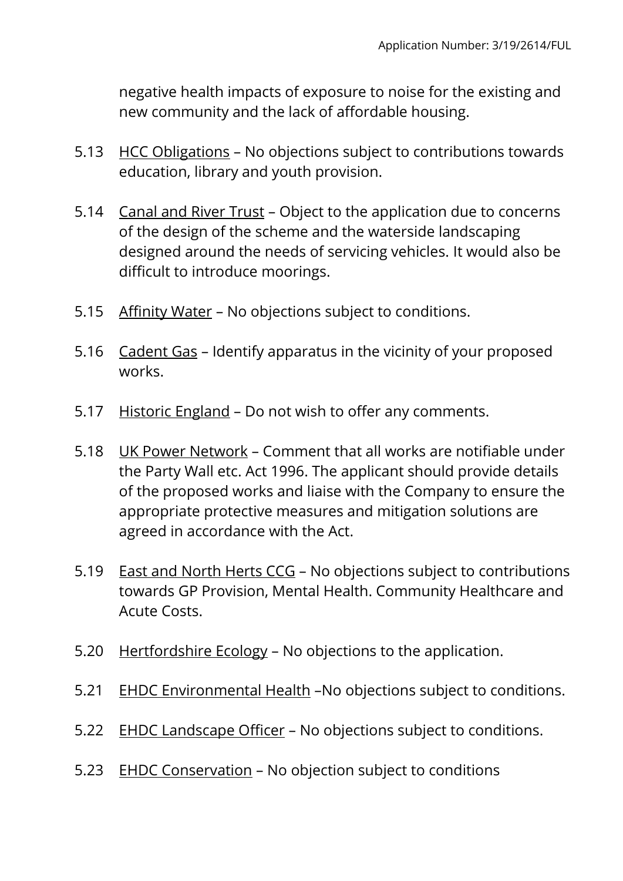negative health impacts of exposure to noise for the existing and new community and the lack of affordable housing.

5.13 HCC Obligations – No objections subject to contributions towards education, library and youth provision.

5.14 Canal and River Trust – Object to the application due to concerns of the design of the scheme and the waterside landscaping designed around the needs of servicing vehicles. It would also be difficult to introduce moorings.

5.15 Affinity Water – No objections subject to conditions.

5.16 Cadent Gas – Identify apparatus in the vicinity of your proposed works.

5.17 Historic England – Do not wish to offer any comments.

5.18 UK Power Network – Comment that all works are notifiable under the Party Wall etc. Act 1996. The applicant should provide details of the proposed works and liaise with the Company to ensure the appropriate protective measures and mitigation solutions are agreed in accordance with the Act.

5.19 East and North Herts CCG – No objections subject to contributions towards GP Provision, Mental Health. Community Healthcare and Acute Costs.

5.20 Hertfordshire Ecology – No objections to the application.

5.21 EHDC Environmental Health –No objections subject to conditions.

5.22 EHDC Landscape Officer – No objections subject to conditions.

5.23 EHDC Conservation – No objection subject to conditions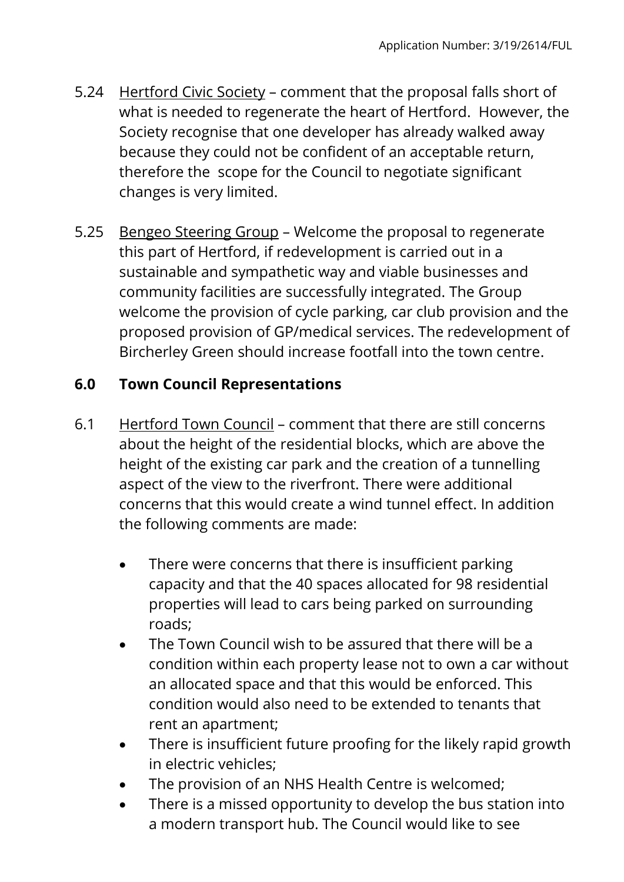5.24 Hertford Civic Society – comment that the proposal falls short of what is needed to regenerate the heart of Hertford. However, the Society recognise that one developer has already walked away because they could not be confident of an acceptable return, therefore the scope for the Council to negotiate significant changes is very limited.

5.25 Bengeo Steering Group – Welcome the proposal to regenerate this part of Hertford, if redevelopment is carried out in a sustainable and sympathetic way and viable businesses and community facilities are successfully integrated. The Group welcome the provision of cycle parking, car club provision and the proposed provision of GP/medical services. The redevelopment of Bircherley Green should increase footfall into the town centre.

## 6.0 Town Council Representations

6.1 Hertford Town Council – comment that there are still concerns about the height of the residential blocks, which are above the height of the existing car park and the creation of a tunnelling aspect of the view to the riverfront. There were additional concerns that this would create a wind tunnel effect. In addition the following comments are made:

- There were concerns that there is insufficient parking capacity and that the 40 spaces allocated for 98 residential properties will lead to cars being parked on surrounding roads;
- The Town Council wish to be assured that there will be a condition within each property lease not to own a car without an allocated space and that this would be enforced. This condition would also need to be extended to tenants that rent an apartment;
- There is insufficient future proofing for the likely rapid growth in electric vehicles;
- The provision of an NHS Health Centre is welcomed;
- There is a missed opportunity to develop the bus station into a modern transport hub. The Council would like to see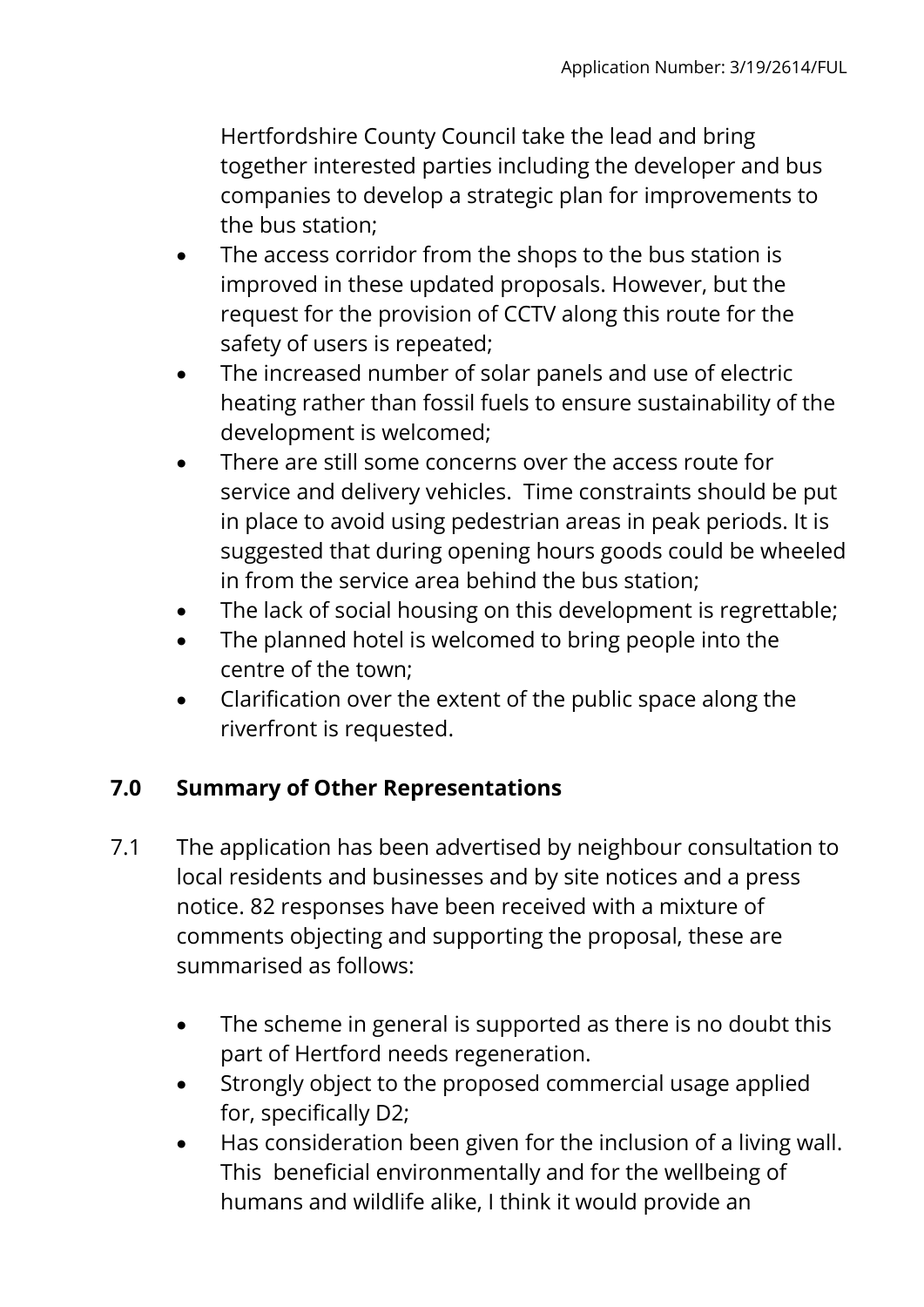Hertfordshire County Council take the lead and bring together interested parties including the developer and bus companies to develop a strategic plan for improvements to the bus station;

- The access corridor from the shops to the bus station is improved in these updated proposals. However, but the request for the provision of CCTV along this route for the safety of users is repeated;
- The increased number of solar panels and use of electric heating rather than fossil fuels to ensure sustainability of the development is welcomed;
- There are still some concerns over the access route for service and delivery vehicles. Time constraints should be put in place to avoid using pedestrian areas in peak periods. It is suggested that during opening hours goods could be wheeled in from the service area behind the bus station;
- The lack of social housing on this development is regrettable;
- The planned hotel is welcomed to bring people into the centre of the town;
- Clarification over the extent of the public space along the riverfront is requested.

## 7.0 Summary of Other Representations

7.1 The application has been advertised by neighbour consultation to local residents and businesses and by site notices and a press notice. 82 responses have been received with a mixture of comments objecting and supporting the proposal, these are summarised as follows:

- The scheme in general is supported as there is no doubt this part of Hertford needs regeneration.
- Strongly object to the proposed commercial usage applied for, specifically D2;
- Has consideration been given for the inclusion of a living wall. This beneficial environmentally and for the wellbeing of humans and wildlife alike, I think it would provide an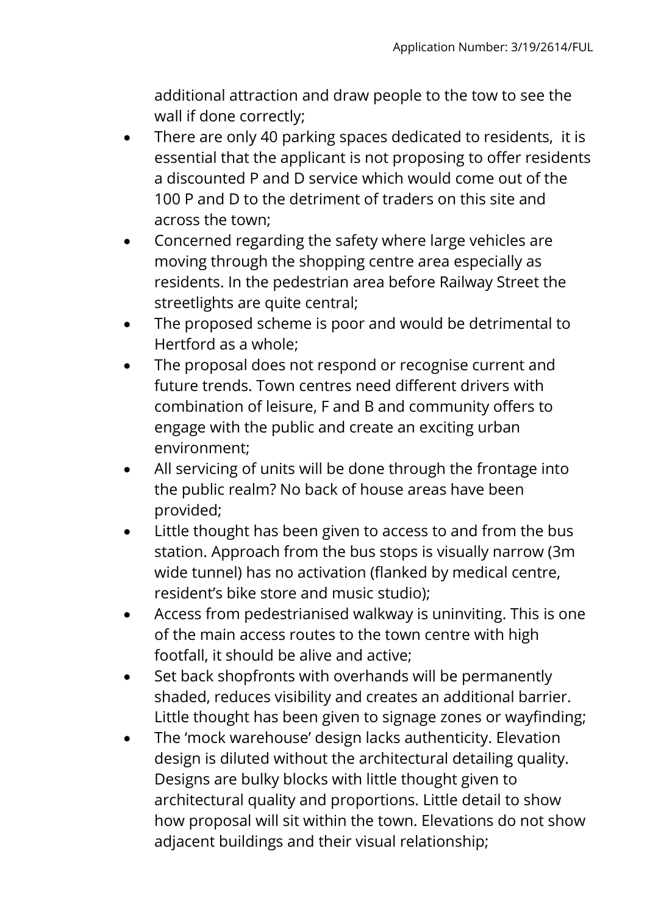additional attraction and draw people to the tow to see the wall if done correctly;

- There are only 40 parking spaces dedicated to residents,  it is essential that the applicant is not proposing to offer residents a discounted P and D service which would come out of the 100 P and D to the detriment of traders on this site and across the town;
- Concerned regarding the safety where large vehicles are moving through the shopping centre area especially as residents. In the pedestrian area before Railway Street the streetlights are quite central;
- The proposed scheme is poor and would be detrimental to Hertford as a whole;
- The proposal does not respond or recognise current and future trends. Town centres need different drivers with combination of leisure, F and B and community offers to engage with the public and create an exciting urban environment;
- All servicing of units will be done through the frontage into the public realm? No back of house areas have been provided;
- Little thought has been given to access to and from the bus station. Approach from the bus stops is visually narrow (3m wide tunnel) has no activation (flanked by medical centre, resident's bike store and music studio);
- Access from pedestrianised walkway is uninviting. This is one of the main access routes to the town centre with high footfall, it should be alive and active;
- Set back shopfronts with overhands will be permanently shaded, reduces visibility and creates an additional barrier. Little thought has been given to signage zones or wayfinding;
- The 'mock warehouse' design lacks authenticity. Elevation design is diluted without the architectural detailing quality. Designs are bulky blocks with little thought given to architectural quality and proportions. Little detail to show how proposal will sit within the town. Elevations do not show adjacent buildings and their visual relationship;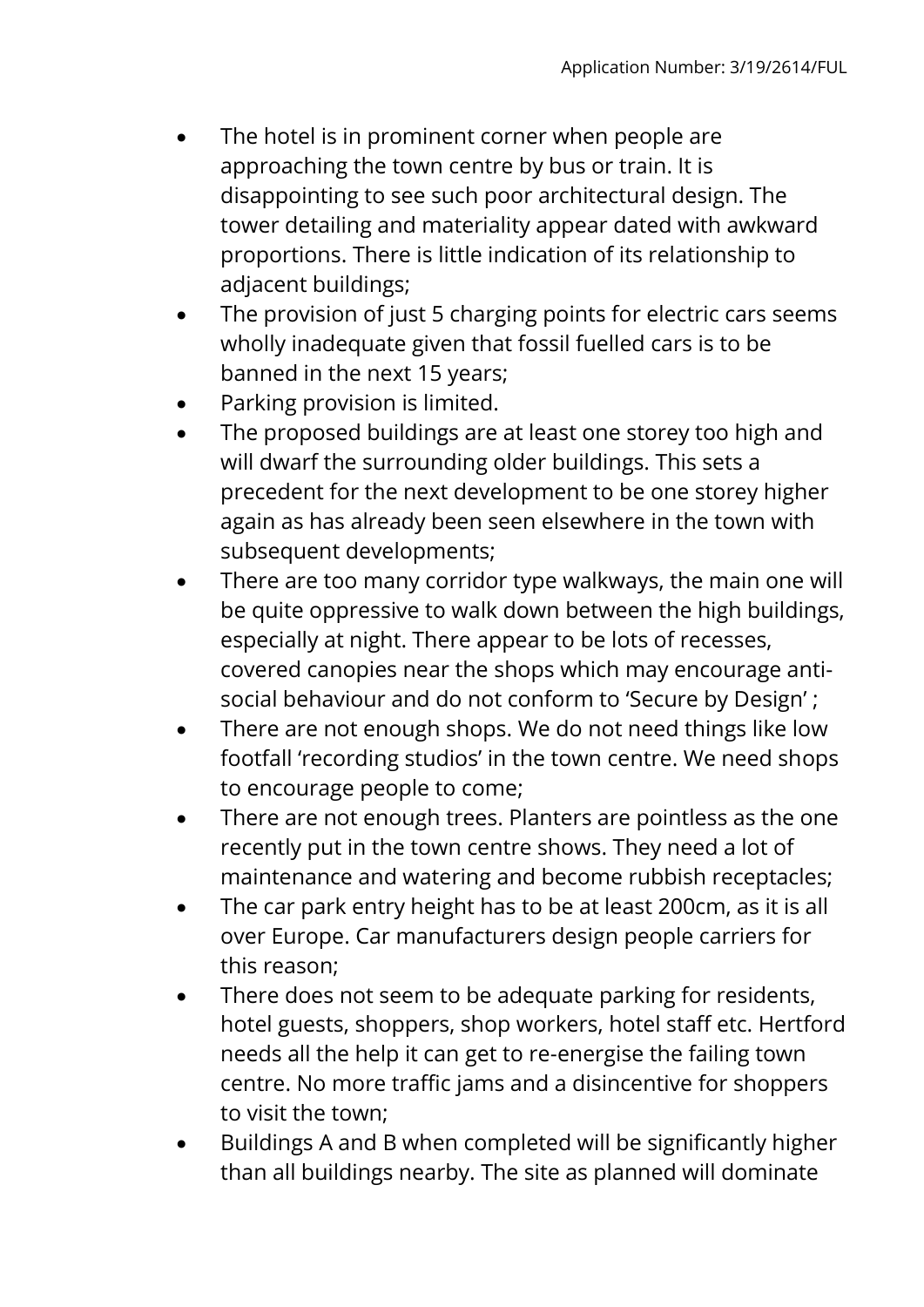- The hotel is in prominent corner when people are approaching the town centre by bus or train. It is disappointing to see such poor architectural design. The tower detailing and materiality appear dated with awkward proportions. There is little indication of its relationship to adjacent buildings;
- The provision of just 5 charging points for electric cars seems wholly inadequate given that fossil fuelled cars is to be banned in the next 15 years;
- Parking provision is limited.
- The proposed buildings are at least one storey too high and will dwarf the surrounding older buildings. This sets a precedent for the next development to be one storey higher again as has already been seen elsewhere in the town with subsequent developments;
- There are too many corridor type walkways, the main one will be quite oppressive to walk down between the high buildings, especially at night. There appear to be lots of recesses, covered canopies near the shops which may encourage anti-social behaviour and do not conform to 'Secure by Design' ;
- There are not enough shops. We do not need things like low footfall 'recording studios' in the town centre. We need shops to encourage people to come;
- There are not enough trees. Planters are pointless as the one recently put in the town centre shows. They need a lot of maintenance and watering and become rubbish receptacles;
- The car park entry height has to be at least 200cm, as it is all over Europe. Car manufacturers design people carriers for this reason;
- There does not seem to be adequate parking for residents, hotel guests, shoppers, shop workers, hotel staff etc. Hertford needs all the help it can get to re-energise the failing town centre. No more traffic jams and a disincentive for shoppers to visit the town;
- Buildings A and B when completed will be significantly higher than all buildings nearby. The site as planned will dominate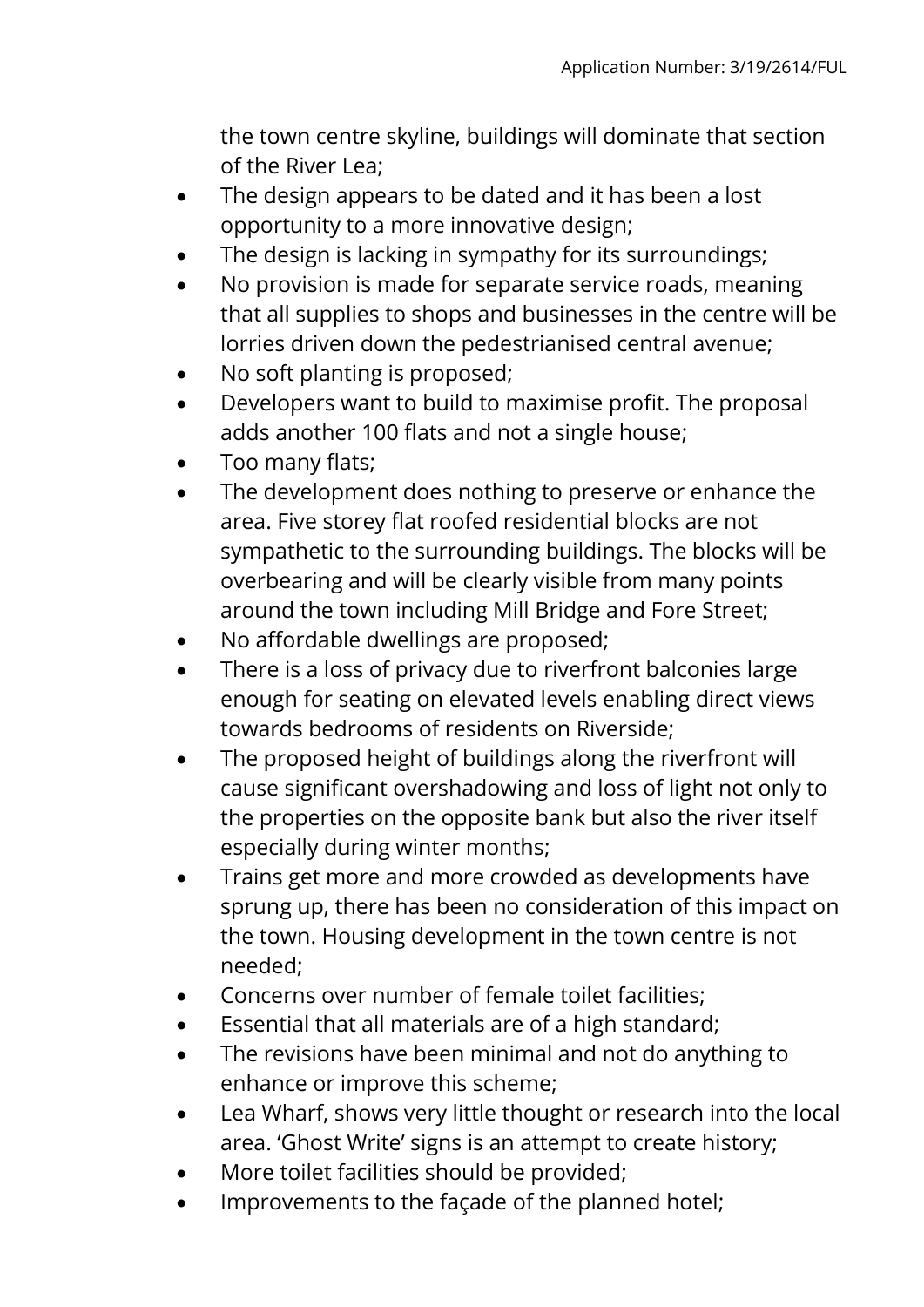the town centre skyline, buildings will dominate that section of the River Lea;

- The design appears to be dated and it has been a lost opportunity to a more innovative design;
- The design is lacking in sympathy for its surroundings;
- No provision is made for separate service roads, meaning that all supplies to shops and businesses in the centre will be lorries driven down the pedestrianised central avenue;
- No soft planting is proposed;
- Developers want to build to maximise profit. The proposal adds another 100 flats and not a single house;
- Too many flats;
- The development does nothing to preserve or enhance the area. Five storey flat roofed residential blocks are not sympathetic to the surrounding buildings. The blocks will be overbearing and will be clearly visible from many points around the town including Mill Bridge and Fore Street;
- No affordable dwellings are proposed;
- There is a loss of privacy due to riverfront balconies large enough for seating on elevated levels enabling direct views towards bedrooms of residents on Riverside;
- The proposed height of buildings along the riverfront will cause significant overshadowing and loss of light not only to the properties on the opposite bank but also the river itself especially during winter months;
- Trains get more and more crowded as developments have sprung up, there has been no consideration of this impact on the town. Housing development in the town centre is not needed;
- Concerns over number of female toilet facilities;
- Essential that all materials are of a high standard;
- The revisions have been minimal and not do anything to enhance or improve this scheme;
- Lea Wharf, shows very little thought or research into the local area. 'Ghost Write' signs is an attempt to create history;
- More toilet facilities should be provided;
- Improvements to the façade of the planned hotel;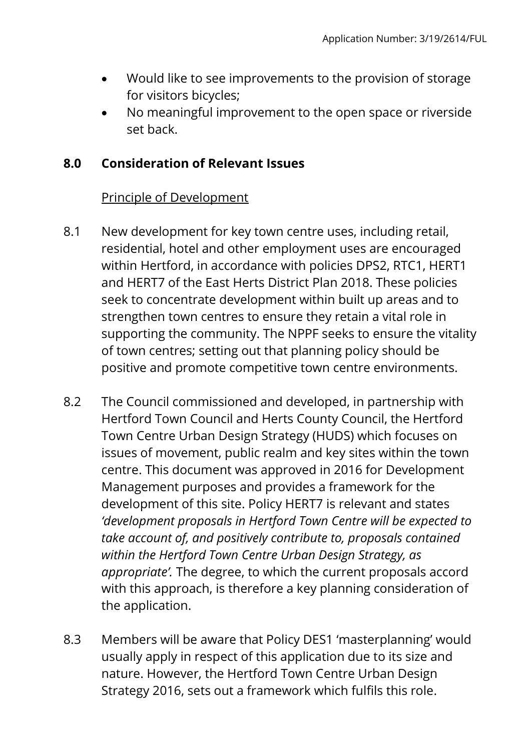- Would like to see improvements to the provision of storage for visitors bicycles;
- No meaningful improvement to the open space or riverside set back.

## 8.0 Consideration of Relevant Issues

Principle of Development

8.1 New development for key town centre uses, including retail, residential, hotel and other employment uses are encouraged within Hertford, in accordance with policies DPS2, RTC1, HERT1 and HERT7 of the East Herts District Plan 2018. These policies seek to concentrate development within built up areas and to strengthen town centres to ensure they retain a vital role in supporting the community. The NPPF seeks to ensure the vitality of town centres; setting out that planning policy should be positive and promote competitive town centre environments.

8.2 The Council commissioned and developed, in partnership with Hertford Town Council and Herts County Council, the Hertford Town Centre Urban Design Strategy (HUDS) which focuses on issues of movement, public realm and key sites within the town centre. This document was approved in 2016 for Development Management purposes and provides a framework for the development of this site. Policy HERT7 is relevant and states *'development proposals in Hertford Town Centre will be expected to take account of, and positively contribute to, proposals contained within the Hertford Town Centre Urban Design Strategy, as appropriate'.* The degree, to which the current proposals accord with this approach, is therefore a key planning consideration of the application.

8.3 Members will be aware that Policy DES1 'masterplanning' would usually apply in respect of this application due to its size and nature. However, the Hertford Town Centre Urban Design Strategy 2016, sets out a framework which fulfils this role.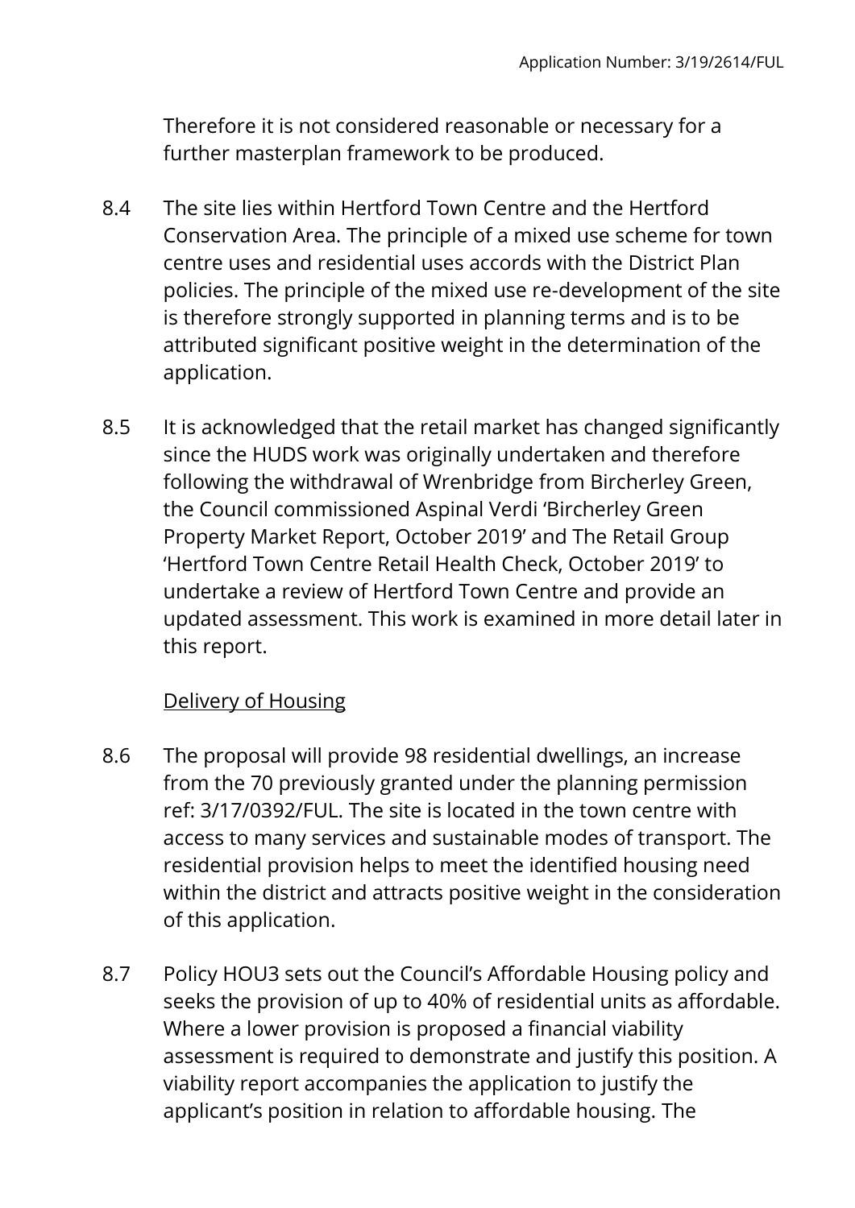Therefore it is not considered reasonable or necessary for a further masterplan framework to be produced.

8.4 The site lies within Hertford Town Centre and the Hertford Conservation Area. The principle of a mixed use scheme for town centre uses and residential uses accords with the District Plan policies. The principle of the mixed use re-development of the site is therefore strongly supported in planning terms and is to be attributed significant positive weight in the determination of the application.

8.5 It is acknowledged that the retail market has changed significantly since the HUDS work was originally undertaken and therefore following the withdrawal of Wrenbridge from Bircherley Green, the Council commissioned Aspinal Verdi 'Bircherley Green Property Market Report, October 2019' and The Retail Group 'Hertford Town Centre Retail Health Check, October 2019' to undertake a review of Hertford Town Centre and provide an updated assessment. This work is examined in more detail later in this report.

<u>Delivery of Housing</u>

8.6 The proposal will provide 98 residential dwellings, an increase from the 70 previously granted under the planning permission ref: 3/17/0392/FUL. The site is located in the town centre with access to many services and sustainable modes of transport. The residential provision helps to meet the identified housing need within the district and attracts positive weight in the consideration of this application.

8.7 Policy HOU3 sets out the Council's Affordable Housing policy and seeks the provision of up to 40% of residential units as affordable. Where a lower provision is proposed a financial viability assessment is required to demonstrate and justify this position. A viability report accompanies the application to justify the applicant's position in relation to affordable housing. The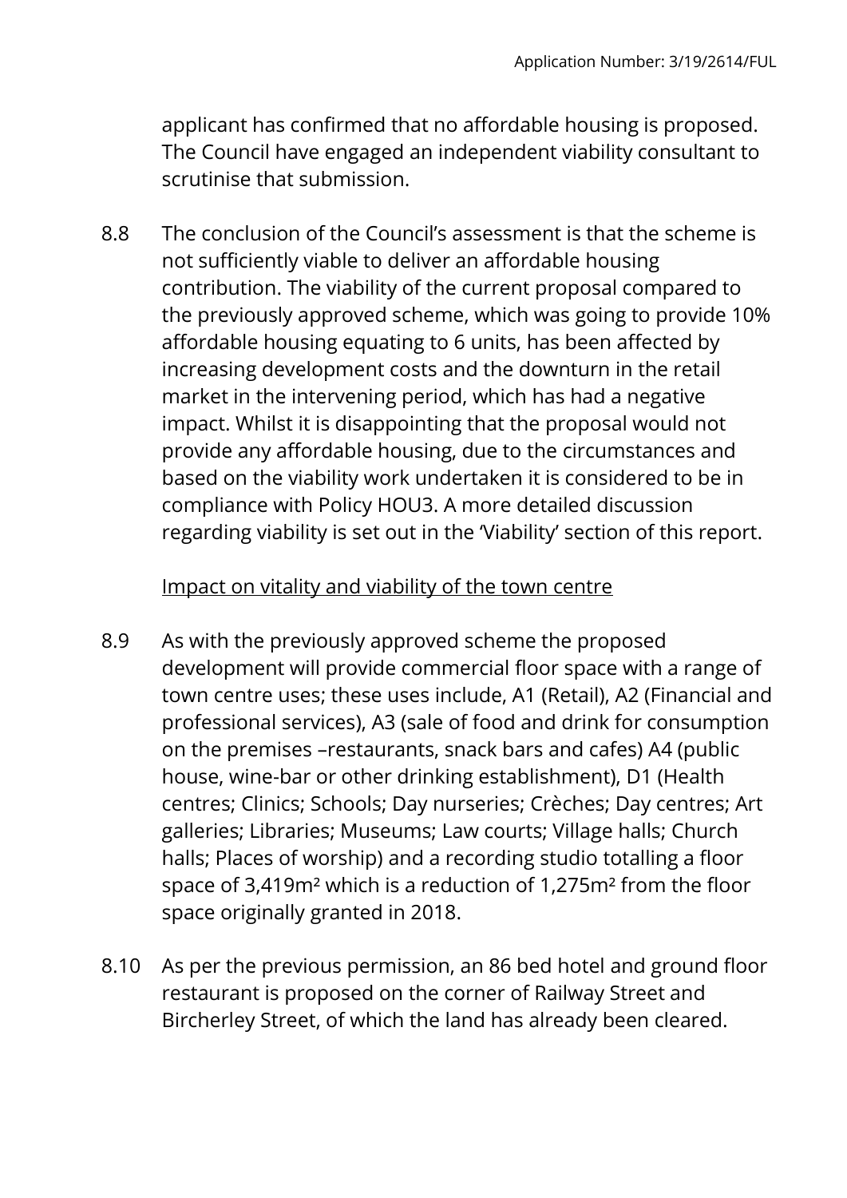applicant has confirmed that no affordable housing is proposed. The Council have engaged an independent viability consultant to scrutinise that submission.

8.8 The conclusion of the Council's assessment is that the scheme is not sufficiently viable to deliver an affordable housing contribution. The viability of the current proposal compared to the previously approved scheme, which was going to provide 10% affordable housing equating to 6 units, has been affected by increasing development costs and the downturn in the retail market in the intervening period, which has had a negative impact. Whilst it is disappointing that the proposal would not provide any affordable housing, due to the circumstances and based on the viability work undertaken it is considered to be in compliance with Policy HOU3. A more detailed discussion regarding viability is set out in the 'Viability' section of this report.

<u>Impact on vitality and viability of the town centre</u>

8.9 As with the previously approved scheme the proposed development will provide commercial floor space with a range of town centre uses; these uses include, A1 (Retail), A2 (Financial and professional services), A3 (sale of food and drink for consumption on the premises –restaurants, snack bars and cafes) A4 (public house, wine-bar or other drinking establishment), D1 (Health centres; Clinics; Schools; Day nurseries; Crèches; Day centres; Art galleries; Libraries; Museums; Law courts; Village halls; Church halls; Places of worship) and a recording studio totalling a floor space of 3,419m² which is a reduction of 1,275m² from the floor space originally granted in 2018.

8.10 As per the previous permission, an 86 bed hotel and ground floor restaurant is proposed on the corner of Railway Street and Bircherley Street, of which the land has already been cleared.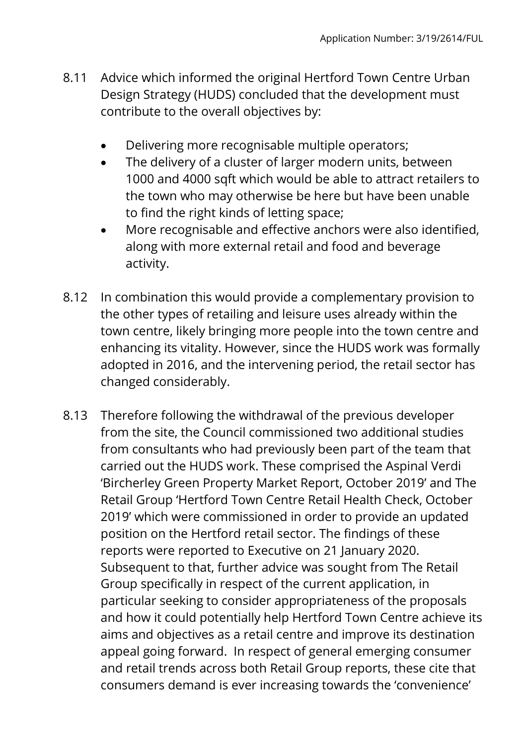8.11 Advice which informed the original Hertford Town Centre Urban Design Strategy (HUDS) concluded that the development must contribute to the overall objectives by:

- Delivering more recognisable multiple operators;
- The delivery of a cluster of larger modern units, between 1000 and 4000 sqft which would be able to attract retailers to the town who may otherwise be here but have been unable to find the right kinds of letting space;
- More recognisable and effective anchors were also identified, along with more external retail and food and beverage activity.

8.12 In combination this would provide a complementary provision to the other types of retailing and leisure uses already within the town centre, likely bringing more people into the town centre and enhancing its vitality. However, since the HUDS work was formally adopted in 2016, and the intervening period, the retail sector has changed considerably.

8.13 Therefore following the withdrawal of the previous developer from the site, the Council commissioned two additional studies from consultants who had previously been part of the team that carried out the HUDS work. These comprised the Aspinal Verdi 'Bircherley Green Property Market Report, October 2019' and The Retail Group 'Hertford Town Centre Retail Health Check, October 2019' which were commissioned in order to provide an updated position on the Hertford retail sector. The findings of these reports were reported to Executive on 21 January 2020. Subsequent to that, further advice was sought from The Retail Group specifically in respect of the current application, in particular seeking to consider appropriateness of the proposals and how it could potentially help Hertford Town Centre achieve its aims and objectives as a retail centre and improve its destination appeal going forward. In respect of general emerging consumer and retail trends across both Retail Group reports, these cite that consumers demand is ever increasing towards the 'convenience'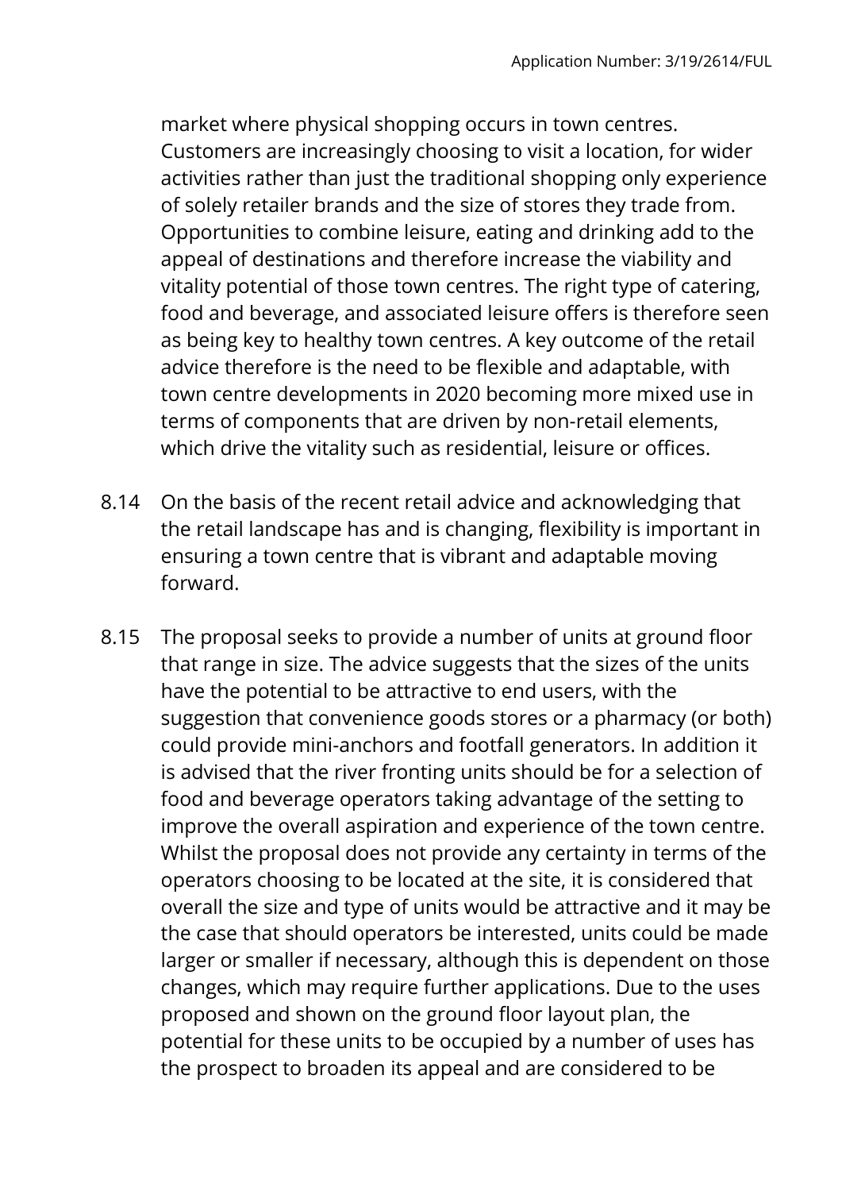market where physical shopping occurs in town centres. Customers are increasingly choosing to visit a location, for wider activities rather than just the traditional shopping only experience of solely retailer brands and the size of stores they trade from. Opportunities to combine leisure, eating and drinking add to the appeal of destinations and therefore increase the viability and vitality potential of those town centres. The right type of catering, food and beverage, and associated leisure offers is therefore seen as being key to healthy town centres. A key outcome of the retail advice therefore is the need to be flexible and adaptable, with town centre developments in 2020 becoming more mixed use in terms of components that are driven by non-retail elements, which drive the vitality such as residential, leisure or offices.

8.14 On the basis of the recent retail advice and acknowledging that the retail landscape has and is changing, flexibility is important in ensuring a town centre that is vibrant and adaptable moving forward.

8.15 The proposal seeks to provide a number of units at ground floor that range in size. The advice suggests that the sizes of the units have the potential to be attractive to end users, with the suggestion that convenience goods stores or a pharmacy (or both) could provide mini-anchors and footfall generators. In addition it is advised that the river fronting units should be for a selection of food and beverage operators taking advantage of the setting to improve the overall aspiration and experience of the town centre. Whilst the proposal does not provide any certainty in terms of the operators choosing to be located at the site, it is considered that overall the size and type of units would be attractive and it may be the case that should operators be interested, units could be made larger or smaller if necessary, although this is dependent on those changes, which may require further applications. Due to the uses proposed and shown on the ground floor layout plan, the potential for these units to be occupied by a number of uses has the prospect to broaden its appeal and are considered to be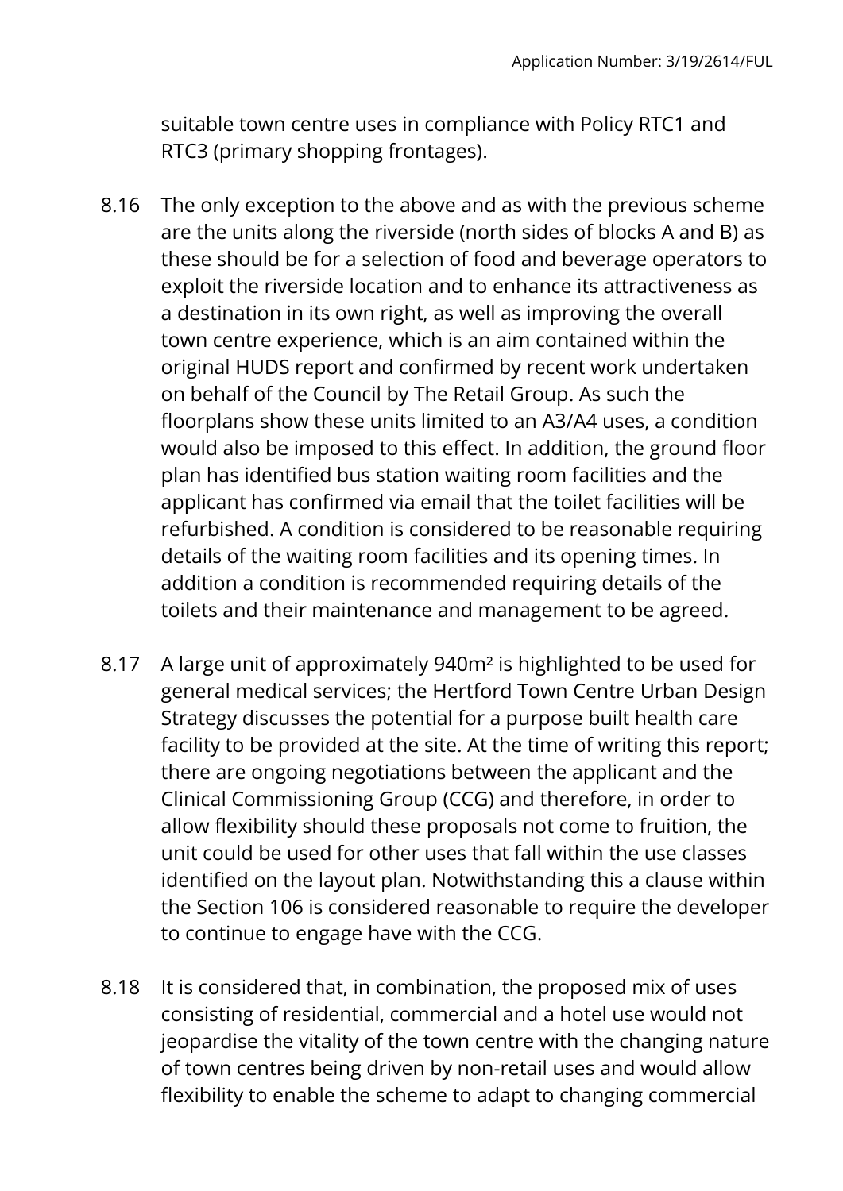suitable town centre uses in compliance with Policy RTC1 and RTC3 (primary shopping frontages).

8.16 The only exception to the above and as with the previous scheme are the units along the riverside (north sides of blocks A and B) as these should be for a selection of food and beverage operators to exploit the riverside location and to enhance its attractiveness as a destination in its own right, as well as improving the overall town centre experience, which is an aim contained within the original HUDS report and confirmed by recent work undertaken on behalf of the Council by The Retail Group. As such the floorplans show these units limited to an A3/A4 uses, a condition would also be imposed to this effect. In addition, the ground floor plan has identified bus station waiting room facilities and the applicant has confirmed via email that the toilet facilities will be refurbished. A condition is considered to be reasonable requiring details of the waiting room facilities and its opening times. In addition a condition is recommended requiring details of the toilets and their maintenance and management to be agreed.

8.17 A large unit of approximately 940m² is highlighted to be used for general medical services; the Hertford Town Centre Urban Design Strategy discusses the potential for a purpose built health care facility to be provided at the site. At the time of writing this report; there are ongoing negotiations between the applicant and the Clinical Commissioning Group (CCG) and therefore, in order to allow flexibility should these proposals not come to fruition, the unit could be used for other uses that fall within the use classes identified on the layout plan. Notwithstanding this a clause within the Section 106 is considered reasonable to require the developer to continue to engage have with the CCG.

8.18 It is considered that, in combination, the proposed mix of uses consisting of residential, commercial and a hotel use would not jeopardise the vitality of the town centre with the changing nature of town centres being driven by non-retail uses and would allow flexibility to enable the scheme to adapt to changing commercial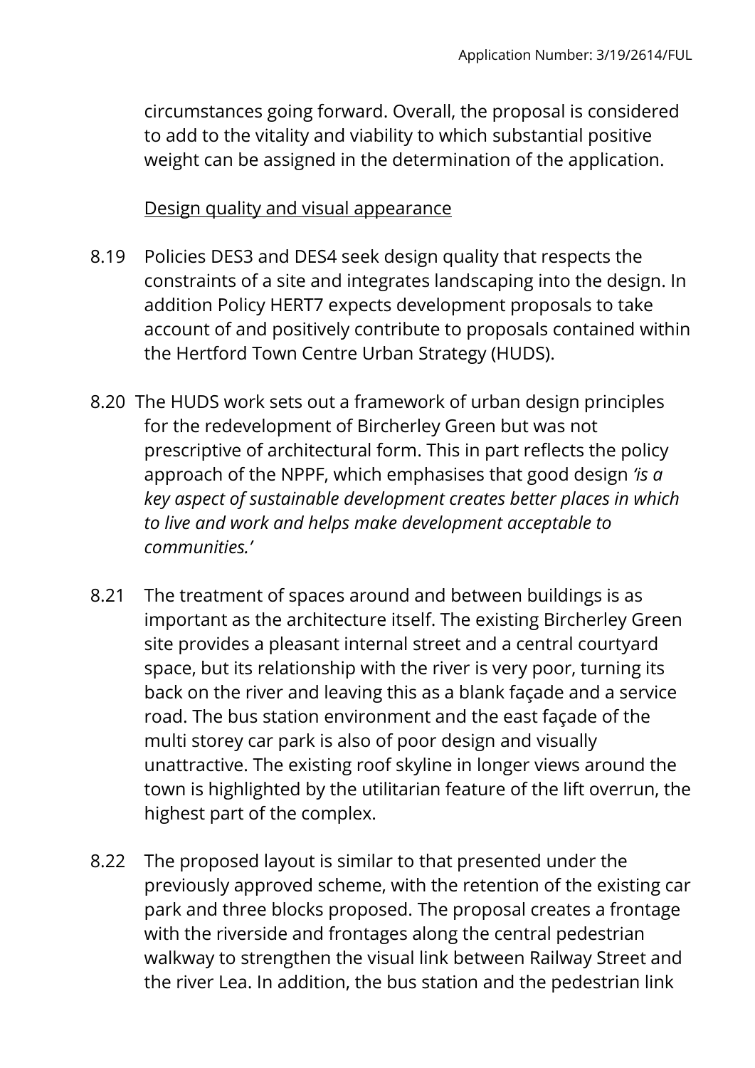circumstances going forward. Overall, the proposal is considered to add to the vitality and viability to which substantial positive weight can be assigned in the determination of the application.

Design quality and visual appearance

8.19 Policies DES3 and DES4 seek design quality that respects the constraints of a site and integrates landscaping into the design. In addition Policy HERT7 expects development proposals to take account of and positively contribute to proposals contained within the Hertford Town Centre Urban Strategy (HUDS).

8.20 The HUDS work sets out a framework of urban design principles for the redevelopment of Bircherley Green but was not prescriptive of architectural form. This in part reflects the policy approach of the NPPF, which emphasises that good design *'is a key aspect of sustainable development creates better places in which to live and work and helps make development acceptable to communities.'*

8.21 The treatment of spaces around and between buildings is as important as the architecture itself. The existing Bircherley Green site provides a pleasant internal street and a central courtyard space, but its relationship with the river is very poor, turning its back on the river and leaving this as a blank façade and a service road. The bus station environment and the east façade of the multi storey car park is also of poor design and visually unattractive. The existing roof skyline in longer views around the town is highlighted by the utilitarian feature of the lift overrun, the highest part of the complex.

8.22 The proposed layout is similar to that presented under the previously approved scheme, with the retention of the existing car park and three blocks proposed. The proposal creates a frontage with the riverside and frontages along the central pedestrian walkway to strengthen the visual link between Railway Street and the river Lea. In addition, the bus station and the pedestrian link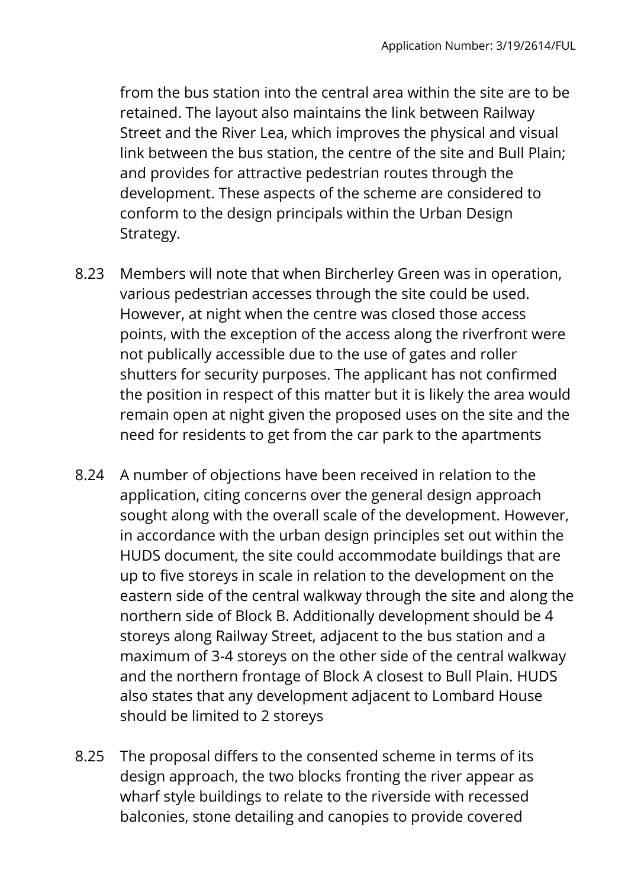from the bus station into the central area within the site are to be retained. The layout also maintains the link between Railway Street and the River Lea, which improves the physical and visual link between the bus station, the centre of the site and Bull Plain; and provides for attractive pedestrian routes through the development. These aspects of the scheme are considered to conform to the design principals within the Urban Design Strategy.

8.23 Members will note that when Bircherley Green was in operation, various pedestrian accesses through the site could be used. However, at night when the centre was closed those access points, with the exception of the access along the riverfront were not publically accessible due to the use of gates and roller shutters for security purposes. The applicant has not confirmed the position in respect of this matter but it is likely the area would remain open at night given the proposed uses on the site and the need for residents to get from the car park to the apartments

8.24 A number of objections have been received in relation to the application, citing concerns over the general design approach sought along with the overall scale of the development. However, in accordance with the urban design principles set out within the HUDS document, the site could accommodate buildings that are up to five storeys in scale in relation to the development on the eastern side of the central walkway through the site and along the northern side of Block B. Additionally development should be 4 storeys along Railway Street, adjacent to the bus station and a maximum of 3-4 storeys on the other side of the central walkway and the northern frontage of Block A closest to Bull Plain. HUDS also states that any development adjacent to Lombard House should be limited to 2 storeys

8.25 The proposal differs to the consented scheme in terms of its design approach, the two blocks fronting the river appear as wharf style buildings to relate to the riverside with recessed balconies, stone detailing and canopies to provide covered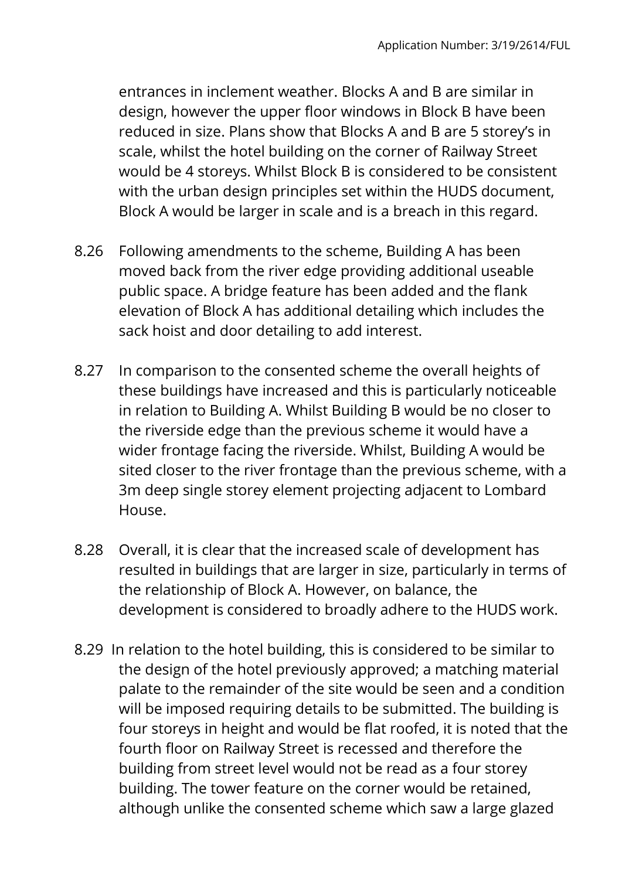entrances in inclement weather. Blocks A and B are similar in design, however the upper floor windows in Block B have been reduced in size. Plans show that Blocks A and B are 5 storey's in scale, whilst the hotel building on the corner of Railway Street would be 4 storeys. Whilst Block B is considered to be consistent with the urban design principles set within the HUDS document, Block A would be larger in scale and is a breach in this regard.

8.26 Following amendments to the scheme, Building A has been moved back from the river edge providing additional useable public space. A bridge feature has been added and the flank elevation of Block A has additional detailing which includes the sack hoist and door detailing to add interest.

8.27 In comparison to the consented scheme the overall heights of these buildings have increased and this is particularly noticeable in relation to Building A. Whilst Building B would be no closer to the riverside edge than the previous scheme it would have a wider frontage facing the riverside. Whilst, Building A would be sited closer to the river frontage than the previous scheme, with a 3m deep single storey element projecting adjacent to Lombard House.

8.28 Overall, it is clear that the increased scale of development has resulted in buildings that are larger in size, particularly in terms of the relationship of Block A. However, on balance, the development is considered to broadly adhere to the HUDS work.

8.29 In relation to the hotel building, this is considered to be similar to the design of the hotel previously approved; a matching material palate to the remainder of the site would be seen and a condition will be imposed requiring details to be submitted. The building is four storeys in height and would be flat roofed, it is noted that the fourth floor on Railway Street is recessed and therefore the building from street level would not be read as a four storey building. The tower feature on the corner would be retained, although unlike the consented scheme which saw a large glazed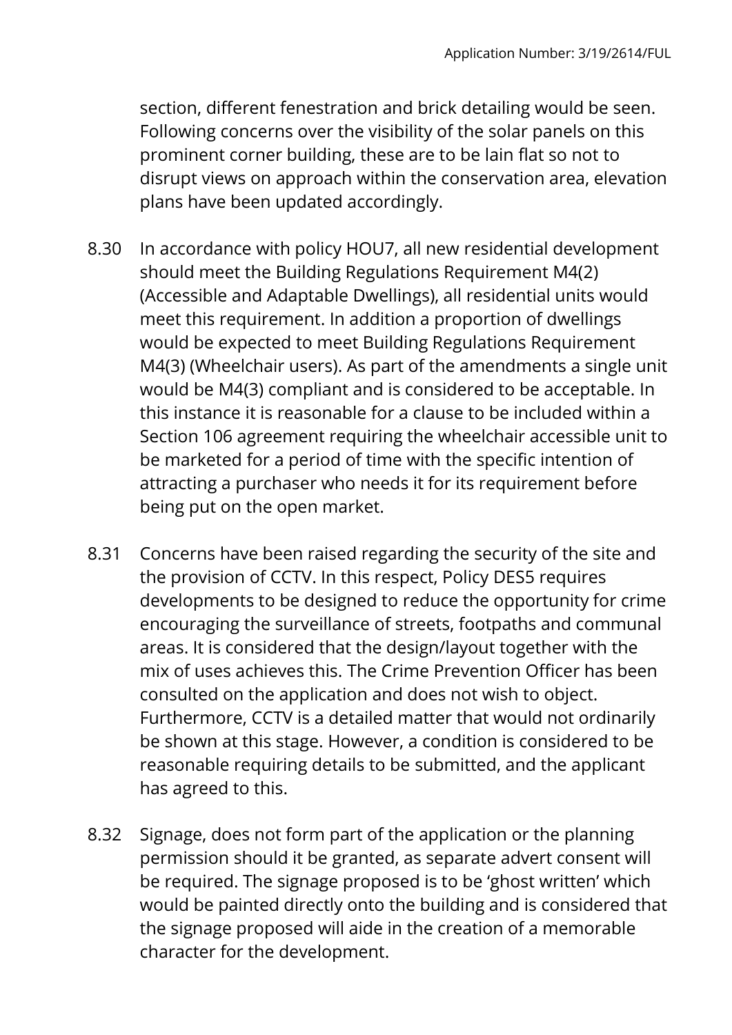section, different fenestration and brick detailing would be seen. Following concerns over the visibility of the solar panels on this prominent corner building, these are to be lain flat so not to disrupt views on approach within the conservation area, elevation plans have been updated accordingly.

8.30 In accordance with policy HOU7, all new residential development should meet the Building Regulations Requirement M4(2) (Accessible and Adaptable Dwellings), all residential units would meet this requirement. In addition a proportion of dwellings would be expected to meet Building Regulations Requirement M4(3) (Wheelchair users). As part of the amendments a single unit would be M4(3) compliant and is considered to be acceptable. In this instance it is reasonable for a clause to be included within a Section 106 agreement requiring the wheelchair accessible unit to be marketed for a period of time with the specific intention of attracting a purchaser who needs it for its requirement before being put on the open market.

8.31 Concerns have been raised regarding the security of the site and the provision of CCTV. In this respect, Policy DES5 requires developments to be designed to reduce the opportunity for crime encouraging the surveillance of streets, footpaths and communal areas. It is considered that the design/layout together with the mix of uses achieves this. The Crime Prevention Officer has been consulted on the application and does not wish to object. Furthermore, CCTV is a detailed matter that would not ordinarily be shown at this stage. However, a condition is considered to be reasonable requiring details to be submitted, and the applicant has agreed to this.

8.32 Signage, does not form part of the application or the planning permission should it be granted, as separate advert consent will be required. The signage proposed is to be 'ghost written' which would be painted directly onto the building and is considered that the signage proposed will aide in the creation of a memorable character for the development.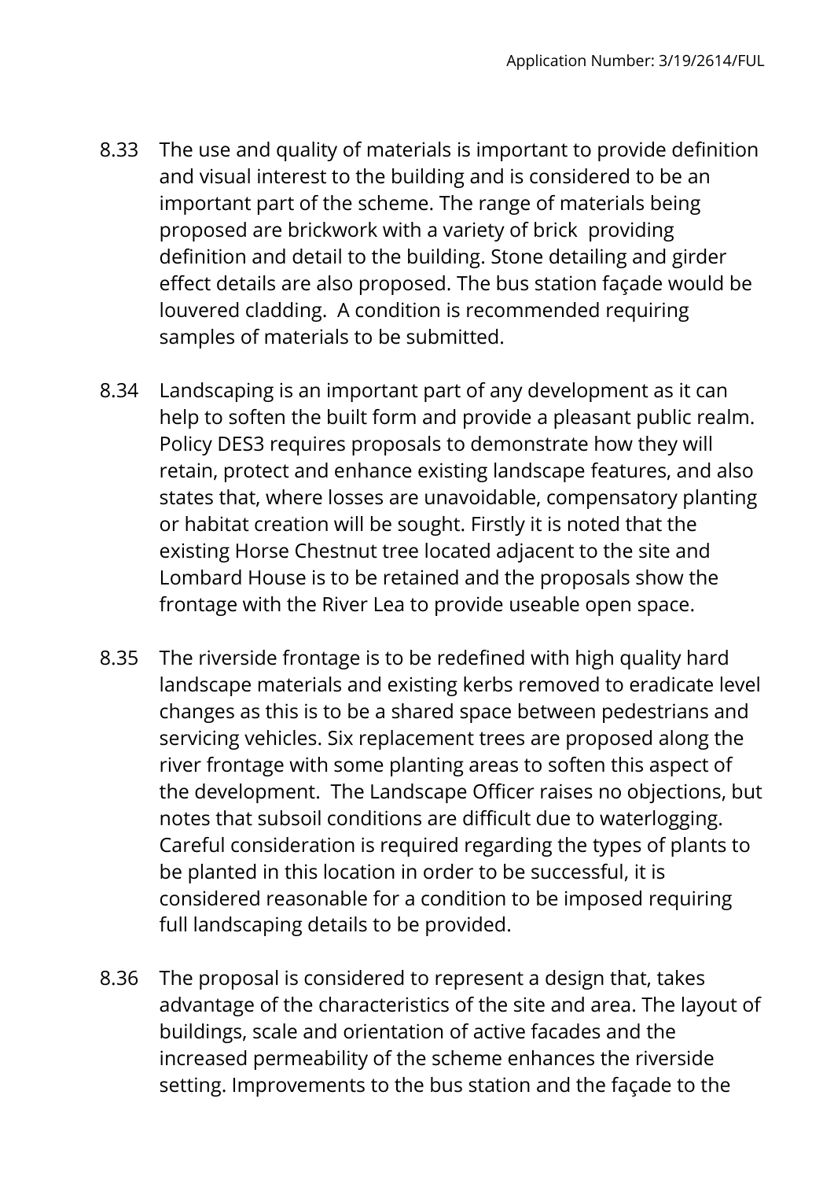8.33 The use and quality of materials is important to provide definition and visual interest to the building and is considered to be an important part of the scheme. The range of materials being proposed are brickwork with a variety of brick providing definition and detail to the building. Stone detailing and girder effect details are also proposed. The bus station façade would be louvered cladding. A condition is recommended requiring samples of materials to be submitted.

8.34 Landscaping is an important part of any development as it can help to soften the built form and provide a pleasant public realm. Policy DES3 requires proposals to demonstrate how they will retain, protect and enhance existing landscape features, and also states that, where losses are unavoidable, compensatory planting or habitat creation will be sought. Firstly it is noted that the existing Horse Chestnut tree located adjacent to the site and Lombard House is to be retained and the proposals show the frontage with the River Lea to provide useable open space.

8.35 The riverside frontage is to be redefined with high quality hard landscape materials and existing kerbs removed to eradicate level changes as this is to be a shared space between pedestrians and servicing vehicles. Six replacement trees are proposed along the river frontage with some planting areas to soften this aspect of the development. The Landscape Officer raises no objections, but notes that subsoil conditions are difficult due to waterlogging. Careful consideration is required regarding the types of plants to be planted in this location in order to be successful, it is considered reasonable for a condition to be imposed requiring full landscaping details to be provided.

8.36 The proposal is considered to represent a design that, takes advantage of the characteristics of the site and area. The layout of buildings, scale and orientation of active facades and the increased permeability of the scheme enhances the riverside setting. Improvements to the bus station and the façade to the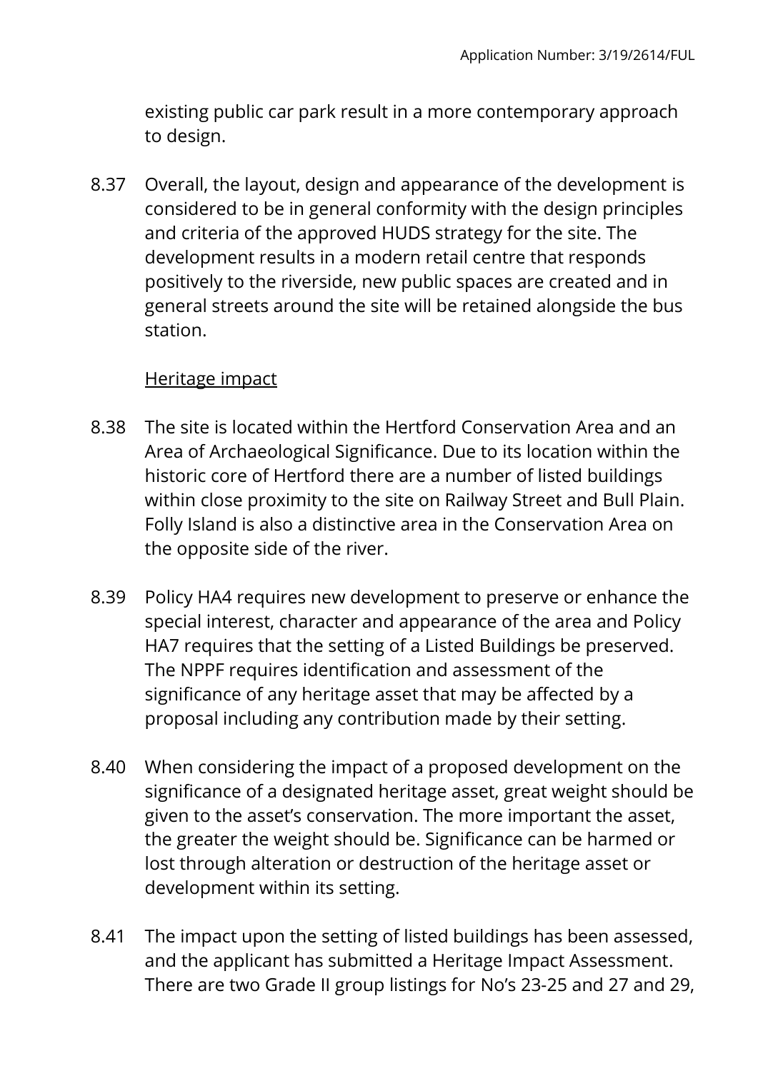existing public car park result in a more contemporary approach to design.

8.37 Overall, the layout, design and appearance of the development is considered to be in general conformity with the design principles and criteria of the approved HUDS strategy for the site. The development results in a modern retail centre that responds positively to the riverside, new public spaces are created and in general streets around the site will be retained alongside the bus station.

Heritage impact

8.38 The site is located within the Hertford Conservation Area and an Area of Archaeological Significance. Due to its location within the historic core of Hertford there are a number of listed buildings within close proximity to the site on Railway Street and Bull Plain. Folly Island is also a distinctive area in the Conservation Area on the opposite side of the river.

8.39 Policy HA4 requires new development to preserve or enhance the special interest, character and appearance of the area and Policy HA7 requires that the setting of a Listed Buildings be preserved. The NPPF requires identification and assessment of the significance of any heritage asset that may be affected by a proposal including any contribution made by their setting.

8.40 When considering the impact of a proposed development on the significance of a designated heritage asset, great weight should be given to the asset's conservation. The more important the asset, the greater the weight should be. Significance can be harmed or lost through alteration or destruction of the heritage asset or development within its setting.

8.41 The impact upon the setting of listed buildings has been assessed, and the applicant has submitted a Heritage Impact Assessment. There are two Grade II group listings for No's 23-25 and 27 and 29,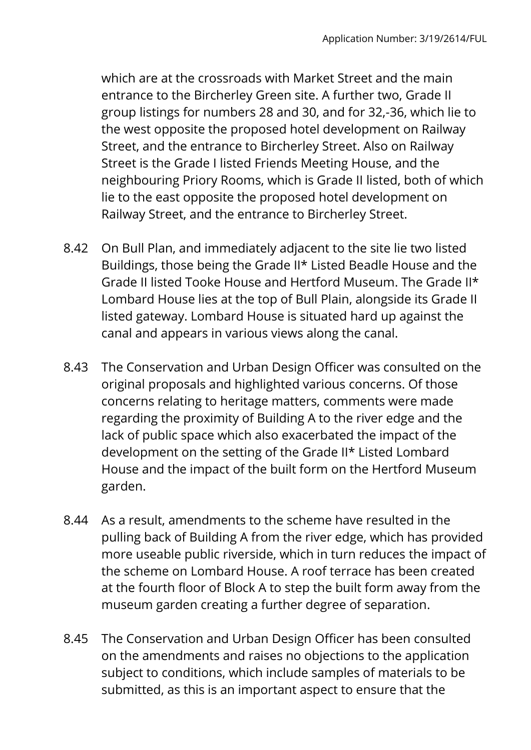which are at the crossroads with Market Street and the main entrance to the Bircherley Green site. A further two, Grade II group listings for numbers 28 and 30, and for 32,-36, which lie to the west opposite the proposed hotel development on Railway Street, and the entrance to Bircherley Street. Also on Railway Street is the Grade I listed Friends Meeting House, and the neighbouring Priory Rooms, which is Grade II listed, both of which lie to the east opposite the proposed hotel development on Railway Street, and the entrance to Bircherley Street.

8.42 On Bull Plan, and immediately adjacent to the site lie two listed Buildings, those being the Grade II* Listed Beadle House and the Grade II listed Tooke House and Hertford Museum. The Grade II* Lombard House lies at the top of Bull Plain, alongside its Grade II listed gateway. Lombard House is situated hard up against the canal and appears in various views along the canal.

8.43 The Conservation and Urban Design Officer was consulted on the original proposals and highlighted various concerns. Of those concerns relating to heritage matters, comments were made regarding the proximity of Building A to the river edge and the lack of public space which also exacerbated the impact of the development on the setting of the Grade II* Listed Lombard House and the impact of the built form on the Hertford Museum garden.

8.44 As a result, amendments to the scheme have resulted in the pulling back of Building A from the river edge, which has provided more useable public riverside, which in turn reduces the impact of the scheme on Lombard House. A roof terrace has been created at the fourth floor of Block A to step the built form away from the museum garden creating a further degree of separation.

8.45 The Conservation and Urban Design Officer has been consulted on the amendments and raises no objections to the application subject to conditions, which include samples of materials to be submitted, as this is an important aspect to ensure that the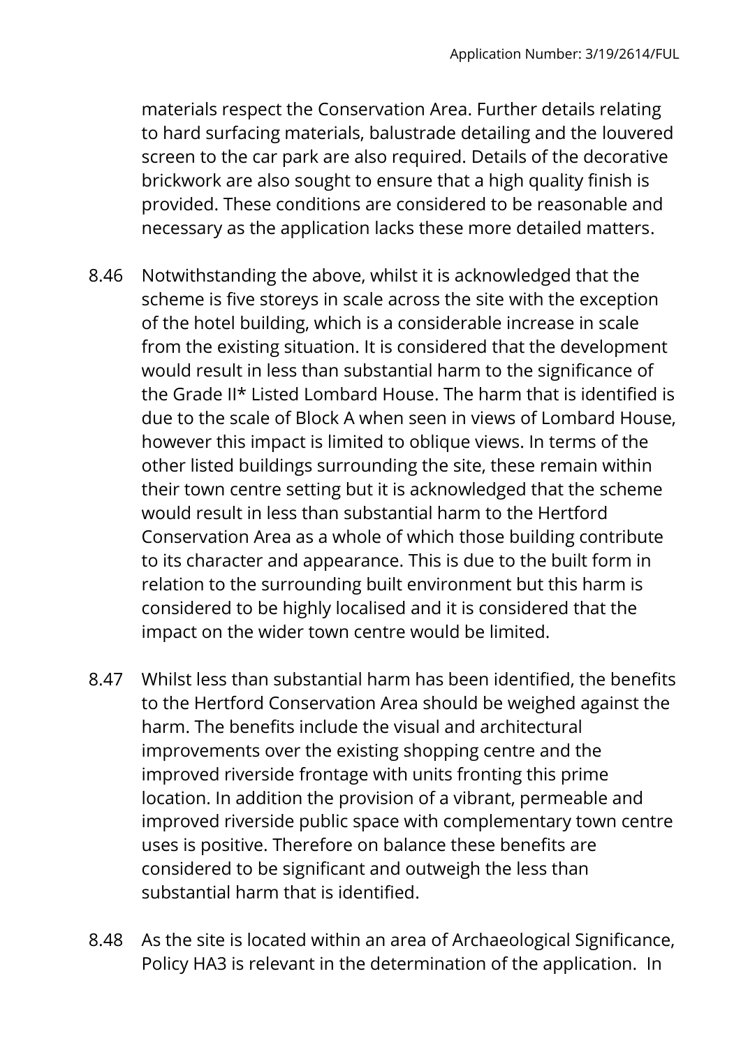materials respect the Conservation Area. Further details relating to hard surfacing materials, balustrade detailing and the louvered screen to the car park are also required. Details of the decorative brickwork are also sought to ensure that a high quality finish is provided. These conditions are considered to be reasonable and necessary as the application lacks these more detailed matters.

8.46 Notwithstanding the above, whilst it is acknowledged that the scheme is five storeys in scale across the site with the exception of the hotel building, which is a considerable increase in scale from the existing situation. It is considered that the development would result in less than substantial harm to the significance of the Grade II* Listed Lombard House. The harm that is identified is due to the scale of Block A when seen in views of Lombard House, however this impact is limited to oblique views. In terms of the other listed buildings surrounding the site, these remain within their town centre setting but it is acknowledged that the scheme would result in less than substantial harm to the Hertford Conservation Area as a whole of which those building contribute to its character and appearance. This is due to the built form in relation to the surrounding built environment but this harm is considered to be highly localised and it is considered that the impact on the wider town centre would be limited.

8.47 Whilst less than substantial harm has been identified, the benefits to the Hertford Conservation Area should be weighed against the harm. The benefits include the visual and architectural improvements over the existing shopping centre and the improved riverside frontage with units fronting this prime location. In addition the provision of a vibrant, permeable and improved riverside public space with complementary town centre uses is positive. Therefore on balance these benefits are considered to be significant and outweigh the less than substantial harm that is identified.

8.48 As the site is located within an area of Archaeological Significance, Policy HA3 is relevant in the determination of the application. In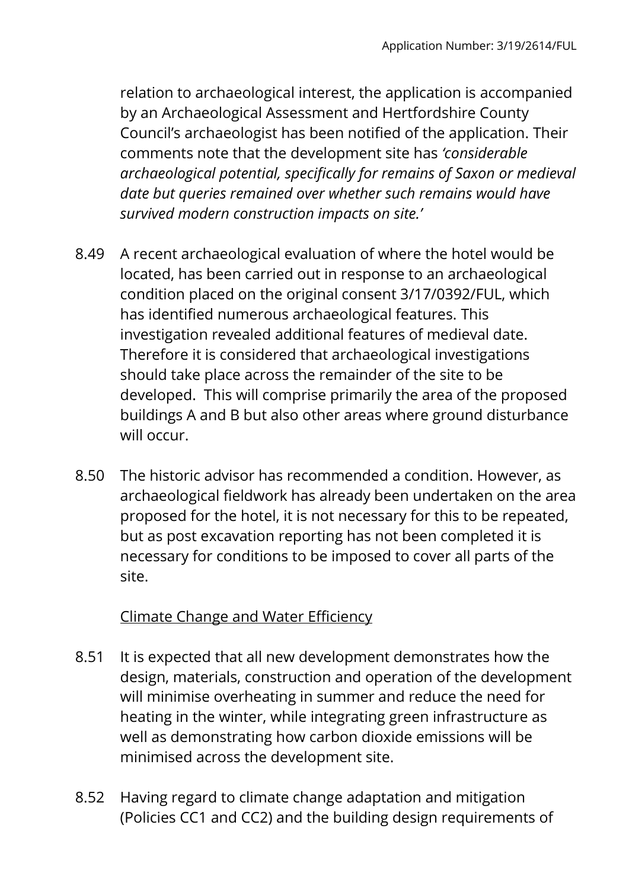relation to archaeological interest, the application is accompanied by an Archaeological Assessment and Hertfordshire County Council's archaeologist has been notified of the application. Their comments note that the development site has *'considerable archaeological potential, specifically for remains of Saxon or medieval date but queries remained over whether such remains would have survived modern construction impacts on site.'*

8.49 A recent archaeological evaluation of where the hotel would be located, has been carried out in response to an archaeological condition placed on the original consent 3/17/0392/FUL, which has identified numerous archaeological features. This investigation revealed additional features of medieval date. Therefore it is considered that archaeological investigations should take place across the remainder of the site to be developed. This will comprise primarily the area of the proposed buildings A and B but also other areas where ground disturbance will occur.

8.50 The historic advisor has recommended a condition. However, as archaeological fieldwork has already been undertaken on the area proposed for the hotel, it is not necessary for this to be repeated, but as post excavation reporting has not been completed it is necessary for conditions to be imposed to cover all parts of the site.

Climate Change and Water Efficiency

8.51 It is expected that all new development demonstrates how the design, materials, construction and operation of the development will minimise overheating in summer and reduce the need for heating in the winter, while integrating green infrastructure as well as demonstrating how carbon dioxide emissions will be minimised across the development site.

8.52 Having regard to climate change adaptation and mitigation (Policies CC1 and CC2) and the building design requirements of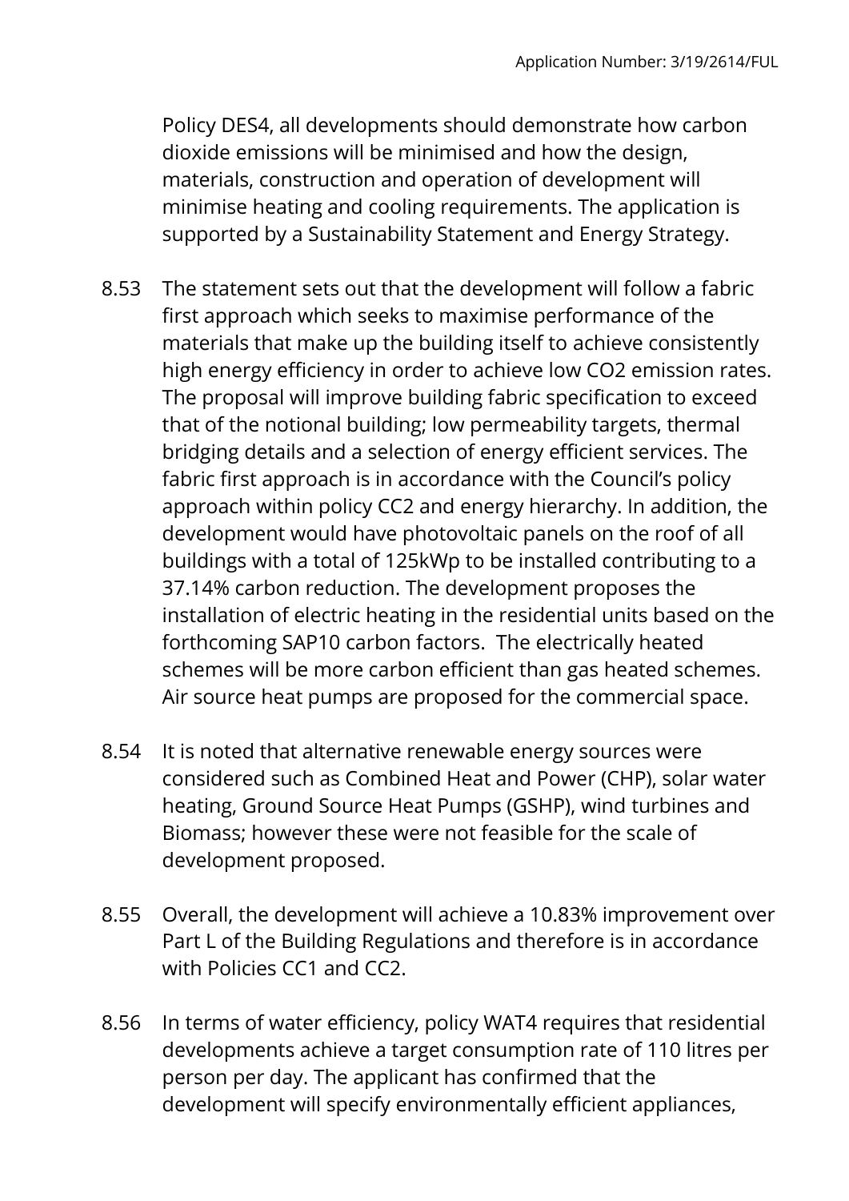Policy DES4, all developments should demonstrate how carbon dioxide emissions will be minimised and how the design, materials, construction and operation of development will minimise heating and cooling requirements. The application is supported by a Sustainability Statement and Energy Strategy.

8.53 The statement sets out that the development will follow a fabric first approach which seeks to maximise performance of the materials that make up the building itself to achieve consistently high energy efficiency in order to achieve low $CO_2$ emission rates. The proposal will improve building fabric specification to exceed that of the notional building; low permeability targets, thermal bridging details and a selection of energy efficient services. The fabric first approach is in accordance with the Council's policy approach within policy CC2 and energy hierarchy. In addition, the development would have photovoltaic panels on the roof of all buildings with a total of 125kWp to be installed contributing to a 37.14% carbon reduction. The development proposes the installation of electric heating in the residential units based on the forthcoming SAP10 carbon factors. The electrically heated schemes will be more carbon efficient than gas heated schemes. Air source heat pumps are proposed for the commercial space.

8.54 It is noted that alternative renewable energy sources were considered such as Combined Heat and Power (CHP), solar water heating, Ground Source Heat Pumps (GSHP), wind turbines and Biomass; however these were not feasible for the scale of development proposed.

8.55 Overall, the development will achieve a 10.83% improvement over Part L of the Building Regulations and therefore is in accordance with Policies CC1 and CC2.

8.56 In terms of water efficiency, policy WAT4 requires that residential developments achieve a target consumption rate of 110 litres per person per day. The applicant has confirmed that the development will specify environmentally efficient appliances,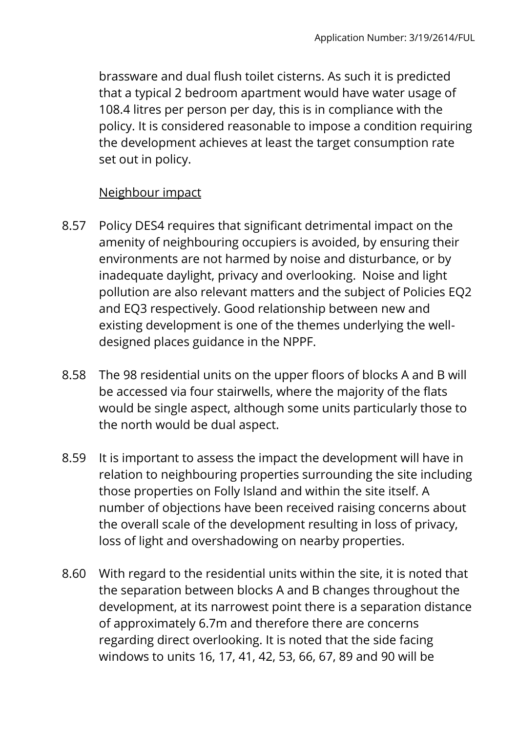brassware and dual flush toilet cisterns. As such it is predicted that a typical 2 bedroom apartment would have water usage of 108.4 litres per person per day, this is in compliance with the policy. It is considered reasonable to impose a condition requiring the development achieves at least the target consumption rate set out in policy.

Neighbour impact

8.57 Policy DES4 requires that significant detrimental impact on the amenity of neighbouring occupiers is avoided, by ensuring their environments are not harmed by noise and disturbance, or by inadequate daylight, privacy and overlooking. Noise and light pollution are also relevant matters and the subject of Policies EQ2 and EQ3 respectively. Good relationship between new and existing development is one of the themes underlying the well-designed places guidance in the NPPF.

8.58 The 98 residential units on the upper floors of blocks A and B will be accessed via four stairwells, where the majority of the flats would be single aspect, although some units particularly those to the north would be dual aspect.

8.59 It is important to assess the impact the development will have in relation to neighbouring properties surrounding the site including those properties on Folly Island and within the site itself. A number of objections have been received raising concerns about the overall scale of the development resulting in loss of privacy, loss of light and overshadowing on nearby properties.

8.60 With regard to the residential units within the site, it is noted that the separation between blocks A and B changes throughout the development, at its narrowest point there is a separation distance of approximately 6.7m and therefore there are concerns regarding direct overlooking. It is noted that the side facing windows to units 16, 17, 41, 42, 53, 66, 67, 89 and 90 will be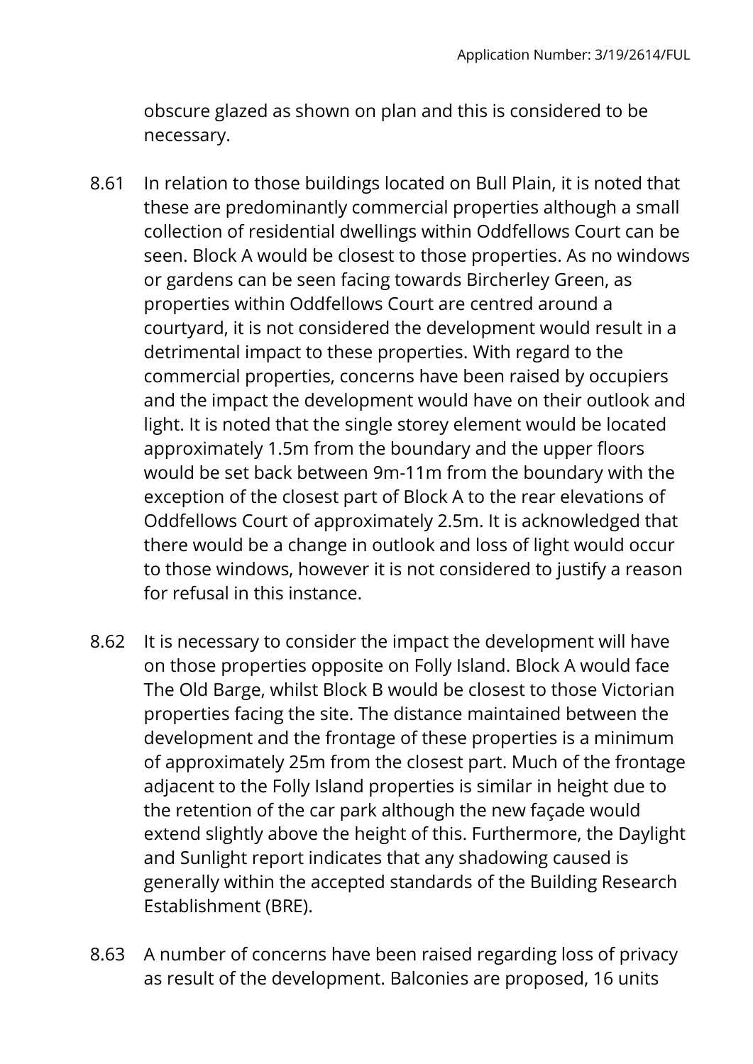obscure glazed as shown on plan and this is considered to be necessary.

8.61 In relation to those buildings located on Bull Plain, it is noted that these are predominantly commercial properties although a small collection of residential dwellings within Oddfellows Court can be seen. Block A would be closest to those properties. As no windows or gardens can be seen facing towards Bircherley Green, as properties within Oddfellows Court are centred around a courtyard, it is not considered the development would result in a detrimental impact to these properties. With regard to the commercial properties, concerns have been raised by occupiers and the impact the development would have on their outlook and light. It is noted that the single storey element would be located approximately 1.5m from the boundary and the upper floors would be set back between 9m-11m from the boundary with the exception of the closest part of Block A to the rear elevations of Oddfellows Court of approximately 2.5m. It is acknowledged that there would be a change in outlook and loss of light would occur to those windows, however it is not considered to justify a reason for refusal in this instance.

8.62 It is necessary to consider the impact the development will have on those properties opposite on Folly Island. Block A would face The Old Barge, whilst Block B would be closest to those Victorian properties facing the site. The distance maintained between the development and the frontage of these properties is a minimum of approximately 25m from the closest part. Much of the frontage adjacent to the Folly Island properties is similar in height due to the retention of the car park although the new façade would extend slightly above the height of this. Furthermore, the Daylight and Sunlight report indicates that any shadowing caused is generally within the accepted standards of the Building Research Establishment (BRE).

8.63 A number of concerns have been raised regarding loss of privacy as result of the development. Balconies are proposed, 16 units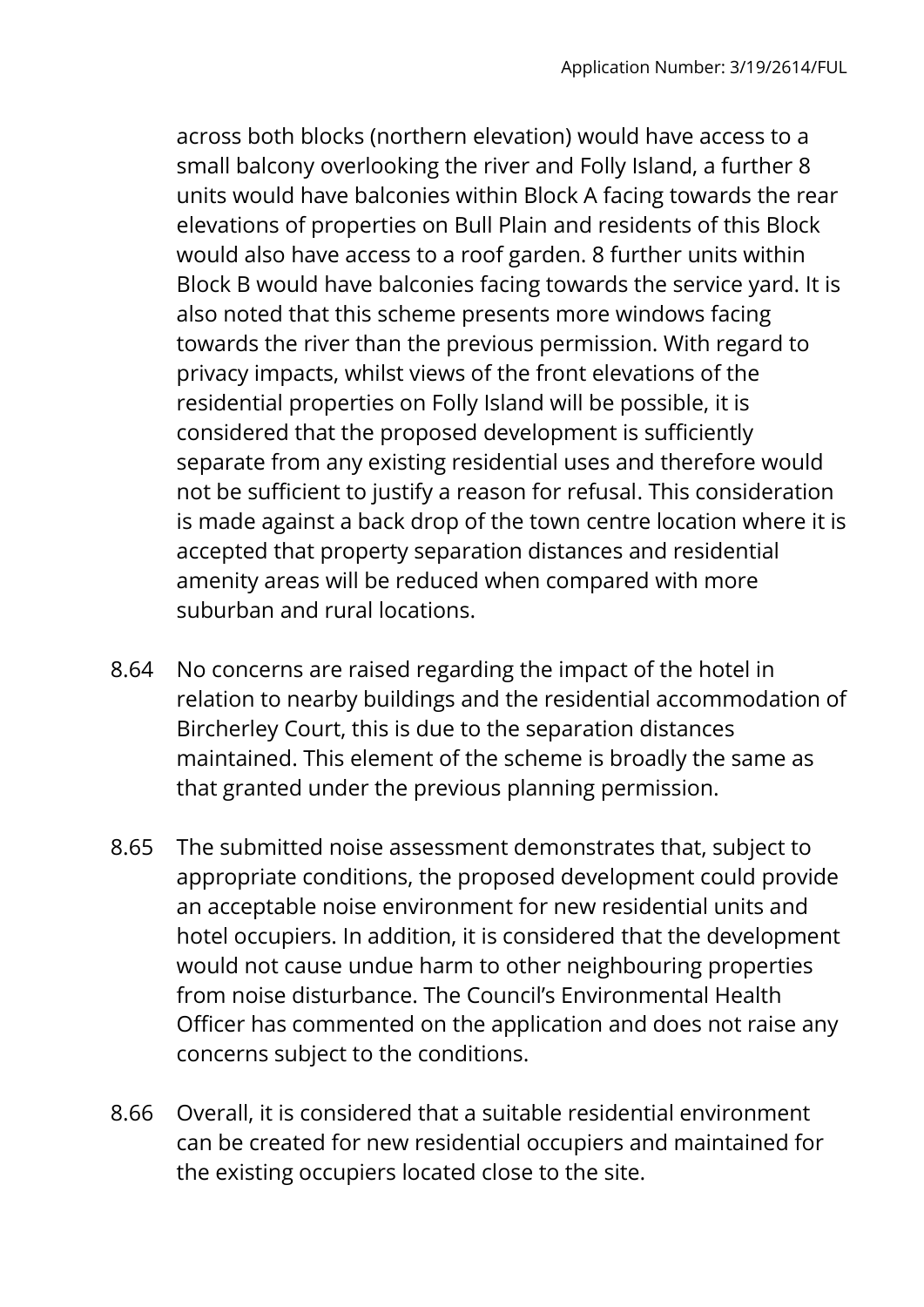across both blocks (northern elevation) would have access to a small balcony overlooking the river and Folly Island, a further 8 units would have balconies within Block A facing towards the rear elevations of properties on Bull Plain and residents of this Block would also have access to a roof garden. 8 further units within Block B would have balconies facing towards the service yard. It is also noted that this scheme presents more windows facing towards the river than the previous permission. With regard to privacy impacts, whilst views of the front elevations of the residential properties on Folly Island will be possible, it is considered that the proposed development is sufficiently separate from any existing residential uses and therefore would not be sufficient to justify a reason for refusal. This consideration is made against a back drop of the town centre location where it is accepted that property separation distances and residential amenity areas will be reduced when compared with more suburban and rural locations.

8.64 No concerns are raised regarding the impact of the hotel in relation to nearby buildings and the residential accommodation of Bircherley Court, this is due to the separation distances maintained. This element of the scheme is broadly the same as that granted under the previous planning permission.

8.65 The submitted noise assessment demonstrates that, subject to appropriate conditions, the proposed development could provide an acceptable noise environment for new residential units and hotel occupiers. In addition, it is considered that the development would not cause undue harm to other neighbouring properties from noise disturbance. The Council's Environmental Health Officer has commented on the application and does not raise any concerns subject to the conditions.

8.66 Overall, it is considered that a suitable residential environment can be created for new residential occupiers and maintained for the existing occupiers located close to the site.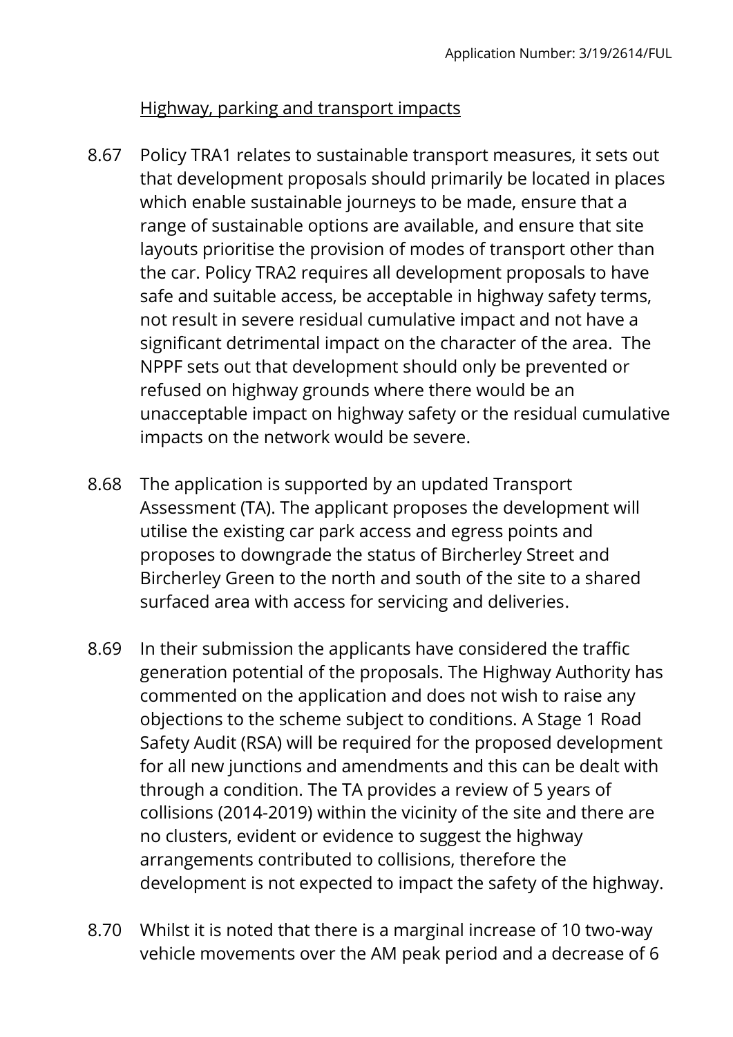Highway, parking and transport impacts

8.67 Policy TRA1 relates to sustainable transport measures, it sets out that development proposals should primarily be located in places which enable sustainable journeys to be made, ensure that a range of sustainable options are available, and ensure that site layouts prioritise the provision of modes of transport other than the car. Policy TRA2 requires all development proposals to have safe and suitable access, be acceptable in highway safety terms, not result in severe residual cumulative impact and not have a significant detrimental impact on the character of the area. The NPPF sets out that development should only be prevented or refused on highway grounds where there would be an unacceptable impact on highway safety or the residual cumulative impacts on the network would be severe.

8.68 The application is supported by an updated Transport Assessment (TA). The applicant proposes the development will utilise the existing car park access and egress points and proposes to downgrade the status of Bircherley Street and Bircherley Green to the north and south of the site to a shared surfaced area with access for servicing and deliveries.

8.69 In their submission the applicants have considered the traffic generation potential of the proposals. The Highway Authority has commented on the application and does not wish to raise any objections to the scheme subject to conditions. A Stage 1 Road Safety Audit (RSA) will be required for the proposed development for all new junctions and amendments and this can be dealt with through a condition. The TA provides a review of 5 years of collisions (2014-2019) within the vicinity of the site and there are no clusters, evident or evidence to suggest the highway arrangements contributed to collisions, therefore the development is not expected to impact the safety of the highway.

8.70 Whilst it is noted that there is a marginal increase of 10 two-way vehicle movements over the AM peak period and a decrease of 6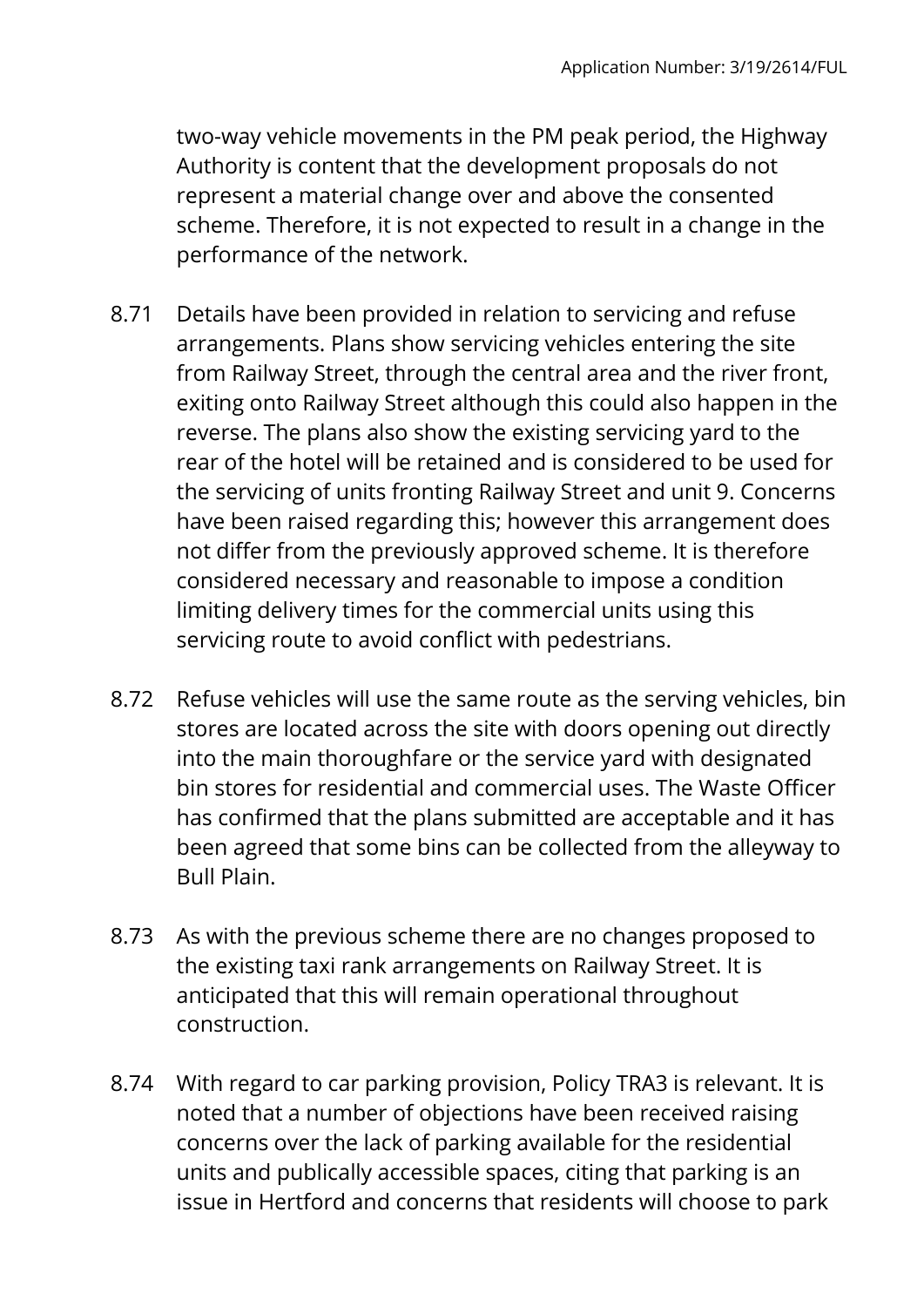two-way vehicle movements in the PM peak period, the Highway Authority is content that the development proposals do not represent a material change over and above the consented scheme. Therefore, it is not expected to result in a change in the performance of the network.

8.71 Details have been provided in relation to servicing and refuse arrangements. Plans show servicing vehicles entering the site from Railway Street, through the central area and the river front, exiting onto Railway Street although this could also happen in the reverse. The plans also show the existing servicing yard to the rear of the hotel will be retained and is considered to be used for the servicing of units fronting Railway Street and unit 9. Concerns have been raised regarding this; however this arrangement does not differ from the previously approved scheme. It is therefore considered necessary and reasonable to impose a condition limiting delivery times for the commercial units using this servicing route to avoid conflict with pedestrians.

8.72 Refuse vehicles will use the same route as the serving vehicles, bin stores are located across the site with doors opening out directly into the main thoroughfare or the service yard with designated bin stores for residential and commercial uses. The Waste Officer has confirmed that the plans submitted are acceptable and it has been agreed that some bins can be collected from the alleyway to Bull Plain.

8.73 As with the previous scheme there are no changes proposed to the existing taxi rank arrangements on Railway Street. It is anticipated that this will remain operational throughout construction.

8.74 With regard to car parking provision, Policy TRA3 is relevant. It is noted that a number of objections have been received raising concerns over the lack of parking available for the residential units and publically accessible spaces, citing that parking is an issue in Hertford and concerns that residents will choose to park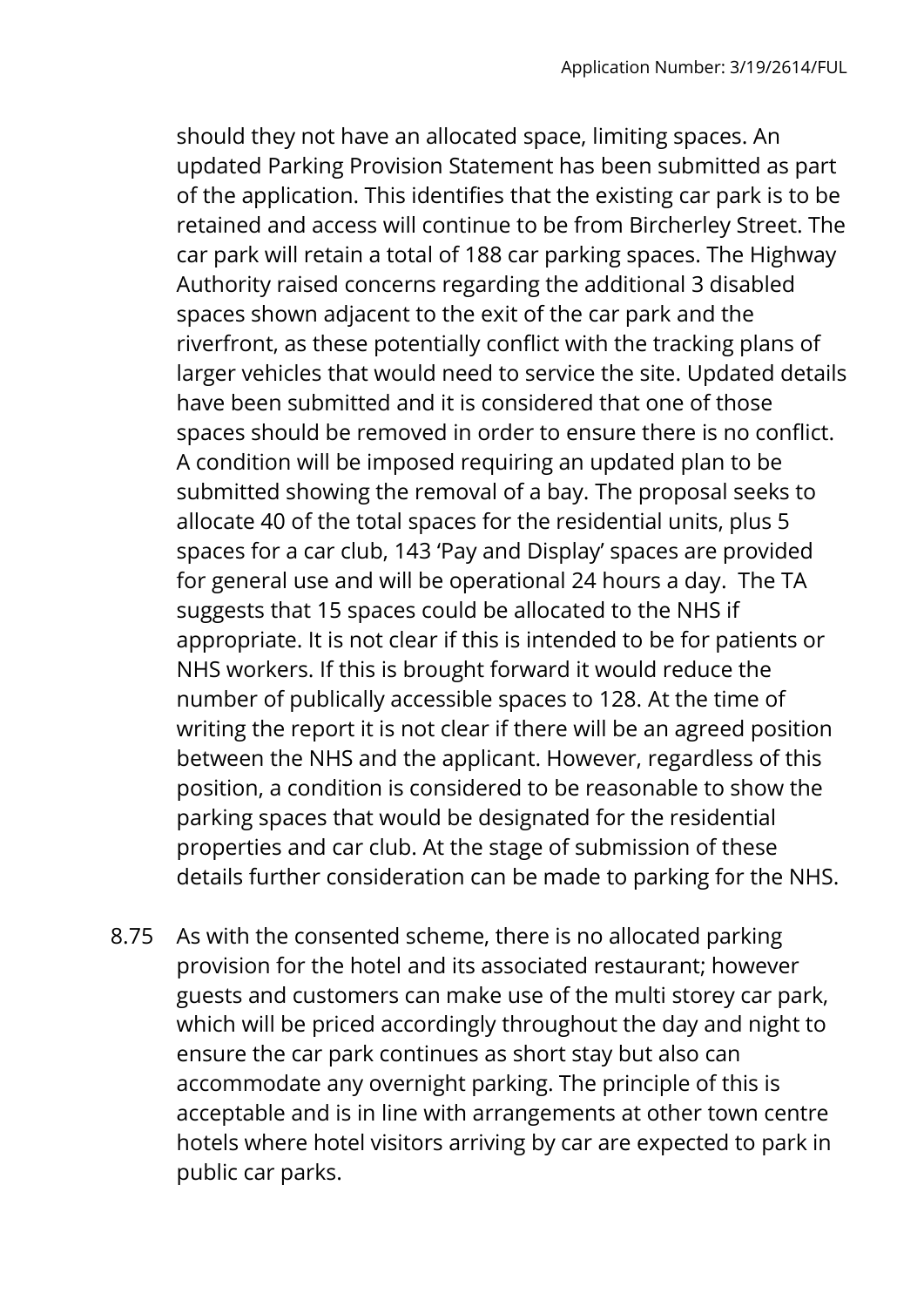should they not have an allocated space, limiting spaces. An updated Parking Provision Statement has been submitted as part of the application. This identifies that the existing car park is to be retained and access will continue to be from Bircherley Street. The car park will retain a total of 188 car parking spaces. The Highway Authority raised concerns regarding the additional 3 disabled spaces shown adjacent to the exit of the car park and the riverfront, as these potentially conflict with the tracking plans of larger vehicles that would need to service the site. Updated details have been submitted and it is considered that one of those spaces should be removed in order to ensure there is no conflict. A condition will be imposed requiring an updated plan to be submitted showing the removal of a bay. The proposal seeks to allocate 40 of the total spaces for the residential units, plus 5 spaces for a car club, 143 'Pay and Display' spaces are provided for general use and will be operational 24 hours a day. The TA suggests that 15 spaces could be allocated to the NHS if appropriate. It is not clear if this is intended to be for patients or NHS workers. If this is brought forward it would reduce the number of publically accessible spaces to 128. At the time of writing the report it is not clear if there will be an agreed position between the NHS and the applicant. However, regardless of this position, a condition is considered to be reasonable to show the parking spaces that would be designated for the residential properties and car club. At the stage of submission of these details further consideration can be made to parking for the NHS.

8.75 As with the consented scheme, there is no allocated parking provision for the hotel and its associated restaurant; however guests and customers can make use of the multi storey car park, which will be priced accordingly throughout the day and night to ensure the car park continues as short stay but also can accommodate any overnight parking. The principle of this is acceptable and is in line with arrangements at other town centre hotels where hotel visitors arriving by car are expected to park in public car parks.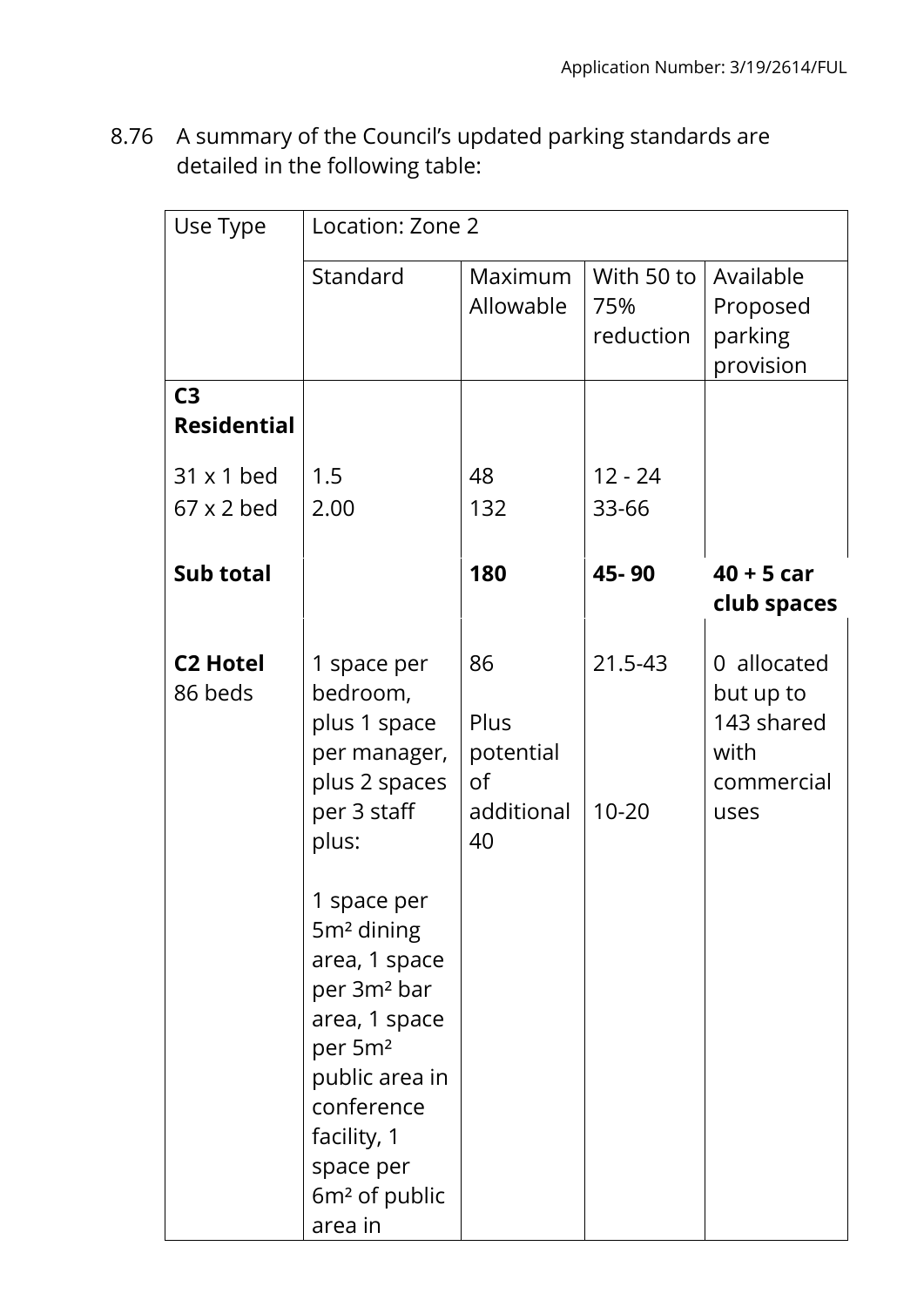8.76 A summary of the Council's updated parking standards are detailed in the following table:

| Use Type | Location: Zone 2 | | | |
|---|---|---|---|---|
| | Standard | Maximum Allowable | With 50 to 75% reduction | Available Proposed parking provision |
| **C3 Residential**<br><br>31 x 1 bed<br>67 x 2 bed | <br><br>1.5<br>2.00 | <br><br>48<br>132 | <br><br>12 - 24<br>33-66 | |
| **Sub total** | | **180** | **45- 90** | **40 + 5 car club spaces** |
| **C2 Hotel** 86 beds | 1 space per bedroom, plus 1 space per manager, plus 2 spaces per 3 staff plus:<br><br>1 space per 5m² dining area, 1 space per 3m² bar area, 1 space per 5m² public area in conference facility, 1 space per 6m² of public area in | 86<br><br>Plus potential of additional 40 | 21.5-43<br><br>10-20 | 0 allocated but up to 143 shared with commercial uses |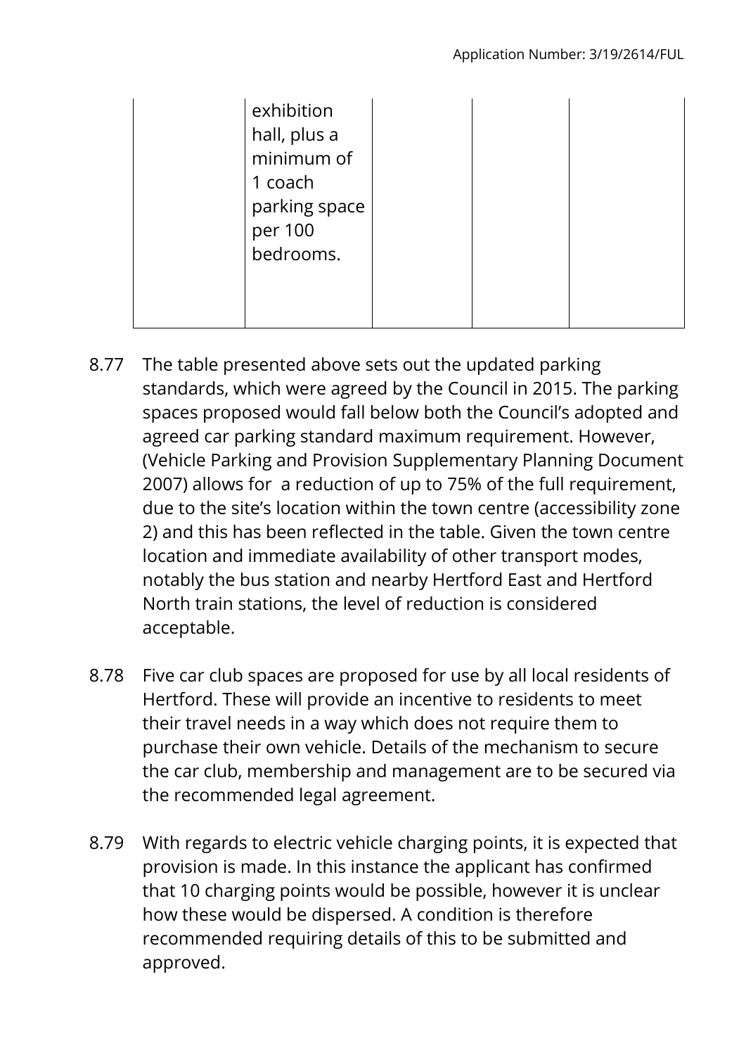| | exhibition hall, plus a minimum of 1 coach parking space per 100 bedrooms. | | | |
|---|---|---|---|---|

8.77 The table presented above sets out the updated parking standards, which were agreed by the Council in 2015. The parking spaces proposed would fall below both the Council's adopted and agreed car parking standard maximum requirement. However, (Vehicle Parking and Provision Supplementary Planning Document 2007) allows for a reduction of up to 75% of the full requirement, due to the site's location within the town centre (accessibility zone 2) and this has been reflected in the table. Given the town centre location and immediate availability of other transport modes, notably the bus station and nearby Hertford East and Hertford North train stations, the level of reduction is considered acceptable.

8.78 Five car club spaces are proposed for use by all local residents of Hertford. These will provide an incentive to residents to meet their travel needs in a way which does not require them to purchase their own vehicle. Details of the mechanism to secure the car club, membership and management are to be secured via the recommended legal agreement.

8.79 With regards to electric vehicle charging points, it is expected that provision is made. In this instance the applicant has confirmed that 10 charging points would be possible, however it is unclear how these would be dispersed. A condition is therefore recommended requiring details of this to be submitted and approved.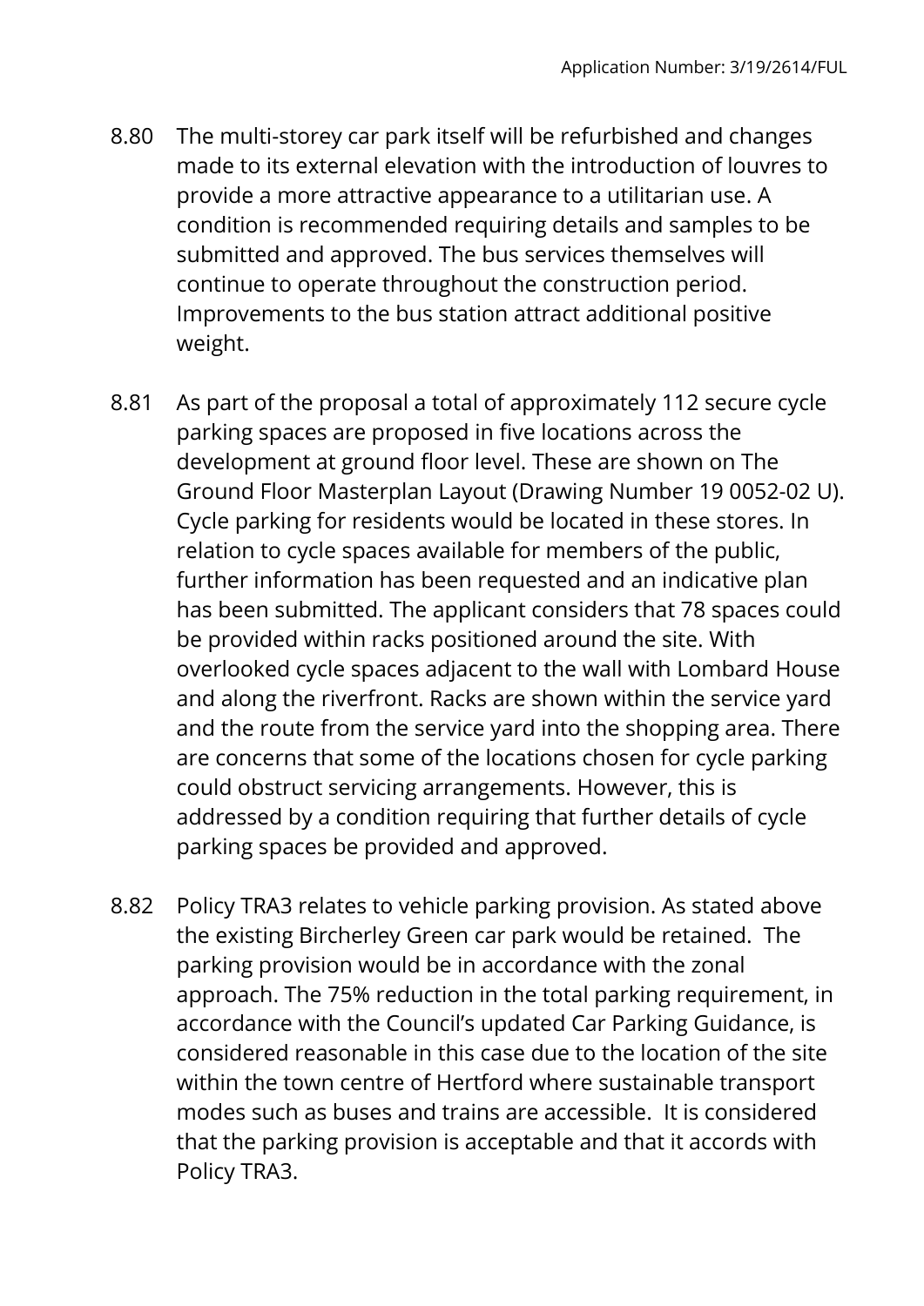8.80 The multi-storey car park itself will be refurbished and changes made to its external elevation with the introduction of louvres to provide a more attractive appearance to a utilitarian use. A condition is recommended requiring details and samples to be submitted and approved. The bus services themselves will continue to operate throughout the construction period. Improvements to the bus station attract additional positive weight.

8.81 As part of the proposal a total of approximately 112 secure cycle parking spaces are proposed in five locations across the development at ground floor level. These are shown on The Ground Floor Masterplan Layout (Drawing Number 19 0052-02 U). Cycle parking for residents would be located in these stores. In relation to cycle spaces available for members of the public, further information has been requested and an indicative plan has been submitted. The applicant considers that 78 spaces could be provided within racks positioned around the site. With overlooked cycle spaces adjacent to the wall with Lombard House and along the riverfront. Racks are shown within the service yard and the route from the service yard into the shopping area. There are concerns that some of the locations chosen for cycle parking could obstruct servicing arrangements. However, this is addressed by a condition requiring that further details of cycle parking spaces be provided and approved.

8.82 Policy TRA3 relates to vehicle parking provision. As stated above the existing Bircherley Green car park would be retained. The parking provision would be in accordance with the zonal approach. The 75% reduction in the total parking requirement, in accordance with the Council's updated Car Parking Guidance, is considered reasonable in this case due to the location of the site within the town centre of Hertford where sustainable transport modes such as buses and trains are accessible. It is considered that the parking provision is acceptable and that it accords with Policy TRA3.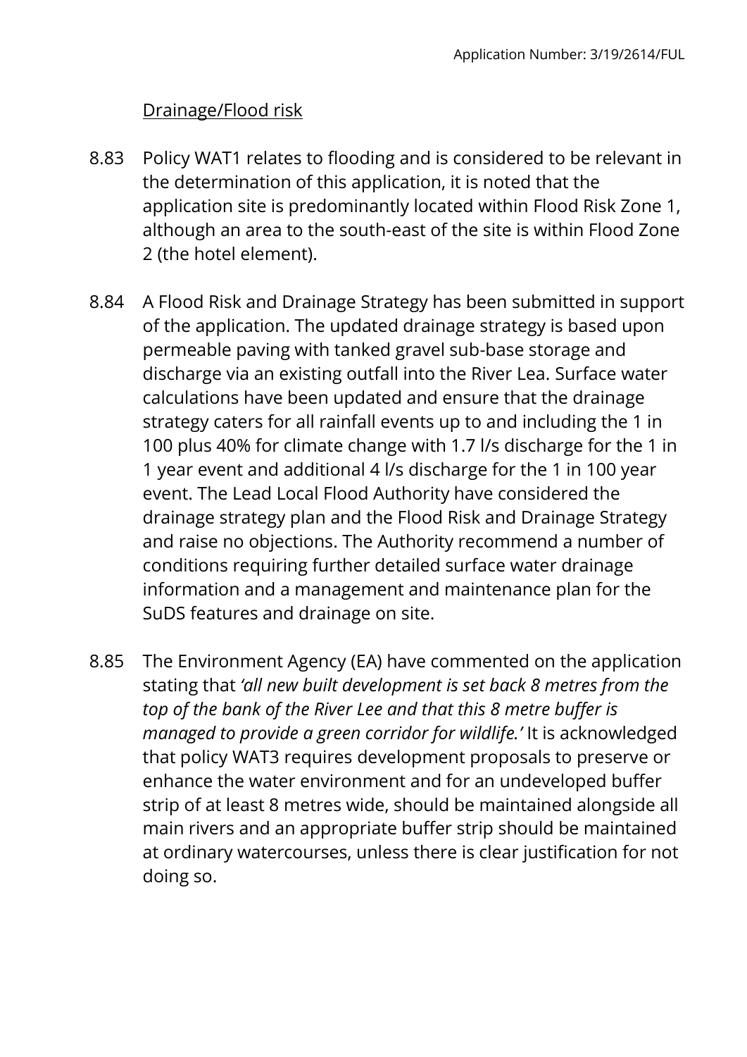Drainage/Flood risk

8.83 Policy WAT1 relates to flooding and is considered to be relevant in the determination of this application, it is noted that the application site is predominantly located within Flood Risk Zone 1, although an area to the south-east of the site is within Flood Zone 2 (the hotel element).

8.84 A Flood Risk and Drainage Strategy has been submitted in support of the application. The updated drainage strategy is based upon permeable paving with tanked gravel sub-base storage and discharge via an existing outfall into the River Lea. Surface water calculations have been updated and ensure that the drainage strategy caters for all rainfall events up to and including the 1 in 100 plus 40% for climate change with 1.7 l/s discharge for the 1 in 1 year event and additional 4 l/s discharge for the 1 in 100 year event. The Lead Local Flood Authority have considered the drainage strategy plan and the Flood Risk and Drainage Strategy and raise no objections. The Authority recommend a number of conditions requiring further detailed surface water drainage information and a management and maintenance plan for the SuDS features and drainage on site.

8.85 The Environment Agency (EA) have commented on the application stating that *'all new built development is set back 8 metres from the top of the bank of the River Lee and that this 8 metre buffer is managed to provide a green corridor for wildlife.'* It is acknowledged that policy WAT3 requires development proposals to preserve or enhance the water environment and for an undeveloped buffer strip of at least 8 metres wide, should be maintained alongside all main rivers and an appropriate buffer strip should be maintained at ordinary watercourses, unless there is clear justification for not doing so.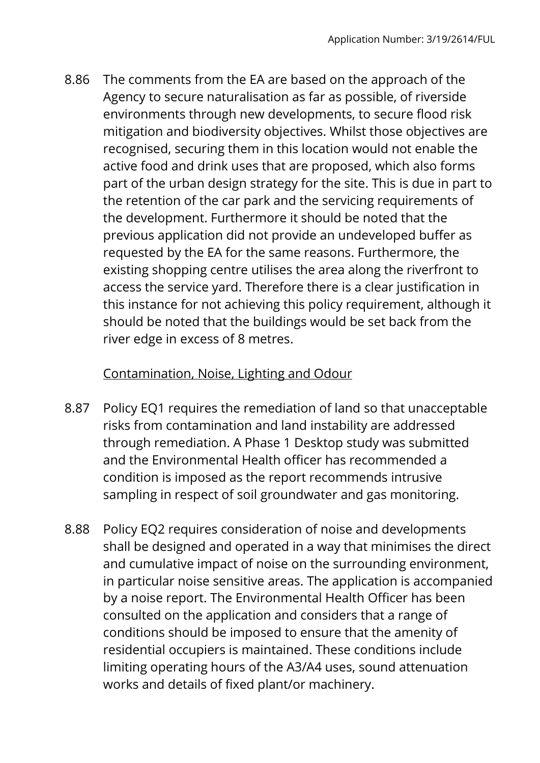8.86 The comments from the EA are based on the approach of the Agency to secure naturalisation as far as possible, of riverside environments through new developments, to secure flood risk mitigation and biodiversity objectives. Whilst those objectives are recognised, securing them in this location would not enable the active food and drink uses that are proposed, which also forms part of the urban design strategy for the site. This is due in part to the retention of the car park and the servicing requirements of the development. Furthermore it should be noted that the previous application did not provide an undeveloped buffer as requested by the EA for the same reasons. Furthermore, the existing shopping centre utilises the area along the riverfront to access the service yard. Therefore there is a clear justification in this instance for not achieving this policy requirement, although it should be noted that the buildings would be set back from the river edge in excess of 8 metres.

Contamination, Noise, Lighting and Odour

8.87 Policy EQ1 requires the remediation of land so that unacceptable risks from contamination and land instability are addressed through remediation. A Phase 1 Desktop study was submitted and the Environmental Health officer has recommended a condition is imposed as the report recommends intrusive sampling in respect of soil groundwater and gas monitoring.

8.88 Policy EQ2 requires consideration of noise and developments shall be designed and operated in a way that minimises the direct and cumulative impact of noise on the surrounding environment, in particular noise sensitive areas. The application is accompanied by a noise report. The Environmental Health Officer has been consulted on the application and considers that a range of conditions should be imposed to ensure that the amenity of residential occupiers is maintained. These conditions include limiting operating hours of the A3/A4 uses, sound attenuation works and details of fixed plant/or machinery.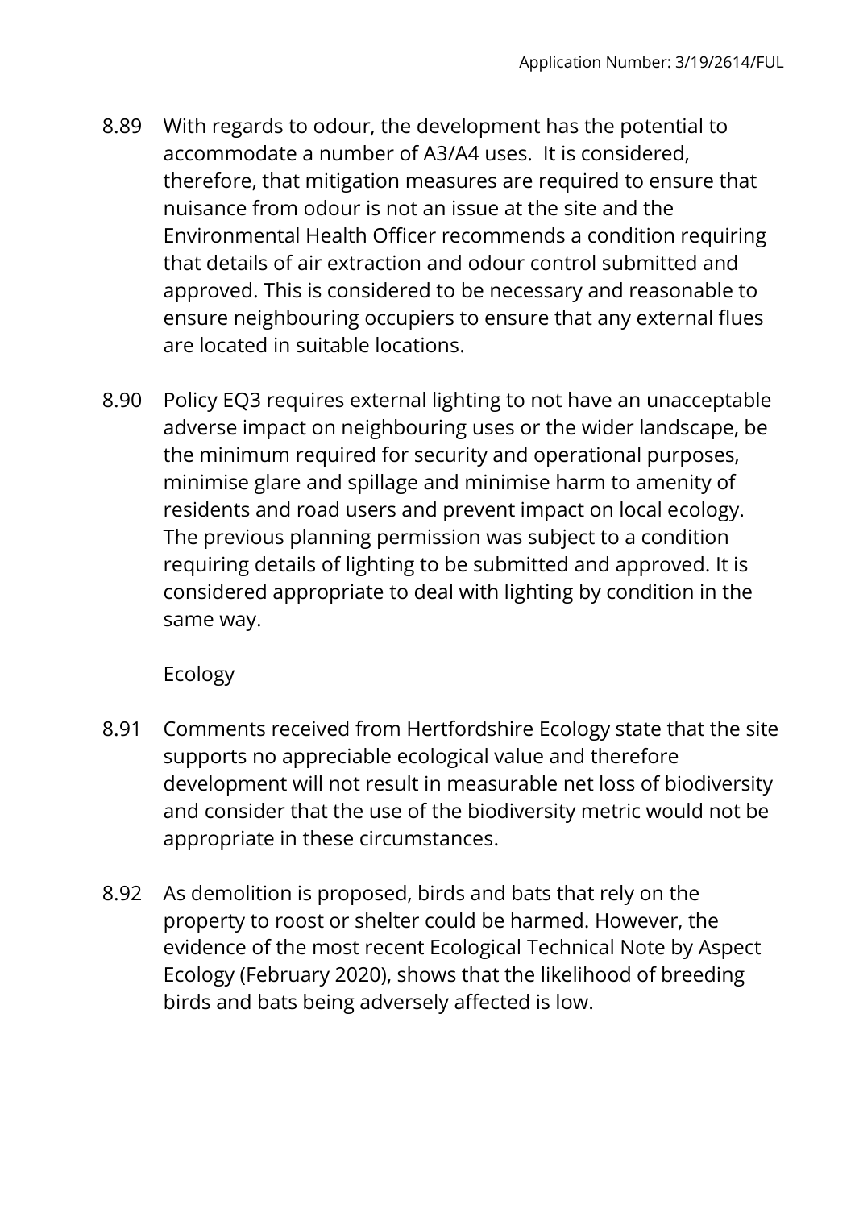8.89 With regards to odour, the development has the potential to accommodate a number of A3/A4 uses. It is considered, therefore, that mitigation measures are required to ensure that nuisance from odour is not an issue at the site and the Environmental Health Officer recommends a condition requiring that details of air extraction and odour control submitted and approved. This is considered to be necessary and reasonable to ensure neighbouring occupiers to ensure that any external flues are located in suitable locations.

8.90 Policy EQ3 requires external lighting to not have an unacceptable adverse impact on neighbouring uses or the wider landscape, be the minimum required for security and operational purposes, minimise glare and spillage and minimise harm to amenity of residents and road users and prevent impact on local ecology. The previous planning permission was subject to a condition requiring details of lighting to be submitted and approved. It is considered appropriate to deal with lighting by condition in the same way.

<u>Ecology</u>

8.91 Comments received from Hertfordshire Ecology state that the site supports no appreciable ecological value and therefore development will not result in measurable net loss of biodiversity and consider that the use of the biodiversity metric would not be appropriate in these circumstances.

8.92 As demolition is proposed, birds and bats that rely on the property to roost or shelter could be harmed. However, the evidence of the most recent Ecological Technical Note by Aspect Ecology (February 2020), shows that the likelihood of breeding birds and bats being adversely affected is low.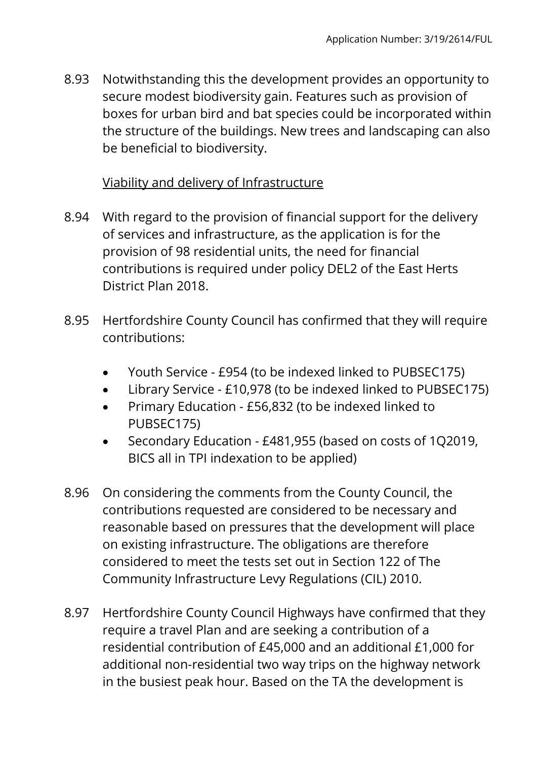8.93 Notwithstanding this the development provides an opportunity to secure modest biodiversity gain. Features such as provision of boxes for urban bird and bat species could be incorporated within the structure of the buildings. New trees and landscaping can also be beneficial to biodiversity.

<u>Viability and delivery of Infrastructure</u>

8.94 With regard to the provision of financial support for the delivery of services and infrastructure, as the application is for the provision of 98 residential units, the need for financial contributions is required under policy DEL2 of the East Herts District Plan 2018.

8.95 Hertfordshire County Council has confirmed that they will require contributions:

- Youth Service - £954 (to be indexed linked to PUBSEC175)
- Library Service - £10,978 (to be indexed linked to PUBSEC175)
- Primary Education - £56,832 (to be indexed linked to PUBSEC175)
- Secondary Education - £481,955 (based on costs of 1Q2019, BICS all in TPI indexation to be applied)

8.96 On considering the comments from the County Council, the contributions requested are considered to be necessary and reasonable based on pressures that the development will place on existing infrastructure. The obligations are therefore considered to meet the tests set out in Section 122 of The Community Infrastructure Levy Regulations (CIL) 2010.

8.97 Hertfordshire County Council Highways have confirmed that they require a travel Plan and are seeking a contribution of a residential contribution of £45,000 and an additional £1,000 for additional non-residential two way trips on the highway network in the busiest peak hour. Based on the TA the development is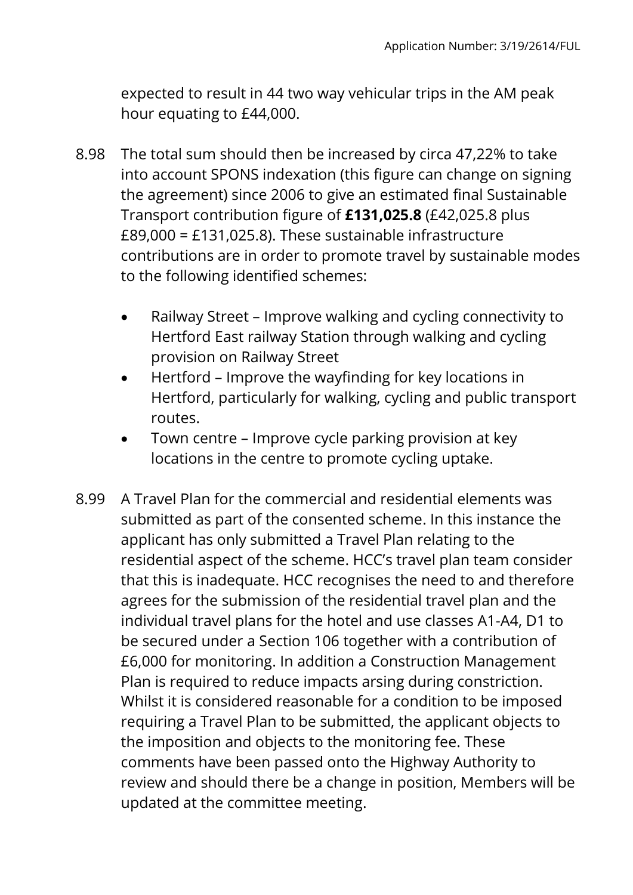expected to result in 44 two way vehicular trips in the AM peak hour equating to £44,000.

8.98 The total sum should then be increased by circa 47,22% to take into account SPONS indexation (this figure can change on signing the agreement) since 2006 to give an estimated final Sustainable Transport contribution figure of **£131,025.8** (£42,025.8 plus £89,000 = £131,025.8). These sustainable infrastructure contributions are in order to promote travel by sustainable modes to the following identified schemes:

- Railway Street – Improve walking and cycling connectivity to Hertford East railway Station through walking and cycling provision on Railway Street
- Hertford – Improve the wayfinding for key locations in Hertford, particularly for walking, cycling and public transport routes.
- Town centre – Improve cycle parking provision at key locations in the centre to promote cycling uptake.

8.99 A Travel Plan for the commercial and residential elements was submitted as part of the consented scheme. In this instance the applicant has only submitted a Travel Plan relating to the residential aspect of the scheme. HCC's travel plan team consider that this is inadequate. HCC recognises the need to and therefore agrees for the submission of the residential travel plan and the individual travel plans for the hotel and use classes A1-A4, D1 to be secured under a Section 106 together with a contribution of £6,000 for monitoring. In addition a Construction Management Plan is required to reduce impacts arsing during constriction. Whilst it is considered reasonable for a condition to be imposed requiring a Travel Plan to be submitted, the applicant objects to the imposition and objects to the monitoring fee. These comments have been passed onto the Highway Authority to review and should there be a change in position, Members will be updated at the committee meeting.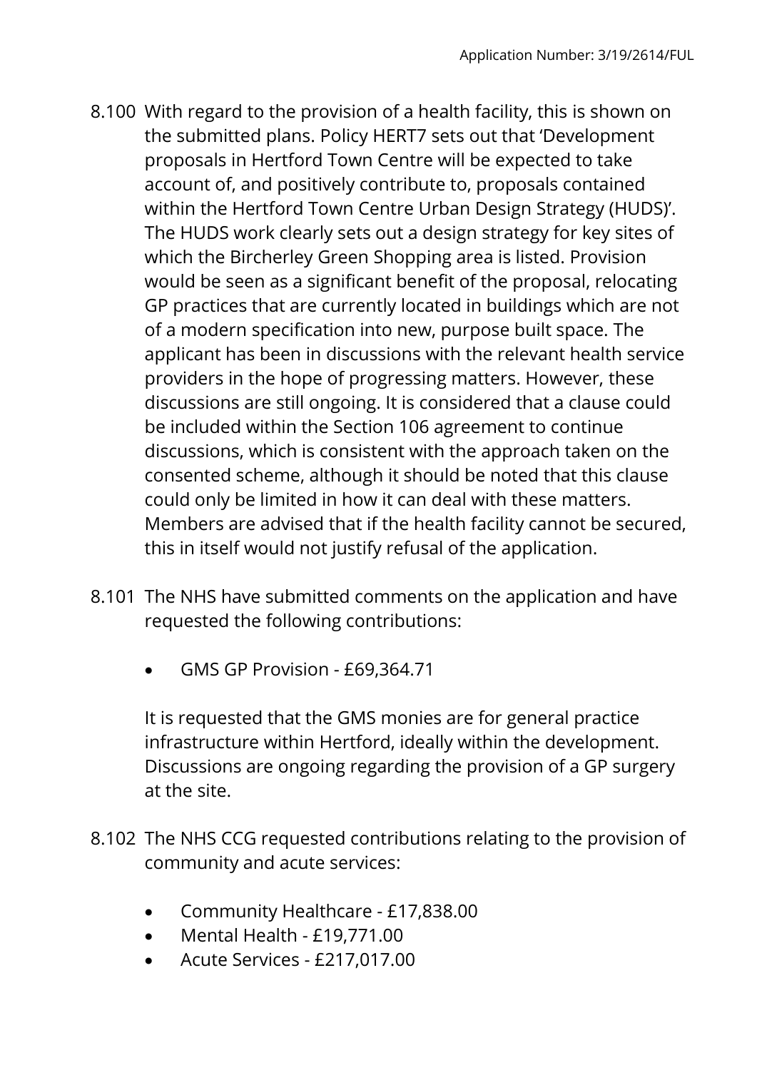8.100 With regard to the provision of a health facility, this is shown on the submitted plans. Policy HERT7 sets out that 'Development proposals in Hertford Town Centre will be expected to take account of, and positively contribute to, proposals contained within the Hertford Town Centre Urban Design Strategy (HUDS)'. The HUDS work clearly sets out a design strategy for key sites of which the Bircherley Green Shopping area is listed. Provision would be seen as a significant benefit of the proposal, relocating GP practices that are currently located in buildings which are not of a modern specification into new, purpose built space. The applicant has been in discussions with the relevant health service providers in the hope of progressing matters. However, these discussions are still ongoing. It is considered that a clause could be included within the Section 106 agreement to continue discussions, which is consistent with the approach taken on the consented scheme, although it should be noted that this clause could only be limited in how it can deal with these matters. Members are advised that if the health facility cannot be secured, this in itself would not justify refusal of the application.

8.101 The NHS have submitted comments on the application and have requested the following contributions:

- GMS GP Provision - £69,364.71

It is requested that the GMS monies are for general practice infrastructure within Hertford, ideally within the development. Discussions are ongoing regarding the provision of a GP surgery at the site.

8.102 The NHS CCG requested contributions relating to the provision of community and acute services:

- Community Healthcare - £17,838.00
- Mental Health - £19,771.00
- Acute Services - £217,017.00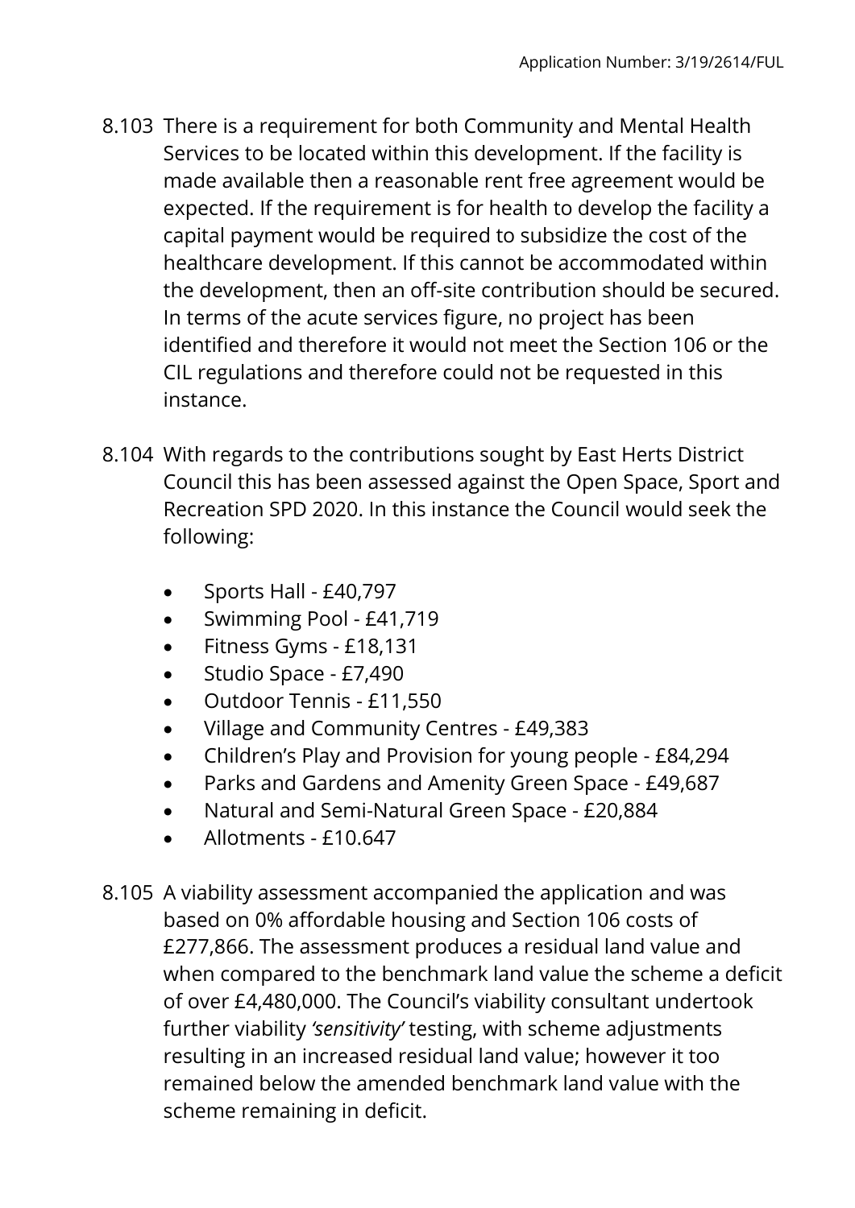8.103 There is a requirement for both Community and Mental Health Services to be located within this development. If the facility is made available then a reasonable rent free agreement would be expected. If the requirement is for health to develop the facility a capital payment would be required to subsidize the cost of the healthcare development. If this cannot be accommodated within the development, then an off-site contribution should be secured. In terms of the acute services figure, no project has been identified and therefore it would not meet the Section 106 or the CIL regulations and therefore could not be requested in this instance.

8.104 With regards to the contributions sought by East Herts District Council this has been assessed against the Open Space, Sport and Recreation SPD 2020. In this instance the Council would seek the following:

- Sports Hall - £40,797
- Swimming Pool - £41,719
- Fitness Gyms - £18,131
- Studio Space - £7,490
- Outdoor Tennis - £11,550
- Village and Community Centres - £49,383
- Children's Play and Provision for young people - £84,294
- Parks and Gardens and Amenity Green Space - £49,687
- Natural and Semi-Natural Green Space - £20,884
- Allotments - £10.647

8.105 A viability assessment accompanied the application and was based on 0% affordable housing and Section 106 costs of £277,866. The assessment produces a residual land value and when compared to the benchmark land value the scheme a deficit of over £4,480,000. The Council's viability consultant undertook further viability *'sensitivity'* testing, with scheme adjustments resulting in an increased residual land value; however it too remained below the amended benchmark land value with the scheme remaining in deficit.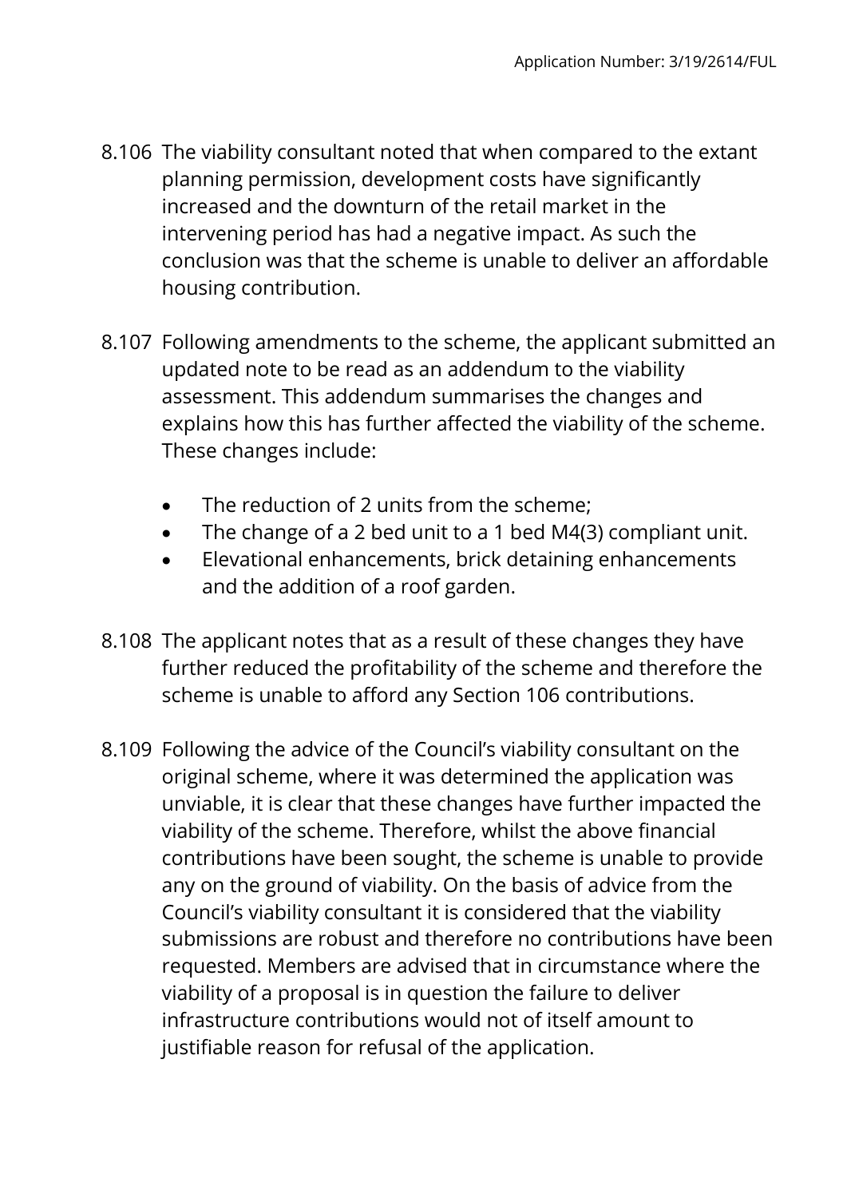8.106 The viability consultant noted that when compared to the extant planning permission, development costs have significantly increased and the downturn of the retail market in the intervening period has had a negative impact. As such the conclusion was that the scheme is unable to deliver an affordable housing contribution.

8.107 Following amendments to the scheme, the applicant submitted an updated note to be read as an addendum to the viability assessment. This addendum summarises the changes and explains how this has further affected the viability of the scheme. These changes include:

- The reduction of 2 units from the scheme;
- The change of a 2 bed unit to a 1 bed M4(3) compliant unit.
- Elevational enhancements, brick detaining enhancements and the addition of a roof garden.

8.108 The applicant notes that as a result of these changes they have further reduced the profitability of the scheme and therefore the scheme is unable to afford any Section 106 contributions.

8.109 Following the advice of the Council's viability consultant on the original scheme, where it was determined the application was unviable, it is clear that these changes have further impacted the viability of the scheme. Therefore, whilst the above financial contributions have been sought, the scheme is unable to provide any on the ground of viability. On the basis of advice from the Council's viability consultant it is considered that the viability submissions are robust and therefore no contributions have been requested. Members are advised that in circumstance where the viability of a proposal is in question the failure to deliver infrastructure contributions would not of itself amount to justifiable reason for refusal of the application.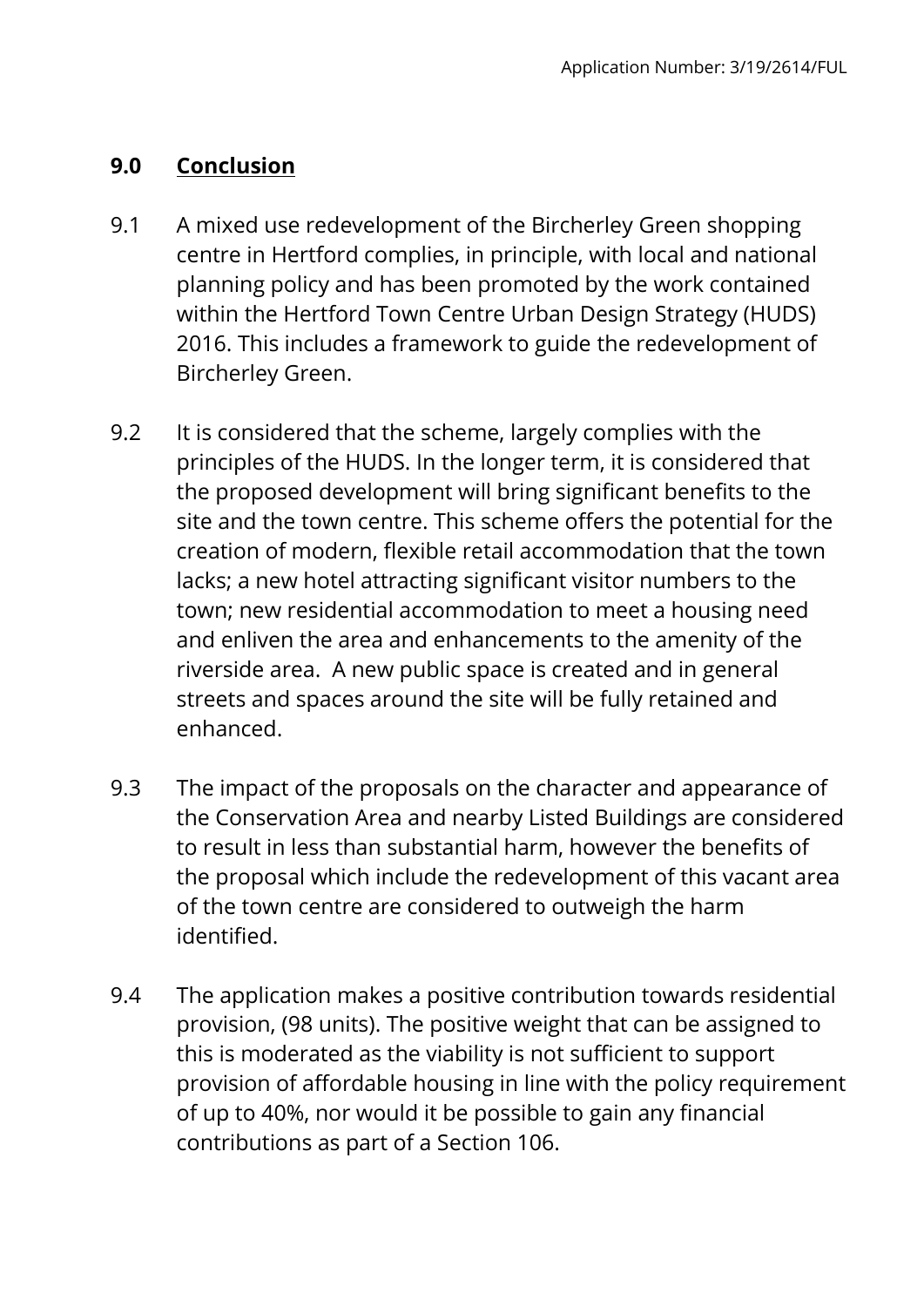## 9.0 Conclusion

9.1 A mixed use redevelopment of the Bircherley Green shopping centre in Hertford complies, in principle, with local and national planning policy and has been promoted by the work contained within the Hertford Town Centre Urban Design Strategy (HUDS) 2016. This includes a framework to guide the redevelopment of Bircherley Green.

9.2 It is considered that the scheme, largely complies with the principles of the HUDS. In the longer term, it is considered that the proposed development will bring significant benefits to the site and the town centre. This scheme offers the potential for the creation of modern, flexible retail accommodation that the town lacks; a new hotel attracting significant visitor numbers to the town; new residential accommodation to meet a housing need and enliven the area and enhancements to the amenity of the riverside area. A new public space is created and in general streets and spaces around the site will be fully retained and enhanced.

9.3 The impact of the proposals on the character and appearance of the Conservation Area and nearby Listed Buildings are considered to result in less than substantial harm, however the benefits of the proposal which include the redevelopment of this vacant area of the town centre are considered to outweigh the harm identified.

9.4 The application makes a positive contribution towards residential provision, (98 units). The positive weight that can be assigned to this is moderated as the viability is not sufficient to support provision of affordable housing in line with the policy requirement of up to 40%, nor would it be possible to gain any financial contributions as part of a Section 106.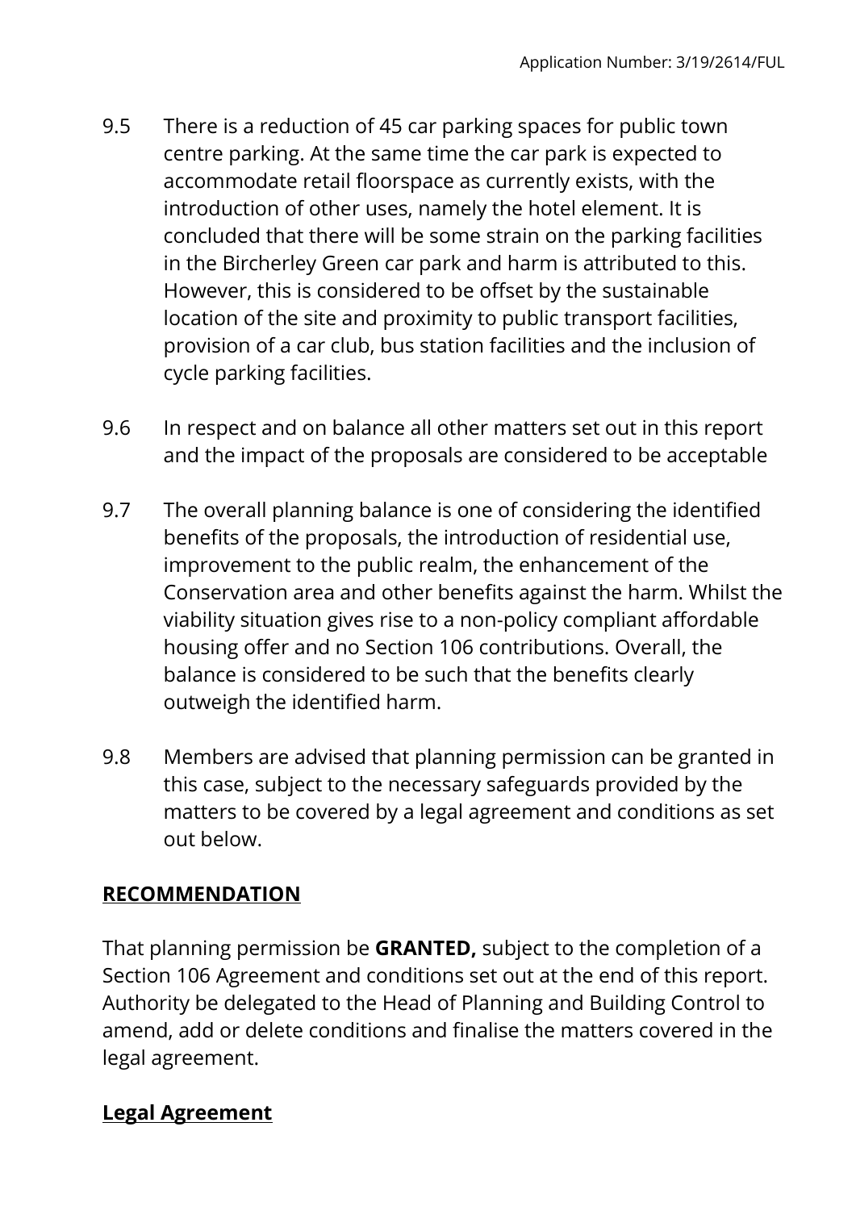9.5 There is a reduction of 45 car parking spaces for public town centre parking. At the same time the car park is expected to accommodate retail floorspace as currently exists, with the introduction of other uses, namely the hotel element. It is concluded that there will be some strain on the parking facilities in the Bircherley Green car park and harm is attributed to this. However, this is considered to be offset by the sustainable location of the site and proximity to public transport facilities, provision of a car club, bus station facilities and the inclusion of cycle parking facilities.

9.6 In respect and on balance all other matters set out in this report and the impact of the proposals are considered to be acceptable

9.7 The overall planning balance is one of considering the identified benefits of the proposals, the introduction of residential use, improvement to the public realm, the enhancement of the Conservation area and other benefits against the harm. Whilst the viability situation gives rise to a non-policy compliant affordable housing offer and no Section 106 contributions. Overall, the balance is considered to be such that the benefits clearly outweigh the identified harm.

9.8 Members are advised that planning permission can be granted in this case, subject to the necessary safeguards provided by the matters to be covered by a legal agreement and conditions as set out below.

## RECOMMENDATION

That planning permission be **GRANTED,** subject to the completion of a Section 106 Agreement and conditions set out at the end of this report. Authority be delegated to the Head of Planning and Building Control to amend, add or delete conditions and finalise the matters covered in the legal agreement.

## Legal Agreement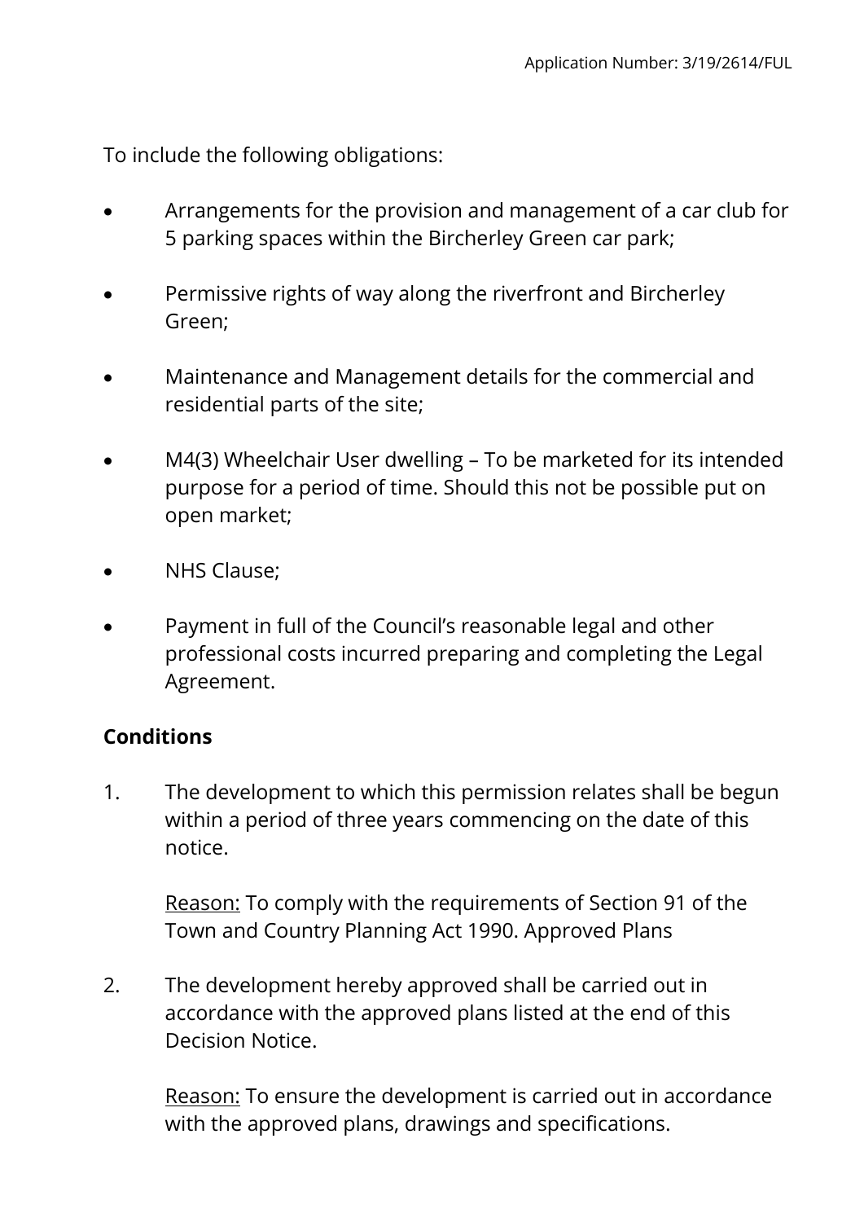To include the following obligations:

- Arrangements for the provision and management of a car club for 5 parking spaces within the Bircherley Green car park;
- Permissive rights of way along the riverfront and Bircherley Green;
- Maintenance and Management details for the commercial and residential parts of the site;
- M4(3) Wheelchair User dwelling – To be marketed for its intended purpose for a period of time. Should this not be possible put on open market;
- NHS Clause;
- Payment in full of the Council's reasonable legal and other professional costs incurred preparing and completing the Legal Agreement.

**Conditions**

1. The development to which this permission relates shall be begun within a period of three years commencing on the date of this notice.

   Reason: To comply with the requirements of Section 91 of the Town and Country Planning Act 1990. Approved Plans

2. The development hereby approved shall be carried out in accordance with the approved plans listed at the end of this Decision Notice.

   Reason: To ensure the development is carried out in accordance with the approved plans, drawings and specifications.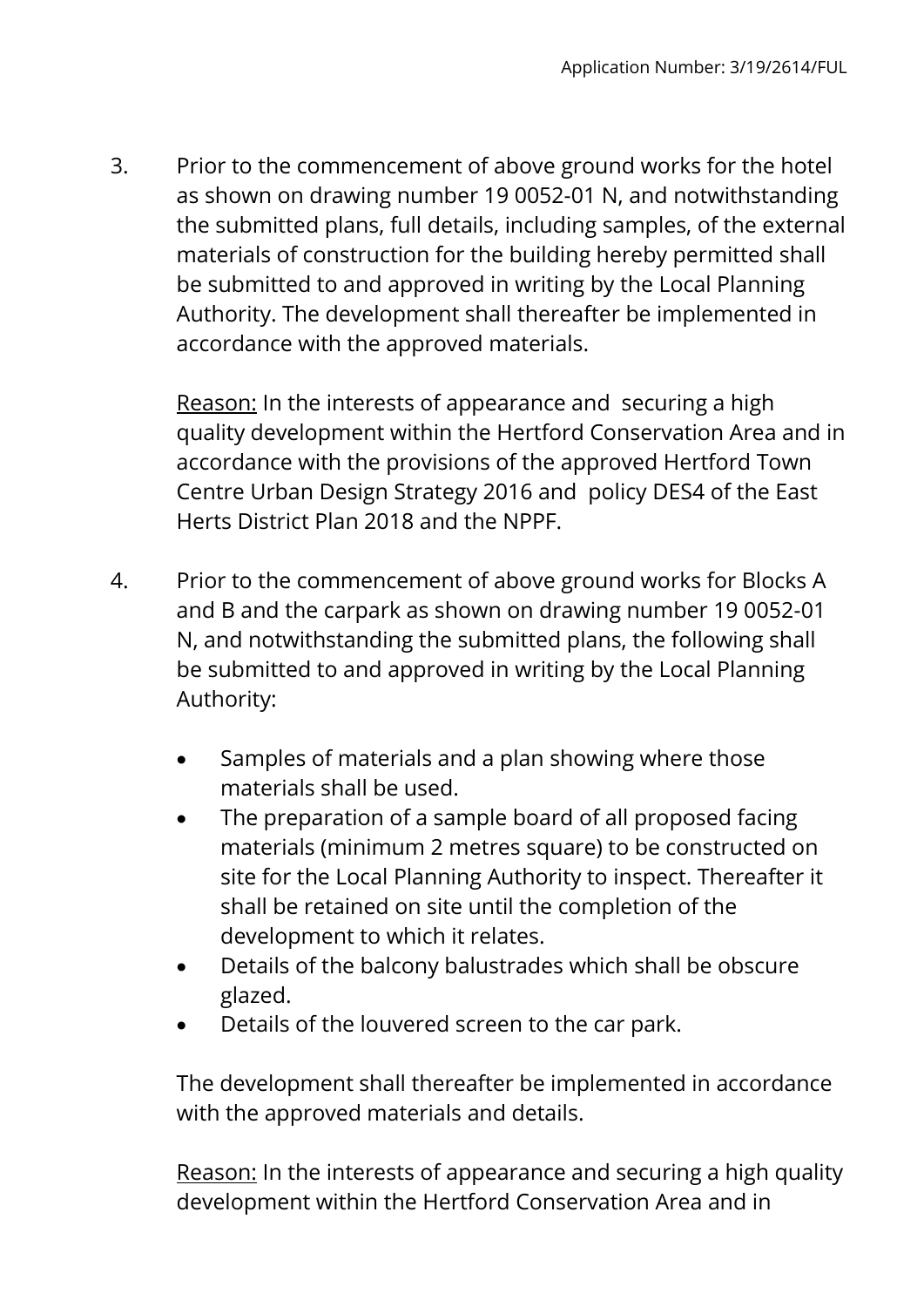3. Prior to the commencement of above ground works for the hotel as shown on drawing number 19 0052-01 N, and notwithstanding the submitted plans, full details, including samples, of the external materials of construction for the building hereby permitted shall be submitted to and approved in writing by the Local Planning Authority. The development shall thereafter be implemented in accordance with the approved materials.

   Reason: In the interests of appearance and securing a high quality development within the Hertford Conservation Area and in accordance with the provisions of the approved Hertford Town Centre Urban Design Strategy 2016 and policy DES4 of the East Herts District Plan 2018 and the NPPF.

4. Prior to the commencement of above ground works for Blocks A and B and the carpark as shown on drawing number 19 0052-01 N, and notwithstanding the submitted plans, the following shall be submitted to and approved in writing by the Local Planning Authority:

   - Samples of materials and a plan showing where those materials shall be used.
   - The preparation of a sample board of all proposed facing materials (minimum 2 metres square) to be constructed on site for the Local Planning Authority to inspect. Thereafter it shall be retained on site until the completion of the development to which it relates.
   - Details of the balcony balustrades which shall be obscure glazed.
   - Details of the louvered screen to the car park.

   The development shall thereafter be implemented in accordance with the approved materials and details.

   Reason: In the interests of appearance and securing a high quality development within the Hertford Conservation Area and in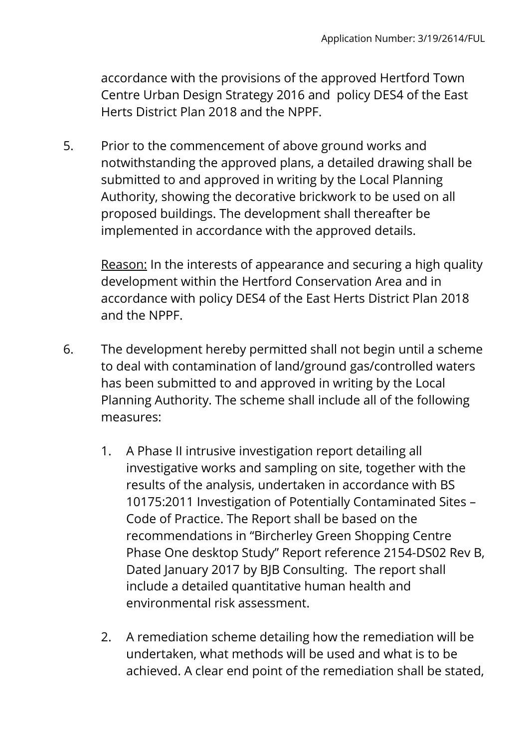accordance with the provisions of the approved Hertford Town Centre Urban Design Strategy 2016 and policy DES4 of the East Herts District Plan 2018 and the NPPF.

5. Prior to the commencement of above ground works and notwithstanding the approved plans, a detailed drawing shall be submitted to and approved in writing by the Local Planning Authority, showing the decorative brickwork to be used on all proposed buildings. The development shall thereafter be implemented in accordance with the approved details.

   Reason: In the interests of appearance and securing a high quality development within the Hertford Conservation Area and in accordance with policy DES4 of the East Herts District Plan 2018 and the NPPF.

6. The development hereby permitted shall not begin until a scheme to deal with contamination of land/ground gas/controlled waters has been submitted to and approved in writing by the Local Planning Authority. The scheme shall include all of the following measures:

   1. A Phase II intrusive investigation report detailing all investigative works and sampling on site, together with the results of the analysis, undertaken in accordance with BS 10175:2011 Investigation of Potentially Contaminated Sites – Code of Practice. The Report shall be based on the recommendations in "Bircherley Green Shopping Centre Phase One desktop Study" Report reference 2154-DS02 Rev B, Dated January 2017 by BJB Consulting. The report shall include a detailed quantitative human health and environmental risk assessment.

   2. A remediation scheme detailing how the remediation will be undertaken, what methods will be used and what is to be achieved. A clear end point of the remediation shall be stated,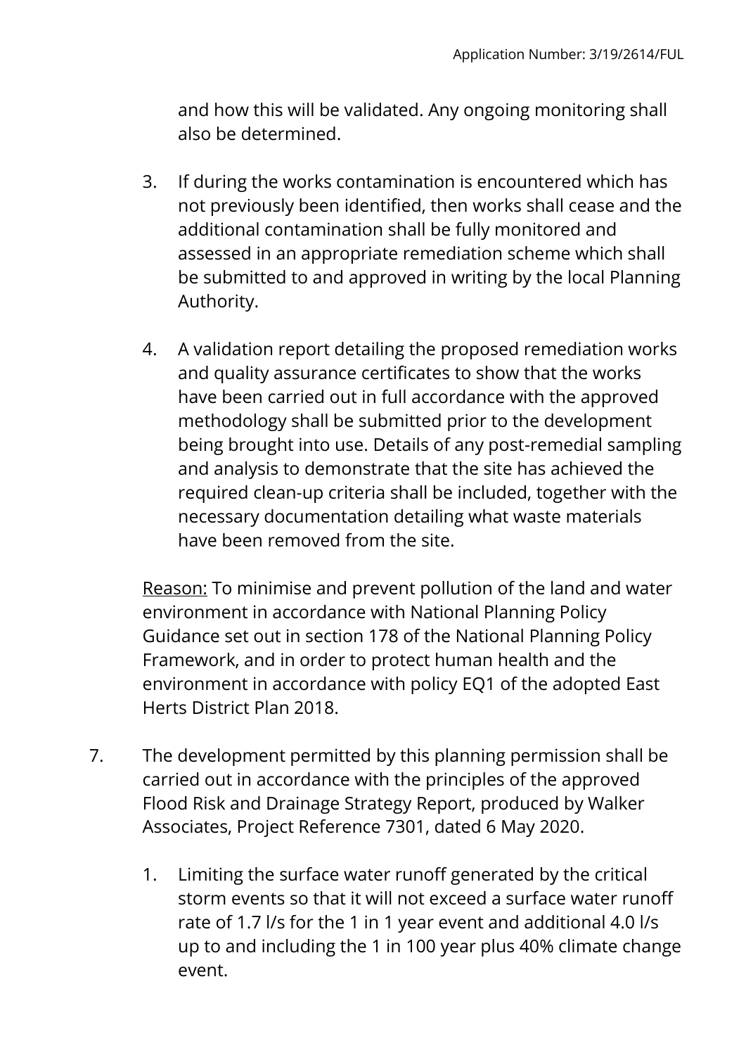and how this will be validated. Any ongoing monitoring shall also be determined.

3. If during the works contamination is encountered which has not previously been identified, then works shall cease and the additional contamination shall be fully monitored and assessed in an appropriate remediation scheme which shall be submitted to and approved in writing by the local Planning Authority.

4. A validation report detailing the proposed remediation works and quality assurance certificates to show that the works have been carried out in full accordance with the approved methodology shall be submitted prior to the development being brought into use. Details of any post-remedial sampling and analysis to demonstrate that the site has achieved the required clean-up criteria shall be included, together with the necessary documentation detailing what waste materials have been removed from the site.

<u>Reason:</u> To minimise and prevent pollution of the land and water environment in accordance with National Planning Policy Guidance set out in section 178 of the National Planning Policy Framework, and in order to protect human health and the environment in accordance with policy EQ1 of the adopted East Herts District Plan 2018.

7. The development permitted by this planning permission shall be carried out in accordance with the principles of the approved Flood Risk and Drainage Strategy Report, produced by Walker Associates, Project Reference 7301, dated 6 May 2020.

   1. Limiting the surface water runoff generated by the critical storm events so that it will not exceed a surface water runoff rate of 1.7 l/s for the 1 in 1 year event and additional 4.0 l/s up to and including the 1 in 100 year plus 40% climate change event.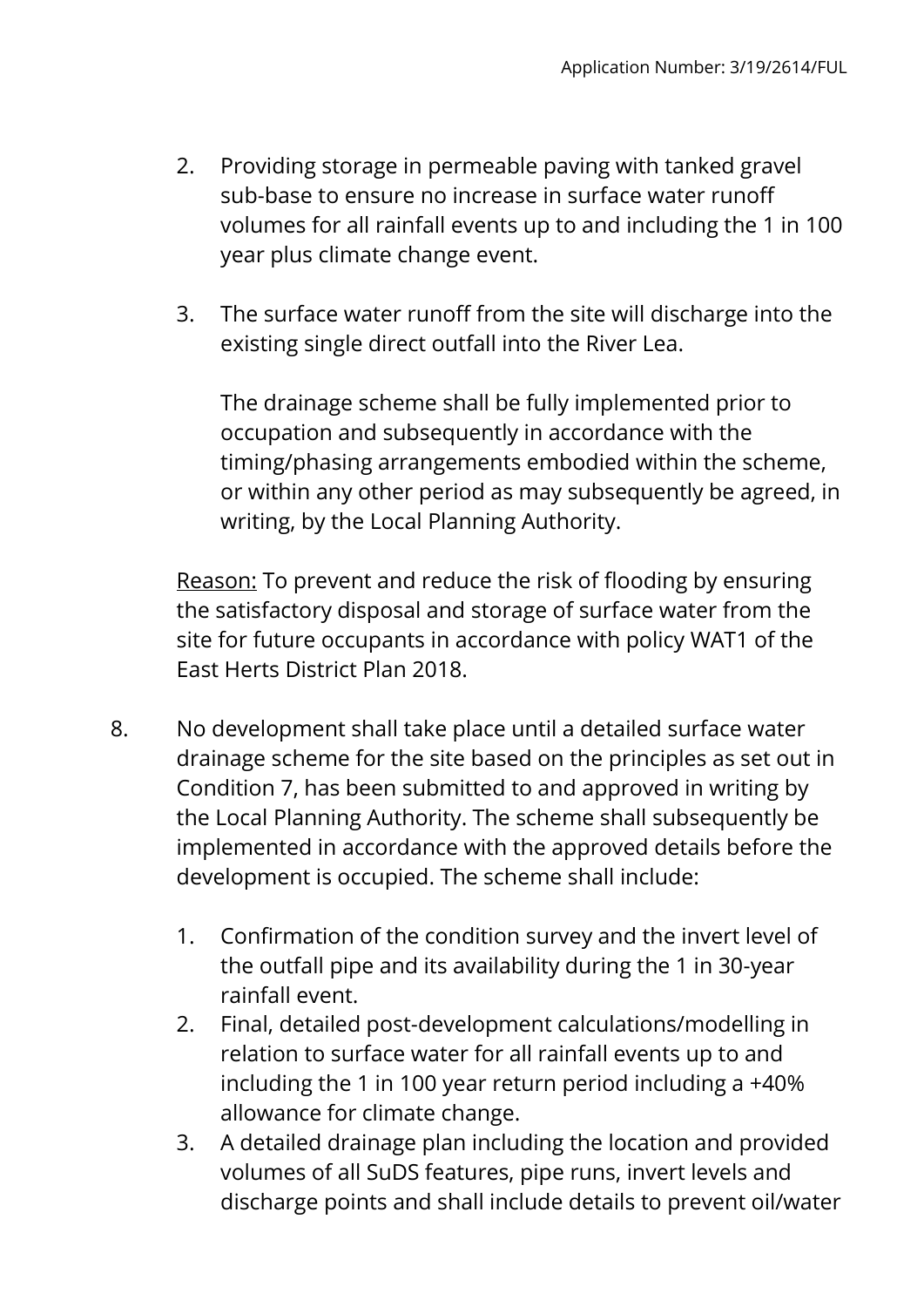2. Providing storage in permeable paving with tanked gravel sub-base to ensure no increase in surface water runoff volumes for all rainfall events up to and including the 1 in 100 year plus climate change event.

3. The surface water runoff from the site will discharge into the existing single direct outfall into the River Lea.

   The drainage scheme shall be fully implemented prior to occupation and subsequently in accordance with the timing/phasing arrangements embodied within the scheme, or within any other period as may subsequently be agreed, in writing, by the Local Planning Authority.

Reason: To prevent and reduce the risk of flooding by ensuring the satisfactory disposal and storage of surface water from the site for future occupants in accordance with policy WAT1 of the East Herts District Plan 2018.

8. No development shall take place until a detailed surface water drainage scheme for the site based on the principles as set out in Condition 7, has been submitted to and approved in writing by the Local Planning Authority. The scheme shall subsequently be implemented in accordance with the approved details before the development is occupied. The scheme shall include:

   1. Confirmation of the condition survey and the invert level of the outfall pipe and its availability during the 1 in 30-year rainfall event.
   2. Final, detailed post-development calculations/modelling in relation to surface water for all rainfall events up to and including the 1 in 100 year return period including a +40% allowance for climate change.
   3. A detailed drainage plan including the location and provided volumes of all SuDS features, pipe runs, invert levels and discharge points and shall include details to prevent oil/water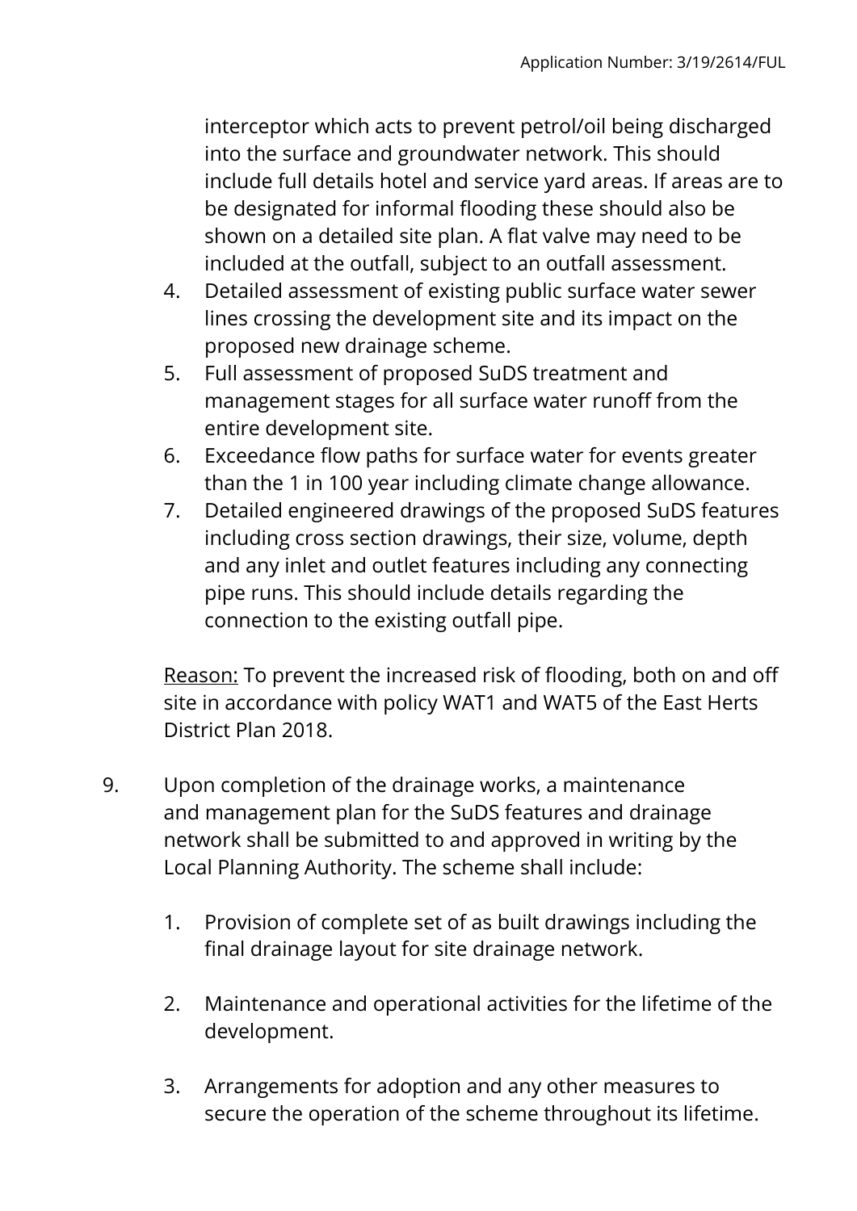interceptor which acts to prevent petrol/oil being discharged into the surface and groundwater network. This should include full details hotel and service yard areas. If areas are to be designated for informal flooding these should also be shown on a detailed site plan. A flat valve may need to be included at the outfall, subject to an outfall assessment.

4. Detailed assessment of existing public surface water sewer lines crossing the development site and its impact on the proposed new drainage scheme.
5. Full assessment of proposed SuDS treatment and management stages for all surface water runoff from the entire development site.
6. Exceedance flow paths for surface water for events greater than the 1 in 100 year including climate change allowance.
7. Detailed engineered drawings of the proposed SuDS features including cross section drawings, their size, volume, depth and any inlet and outlet features including any connecting pipe runs. This should include details regarding the connection to the existing outfall pipe.

Reason: To prevent the increased risk of flooding, both on and off site in accordance with policy WAT1 and WAT5 of the East Herts District Plan 2018.

9. Upon completion of the drainage works, a maintenance and management plan for the SuDS features and drainage network shall be submitted to and approved in writing by the Local Planning Authority. The scheme shall include:

    1. Provision of complete set of as built drawings including the final drainage layout for site drainage network.

    2. Maintenance and operational activities for the lifetime of the development.

    3. Arrangements for adoption and any other measures to secure the operation of the scheme throughout its lifetime.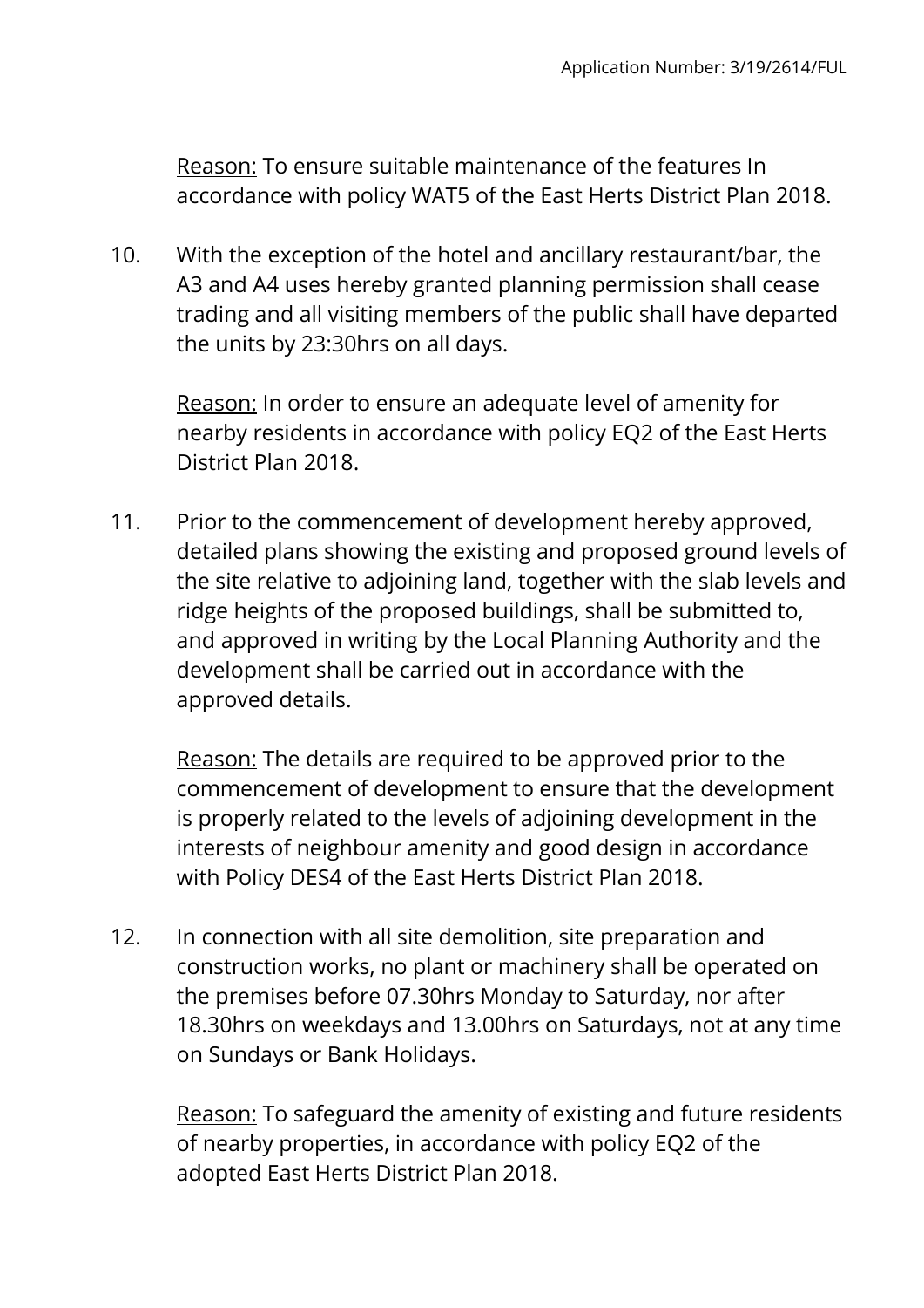Reason: To ensure suitable maintenance of the features In accordance with policy WAT5 of the East Herts District Plan 2018.

10. With the exception of the hotel and ancillary restaurant/bar, the A3 and A4 uses hereby granted planning permission shall cease trading and all visiting members of the public shall have departed the units by 23:30hrs on all days.

    Reason: In order to ensure an adequate level of amenity for nearby residents in accordance with policy EQ2 of the East Herts District Plan 2018.

11. Prior to the commencement of development hereby approved, detailed plans showing the existing and proposed ground levels of the site relative to adjoining land, together with the slab levels and ridge heights of the proposed buildings, shall be submitted to, and approved in writing by the Local Planning Authority and the development shall be carried out in accordance with the approved details.

    Reason: The details are required to be approved prior to the commencement of development to ensure that the development is properly related to the levels of adjoining development in the interests of neighbour amenity and good design in accordance with Policy DES4 of the East Herts District Plan 2018.

12. In connection with all site demolition, site preparation and construction works, no plant or machinery shall be operated on the premises before 07.30hrs Monday to Saturday, nor after 18.30hrs on weekdays and 13.00hrs on Saturdays, not at any time on Sundays or Bank Holidays.

    Reason: To safeguard the amenity of existing and future residents of nearby properties, in accordance with policy EQ2 of the adopted East Herts District Plan 2018.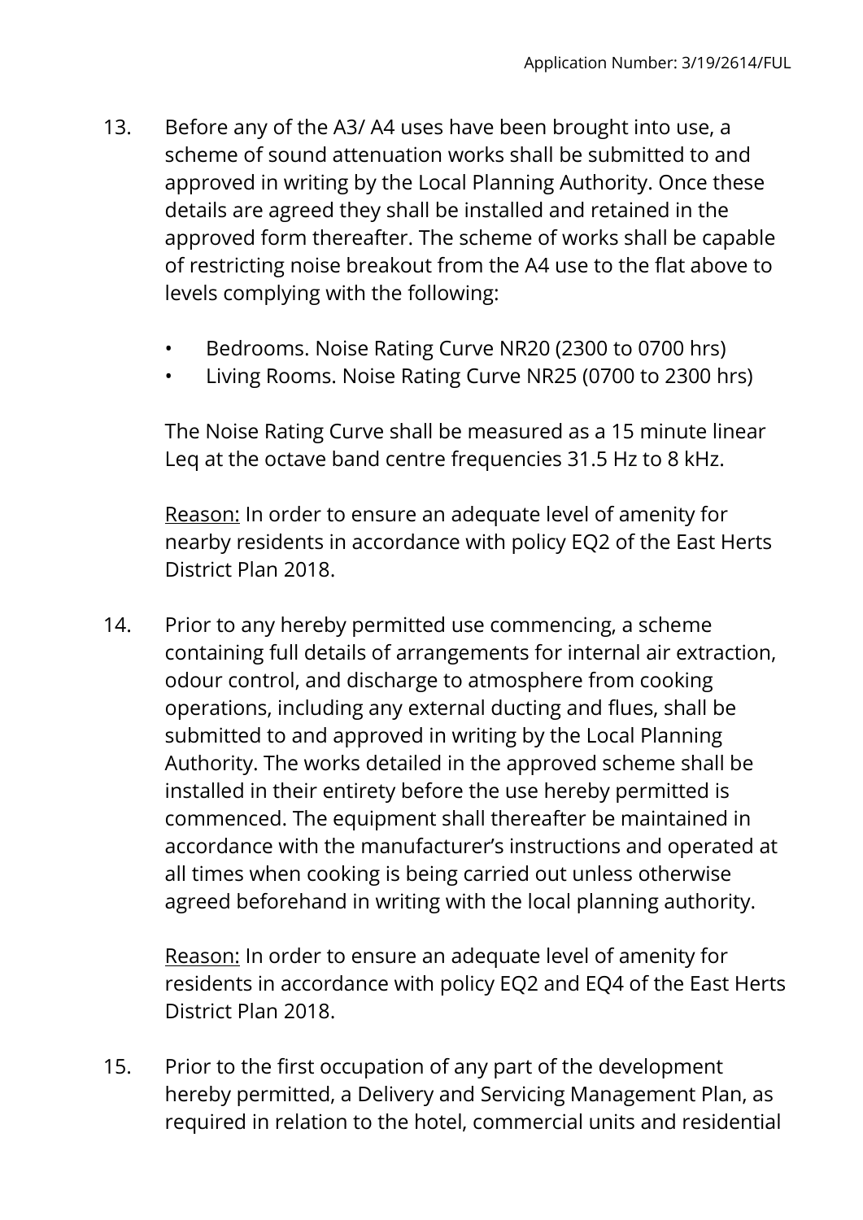13. Before any of the A3/ A4 uses have been brought into use, a scheme of sound attenuation works shall be submitted to and approved in writing by the Local Planning Authority. Once these details are agreed they shall be installed and retained in the approved form thereafter. The scheme of works shall be capable of restricting noise breakout from the A4 use to the flat above to levels complying with the following:

    - Bedrooms. Noise Rating Curve NR20 (2300 to 0700 hrs)
    - Living Rooms. Noise Rating Curve NR25 (0700 to 2300 hrs)

    The Noise Rating Curve shall be measured as a 15 minute linear Leq at the octave band centre frequencies 31.5 Hz to 8 kHz.

    <u>Reason:</u> In order to ensure an adequate level of amenity for nearby residents in accordance with policy EQ2 of the East Herts District Plan 2018.

14. Prior to any hereby permitted use commencing, a scheme containing full details of arrangements for internal air extraction, odour control, and discharge to atmosphere from cooking operations, including any external ducting and flues, shall be submitted to and approved in writing by the Local Planning Authority. The works detailed in the approved scheme shall be installed in their entirety before the use hereby permitted is commenced. The equipment shall thereafter be maintained in accordance with the manufacturer's instructions and operated at all times when cooking is being carried out unless otherwise agreed beforehand in writing with the local planning authority.

    <u>Reason:</u> In order to ensure an adequate level of amenity for residents in accordance with policy EQ2 and EQ4 of the East Herts District Plan 2018.

15. Prior to the first occupation of any part of the development hereby permitted, a Delivery and Servicing Management Plan, as required in relation to the hotel, commercial units and residential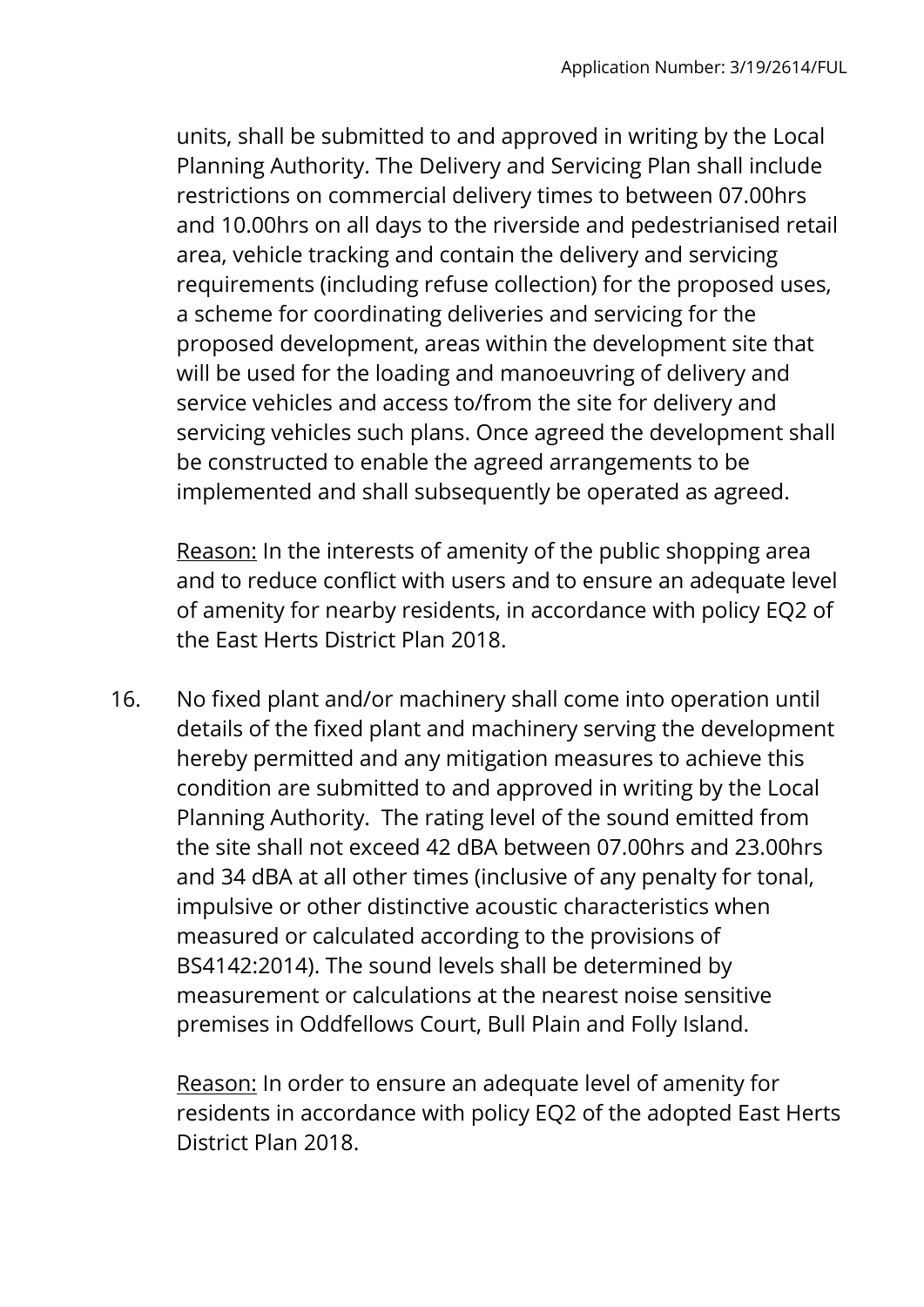units, shall be submitted to and approved in writing by the Local Planning Authority. The Delivery and Servicing Plan shall include restrictions on commercial delivery times to between 07.00hrs and 10.00hrs on all days to the riverside and pedestrianised retail area, vehicle tracking and contain the delivery and servicing requirements (including refuse collection) for the proposed uses, a scheme for coordinating deliveries and servicing for the proposed development, areas within the development site that will be used for the loading and manoeuvring of delivery and service vehicles and access to/from the site for delivery and servicing vehicles such plans. Once agreed the development shall be constructed to enable the agreed arrangements to be implemented and shall subsequently be operated as agreed.

Reason: In the interests of amenity of the public shopping area and to reduce conflict with users and to ensure an adequate level of amenity for nearby residents, in accordance with policy EQ2 of the East Herts District Plan 2018.

16. No fixed plant and/or machinery shall come into operation until details of the fixed plant and machinery serving the development hereby permitted and any mitigation measures to achieve this condition are submitted to and approved in writing by the Local Planning Authority. The rating level of the sound emitted from the site shall not exceed 42 dBA between 07.00hrs and 23.00hrs and 34 dBA at all other times (inclusive of any penalty for tonal, impulsive or other distinctive acoustic characteristics when measured or calculated according to the provisions of BS4142:2014). The sound levels shall be determined by measurement or calculations at the nearest noise sensitive premises in Oddfellows Court, Bull Plain and Folly Island.

    Reason: In order to ensure an adequate level of amenity for residents in accordance with policy EQ2 of the adopted East Herts District Plan 2018.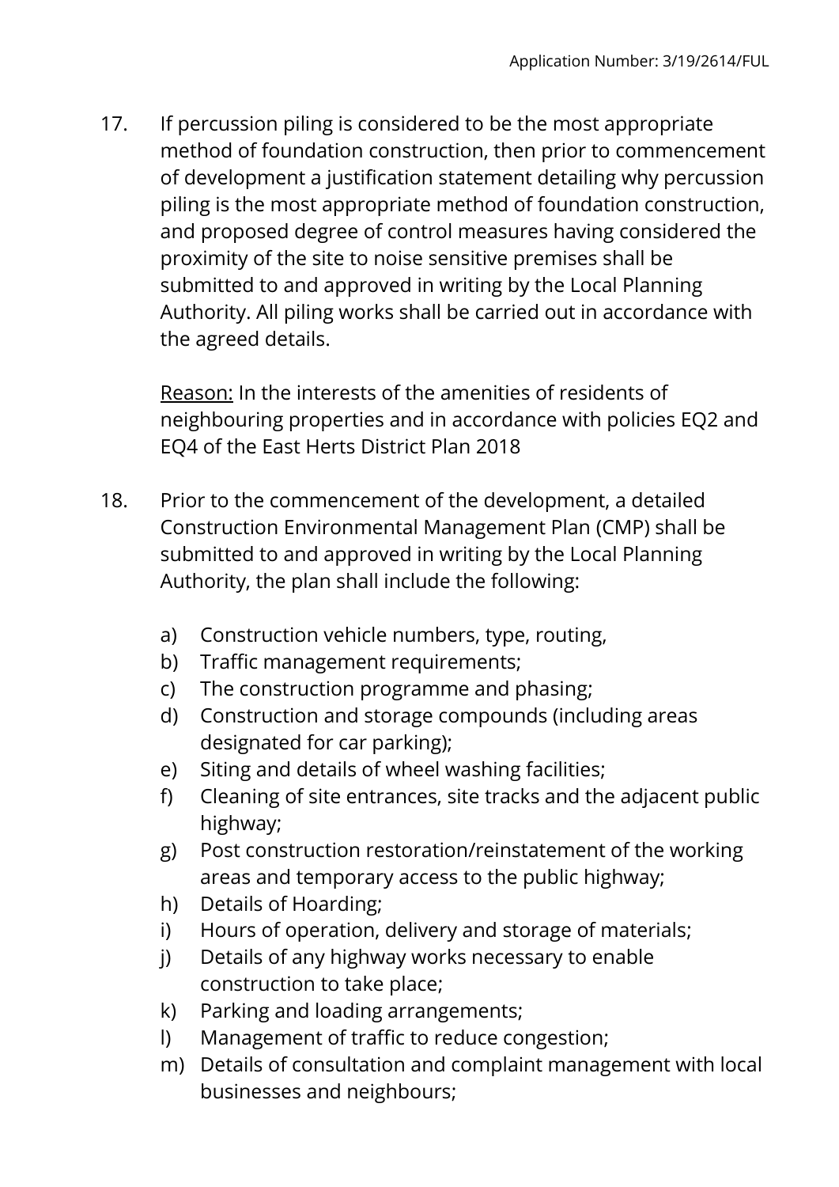17. If percussion piling is considered to be the most appropriate method of foundation construction, then prior to commencement of development a justification statement detailing why percussion piling is the most appropriate method of foundation construction, and proposed degree of control measures having considered the proximity of the site to noise sensitive premises shall be submitted to and approved in writing by the Local Planning Authority. All piling works shall be carried out in accordance with the agreed details.

    Reason: In the interests of the amenities of residents of neighbouring properties and in accordance with policies EQ2 and EQ4 of the East Herts District Plan 2018

18. Prior to the commencement of the development, a detailed Construction Environmental Management Plan (CMP) shall be submitted to and approved in writing by the Local Planning Authority, the plan shall include the following:

    a) Construction vehicle numbers, type, routing,
    b) Traffic management requirements;
    c) The construction programme and phasing;
    d) Construction and storage compounds (including areas designated for car parking);
    e) Siting and details of wheel washing facilities;
    f) Cleaning of site entrances, site tracks and the adjacent public highway;
    g) Post construction restoration/reinstatement of the working areas and temporary access to the public highway;
    h) Details of Hoarding;
    i) Hours of operation, delivery and storage of materials;
    j) Details of any highway works necessary to enable construction to take place;
    k) Parking and loading arrangements;
    l) Management of traffic to reduce congestion;
    m) Details of consultation and complaint management with local businesses and neighbours;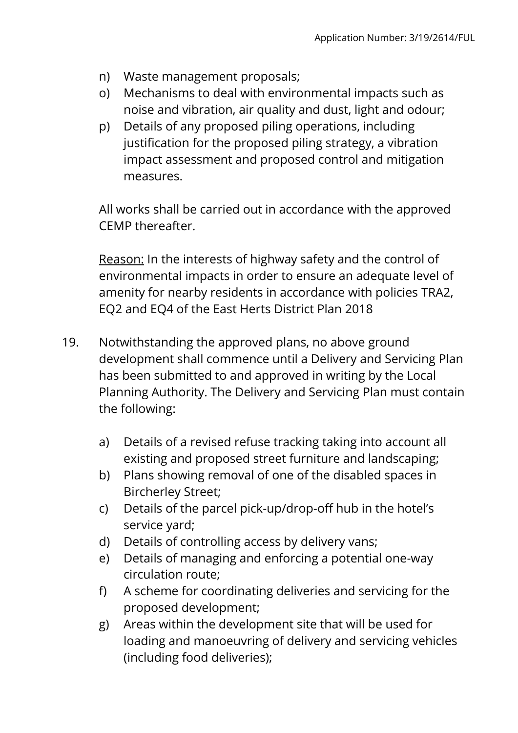n) Waste management proposals;
o) Mechanisms to deal with environmental impacts such as noise and vibration, air quality and dust, light and odour;
p) Details of any proposed piling operations, including justification for the proposed piling strategy, a vibration impact assessment and proposed control and mitigation measures.

All works shall be carried out in accordance with the approved CEMP thereafter.

Reason: In the interests of highway safety and the control of environmental impacts in order to ensure an adequate level of amenity for nearby residents in accordance with policies TRA2, EQ2 and EQ4 of the East Herts District Plan 2018

19. Notwithstanding the approved plans, no above ground development shall commence until a Delivery and Servicing Plan has been submitted to and approved in writing by the Local Planning Authority. The Delivery and Servicing Plan must contain the following:

    a) Details of a revised refuse tracking taking into account all existing and proposed street furniture and landscaping;
    b) Plans showing removal of one of the disabled spaces in Bircherley Street;
    c) Details of the parcel pick-up/drop-off hub in the hotel's service yard;
    d) Details of controlling access by delivery vans;
    e) Details of managing and enforcing a potential one-way circulation route;
    f) A scheme for coordinating deliveries and servicing for the proposed development;
    g) Areas within the development site that will be used for loading and manoeuvring of delivery and servicing vehicles (including food deliveries);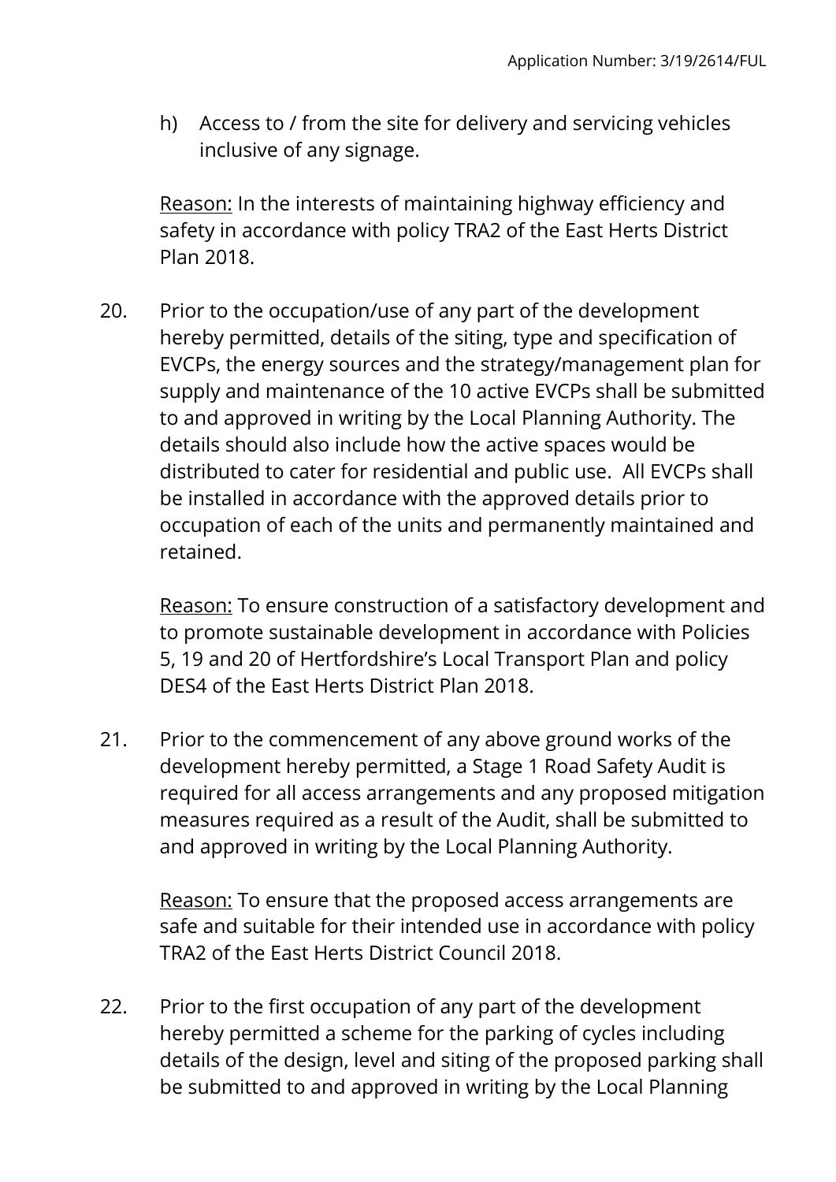h) Access to / from the site for delivery and servicing vehicles inclusive of any signage.

<u>Reason:</u> In the interests of maintaining highway efficiency and safety in accordance with policy TRA2 of the East Herts District Plan 2018.

20. Prior to the occupation/use of any part of the development hereby permitted, details of the siting, type and specification of EVCPs, the energy sources and the strategy/management plan for supply and maintenance of the 10 active EVCPs shall be submitted to and approved in writing by the Local Planning Authority. The details should also include how the active spaces would be distributed to cater for residential and public use. All EVCPs shall be installed in accordance with the approved details prior to occupation of each of the units and permanently maintained and retained.

    <u>Reason:</u> To ensure construction of a satisfactory development and to promote sustainable development in accordance with Policies 5, 19 and 20 of Hertfordshire's Local Transport Plan and policy DES4 of the East Herts District Plan 2018.

21. Prior to the commencement of any above ground works of the development hereby permitted, a Stage 1 Road Safety Audit is required for all access arrangements and any proposed mitigation measures required as a result of the Audit, shall be submitted to and approved in writing by the Local Planning Authority.

    <u>Reason:</u> To ensure that the proposed access arrangements are safe and suitable for their intended use in accordance with policy TRA2 of the East Herts District Council 2018.

22. Prior to the first occupation of any part of the development hereby permitted a scheme for the parking of cycles including details of the design, level and siting of the proposed parking shall be submitted to and approved in writing by the Local Planning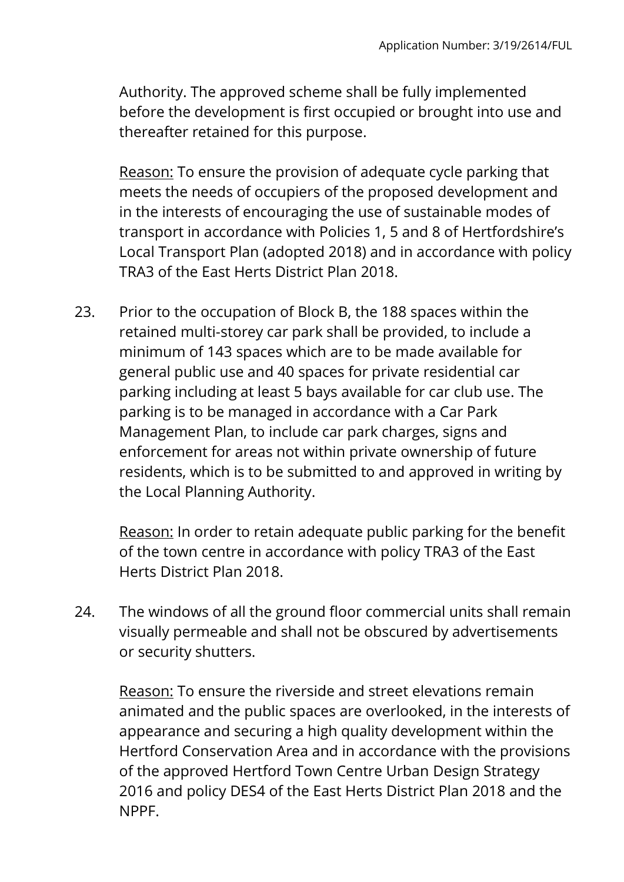Authority. The approved scheme shall be fully implemented before the development is first occupied or brought into use and thereafter retained for this purpose.

Reason: To ensure the provision of adequate cycle parking that meets the needs of occupiers of the proposed development and in the interests of encouraging the use of sustainable modes of transport in accordance with Policies 1, 5 and 8 of Hertfordshire's Local Transport Plan (adopted 2018) and in accordance with policy TRA3 of the East Herts District Plan 2018.

23. Prior to the occupation of Block B, the 188 spaces within the retained multi-storey car park shall be provided, to include a minimum of 143 spaces which are to be made available for general public use and 40 spaces for private residential car parking including at least 5 bays available for car club use. The parking is to be managed in accordance with a Car Park Management Plan, to include car park charges, signs and enforcement for areas not within private ownership of future residents, which is to be submitted to and approved in writing by the Local Planning Authority.

    Reason: In order to retain adequate public parking for the benefit of the town centre in accordance with policy TRA3 of the East Herts District Plan 2018.

24. The windows of all the ground floor commercial units shall remain visually permeable and shall not be obscured by advertisements or security shutters.

    Reason: To ensure the riverside and street elevations remain animated and the public spaces are overlooked, in the interests of appearance and securing a high quality development within the Hertford Conservation Area and in accordance with the provisions of the approved Hertford Town Centre Urban Design Strategy 2016 and policy DES4 of the East Herts District Plan 2018 and the NPPF.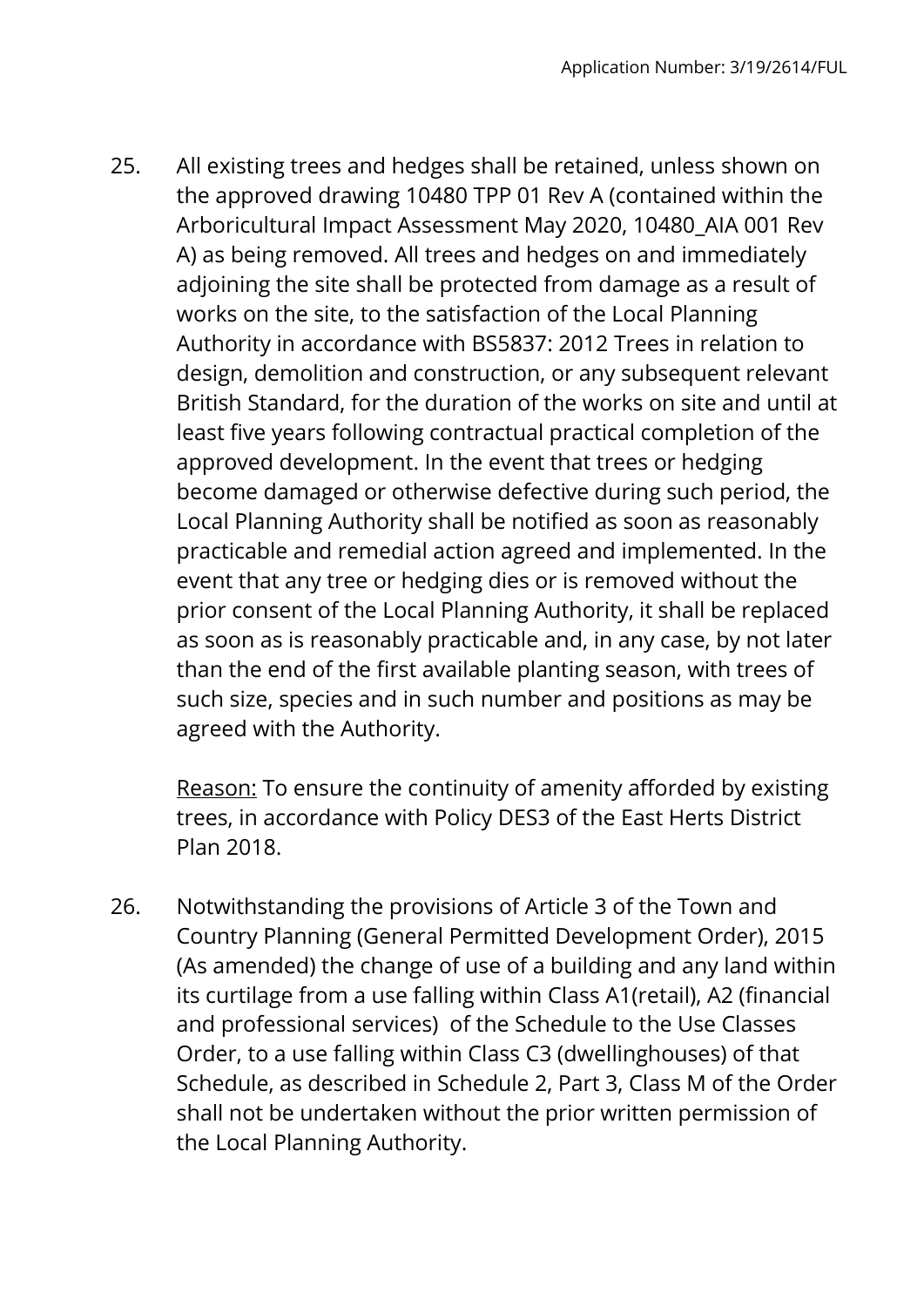25. All existing trees and hedges shall be retained, unless shown on the approved drawing 10480 TPP 01 Rev A (contained within the Arboricultural Impact Assessment May 2020, 10480_AIA 001 Rev A) as being removed. All trees and hedges on and immediately adjoining the site shall be protected from damage as a result of works on the site, to the satisfaction of the Local Planning Authority in accordance with BS5837: 2012 Trees in relation to design, demolition and construction, or any subsequent relevant British Standard, for the duration of the works on site and until at least five years following contractual practical completion of the approved development. In the event that trees or hedging become damaged or otherwise defective during such period, the Local Planning Authority shall be notified as soon as reasonably practicable and remedial action agreed and implemented. In the event that any tree or hedging dies or is removed without the prior consent of the Local Planning Authority, it shall be replaced as soon as is reasonably practicable and, in any case, by not later than the end of the first available planting season, with trees of such size, species and in such number and positions as may be agreed with the Authority.

    Reason: To ensure the continuity of amenity afforded by existing trees, in accordance with Policy DES3 of the East Herts District Plan 2018.

26. Notwithstanding the provisions of Article 3 of the Town and Country Planning (General Permitted Development Order), 2015 (As amended) the change of use of a building and any land within its curtilage from a use falling within Class A1(retail), A2 (financial and professional services) of the Schedule to the Use Classes Order, to a use falling within Class C3 (dwellinghouses) of that Schedule, as described in Schedule 2, Part 3, Class M of the Order shall not be undertaken without the prior written permission of the Local Planning Authority.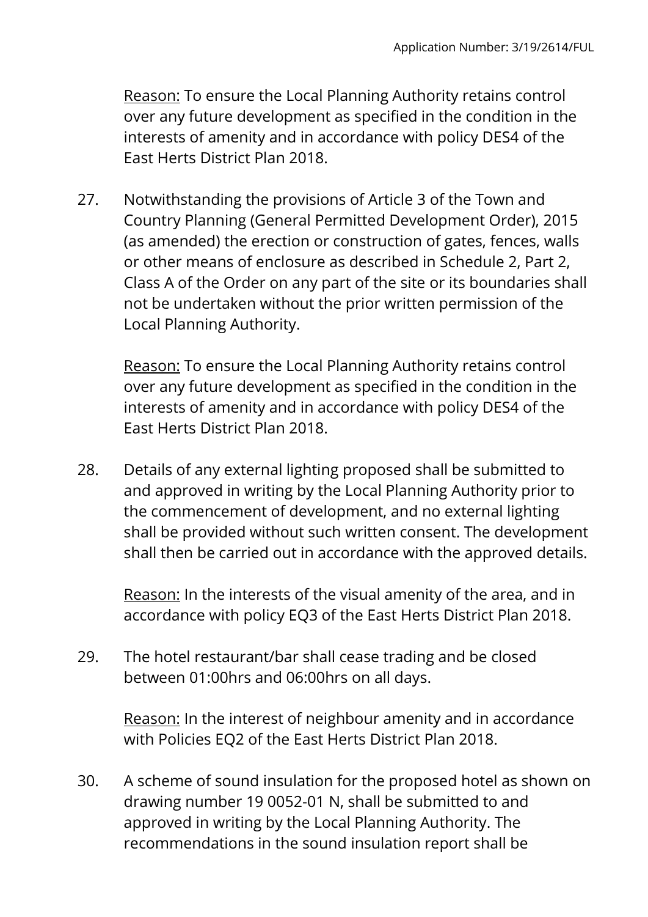Reason: To ensure the Local Planning Authority retains control over any future development as specified in the condition in the interests of amenity and in accordance with policy DES4 of the East Herts District Plan 2018.

27. Notwithstanding the provisions of Article 3 of the Town and Country Planning (General Permitted Development Order), 2015 (as amended) the erection or construction of gates, fences, walls or other means of enclosure as described in Schedule 2, Part 2, Class A of the Order on any part of the site or its boundaries shall not be undertaken without the prior written permission of the Local Planning Authority.

    Reason: To ensure the Local Planning Authority retains control over any future development as specified in the condition in the interests of amenity and in accordance with policy DES4 of the East Herts District Plan 2018.

28. Details of any external lighting proposed shall be submitted to and approved in writing by the Local Planning Authority prior to the commencement of development, and no external lighting shall be provided without such written consent. The development shall then be carried out in accordance with the approved details.

    Reason: In the interests of the visual amenity of the area, and in accordance with policy EQ3 of the East Herts District Plan 2018.

29. The hotel restaurant/bar shall cease trading and be closed between 01:00hrs and 06:00hrs on all days.

    Reason: In the interest of neighbour amenity and in accordance with Policies EQ2 of the East Herts District Plan 2018.

30. A scheme of sound insulation for the proposed hotel as shown on drawing number 19 0052-01 N, shall be submitted to and approved in writing by the Local Planning Authority. The recommendations in the sound insulation report shall be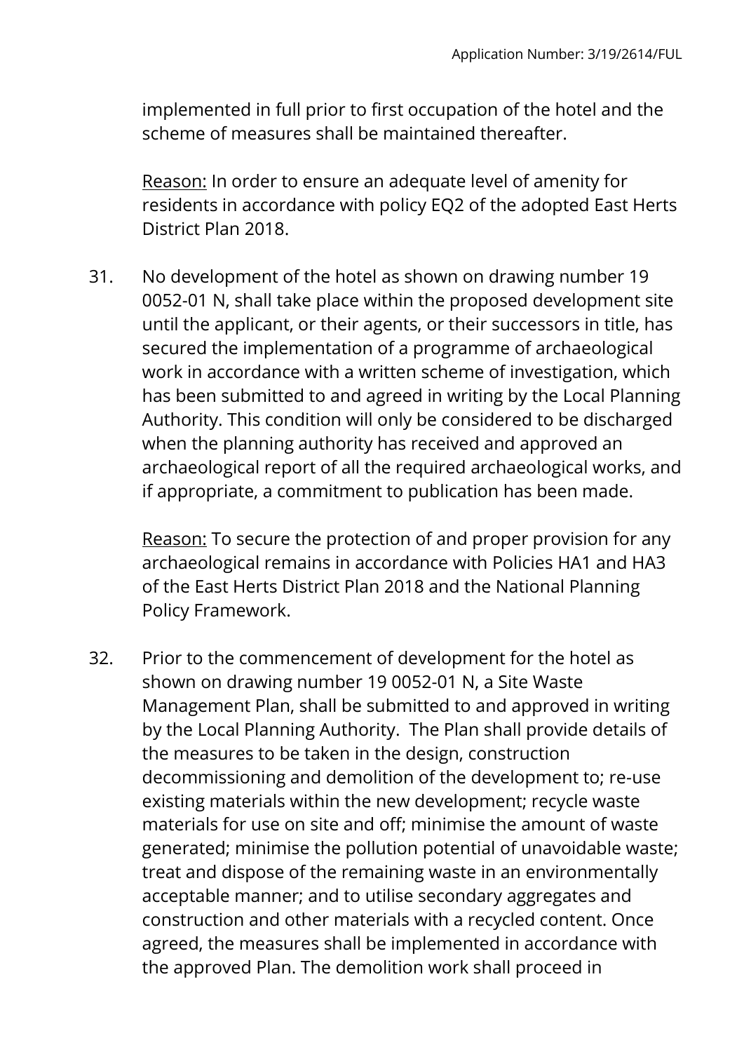implemented in full prior to first occupation of the hotel and the scheme of measures shall be maintained thereafter.

Reason: In order to ensure an adequate level of amenity for residents in accordance with policy EQ2 of the adopted East Herts District Plan 2018.

31. No development of the hotel as shown on drawing number 19 0052-01 N, shall take place within the proposed development site until the applicant, or their agents, or their successors in title, has secured the implementation of a programme of archaeological work in accordance with a written scheme of investigation, which has been submitted to and agreed in writing by the Local Planning Authority. This condition will only be considered to be discharged when the planning authority has received and approved an archaeological report of all the required archaeological works, and if appropriate, a commitment to publication has been made.

    Reason: To secure the protection of and proper provision for any archaeological remains in accordance with Policies HA1 and HA3 of the East Herts District Plan 2018 and the National Planning Policy Framework.

32. Prior to the commencement of development for the hotel as shown on drawing number 19 0052-01 N, a Site Waste Management Plan, shall be submitted to and approved in writing by the Local Planning Authority. The Plan shall provide details of the measures to be taken in the design, construction decommissioning and demolition of the development to; re-use existing materials within the new development; recycle waste materials for use on site and off; minimise the amount of waste generated; minimise the pollution potential of unavoidable waste; treat and dispose of the remaining waste in an environmentally acceptable manner; and to utilise secondary aggregates and construction and other materials with a recycled content. Once agreed, the measures shall be implemented in accordance with the approved Plan. The demolition work shall proceed in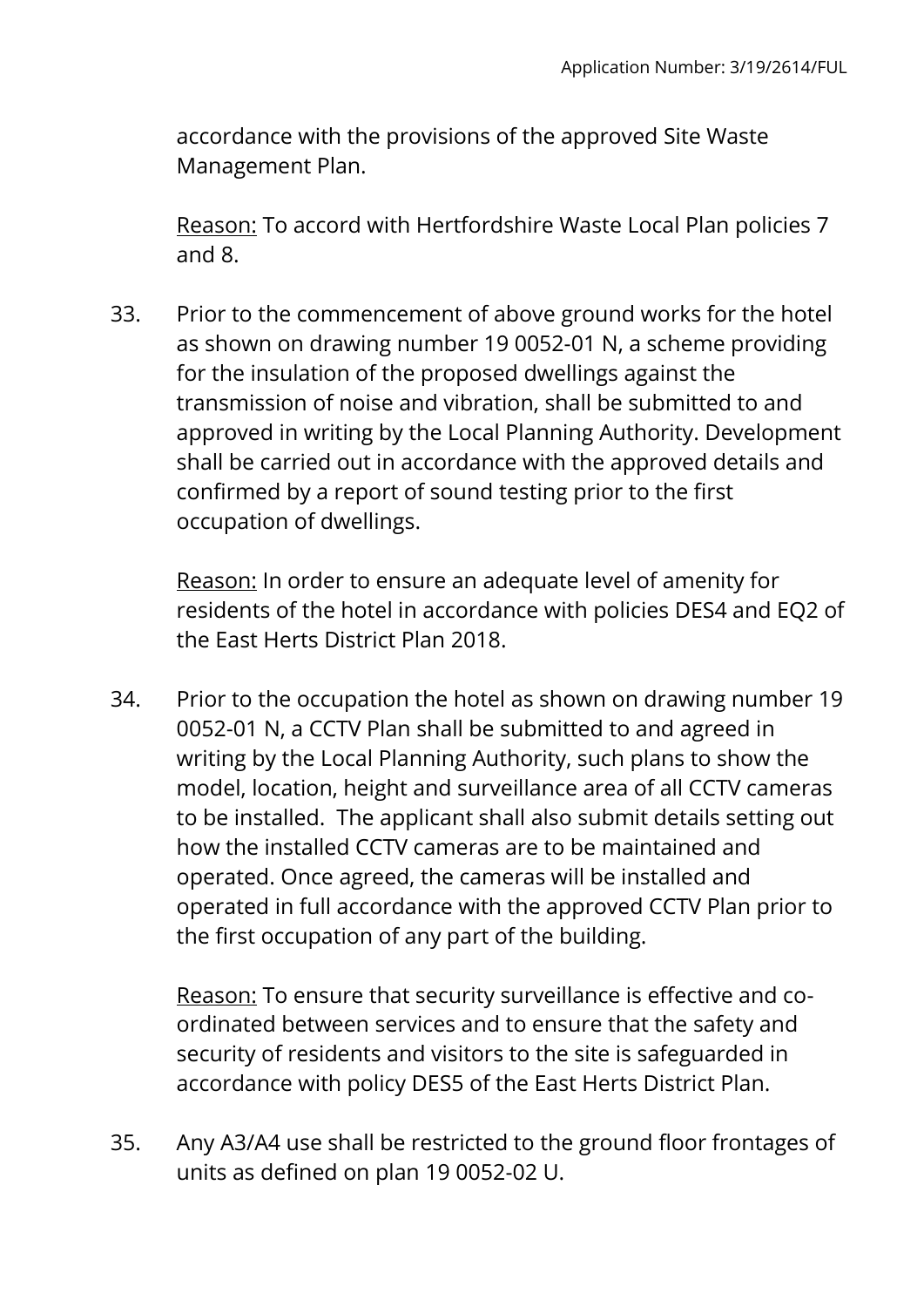accordance with the provisions of the approved Site Waste Management Plan.

Reason: To accord with Hertfordshire Waste Local Plan policies 7 and 8.

33. Prior to the commencement of above ground works for the hotel as shown on drawing number 19 0052-01 N, a scheme providing for the insulation of the proposed dwellings against the transmission of noise and vibration, shall be submitted to and approved in writing by the Local Planning Authority. Development shall be carried out in accordance with the approved details and confirmed by a report of sound testing prior to the first occupation of dwellings.

    Reason: In order to ensure an adequate level of amenity for residents of the hotel in accordance with policies DES4 and EQ2 of the East Herts District Plan 2018.

34. Prior to the occupation the hotel as shown on drawing number 19 0052-01 N, a CCTV Plan shall be submitted to and agreed in writing by the Local Planning Authority, such plans to show the model, location, height and surveillance area of all CCTV cameras to be installed. The applicant shall also submit details setting out how the installed CCTV cameras are to be maintained and operated. Once agreed, the cameras will be installed and operated in full accordance with the approved CCTV Plan prior to the first occupation of any part of the building.

    Reason: To ensure that security surveillance is effective and co-ordinated between services and to ensure that the safety and security of residents and visitors to the site is safeguarded in accordance with policy DES5 of the East Herts District Plan.

35. Any A3/A4 use shall be restricted to the ground floor frontages of units as defined on plan 19 0052-02 U.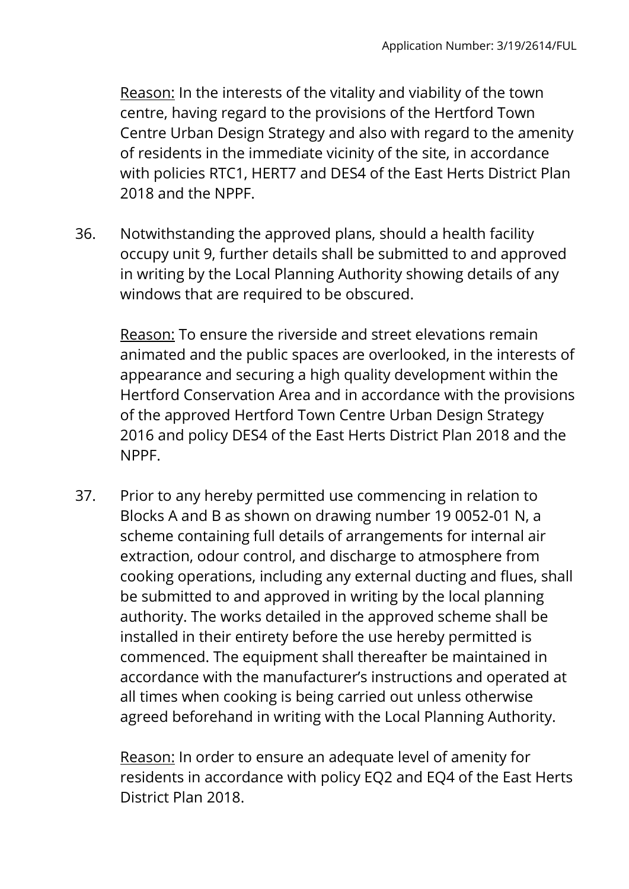Reason: In the interests of the vitality and viability of the town centre, having regard to the provisions of the Hertford Town Centre Urban Design Strategy and also with regard to the amenity of residents in the immediate vicinity of the site, in accordance with policies RTC1, HERT7 and DES4 of the East Herts District Plan 2018 and the NPPF.

36. Notwithstanding the approved plans, should a health facility occupy unit 9, further details shall be submitted to and approved in writing by the Local Planning Authority showing details of any windows that are required to be obscured.

    Reason: To ensure the riverside and street elevations remain animated and the public spaces are overlooked, in the interests of appearance and securing a high quality development within the Hertford Conservation Area and in accordance with the provisions of the approved Hertford Town Centre Urban Design Strategy 2016 and policy DES4 of the East Herts District Plan 2018 and the NPPF.

37. Prior to any hereby permitted use commencing in relation to Blocks A and B as shown on drawing number 19 0052-01 N, a scheme containing full details of arrangements for internal air extraction, odour control, and discharge to atmosphere from cooking operations, including any external ducting and flues, shall be submitted to and approved in writing by the local planning authority. The works detailed in the approved scheme shall be installed in their entirety before the use hereby permitted is commenced. The equipment shall thereafter be maintained in accordance with the manufacturer's instructions and operated at all times when cooking is being carried out unless otherwise agreed beforehand in writing with the Local Planning Authority.

    Reason: In order to ensure an adequate level of amenity for residents in accordance with policy EQ2 and EQ4 of the East Herts District Plan 2018.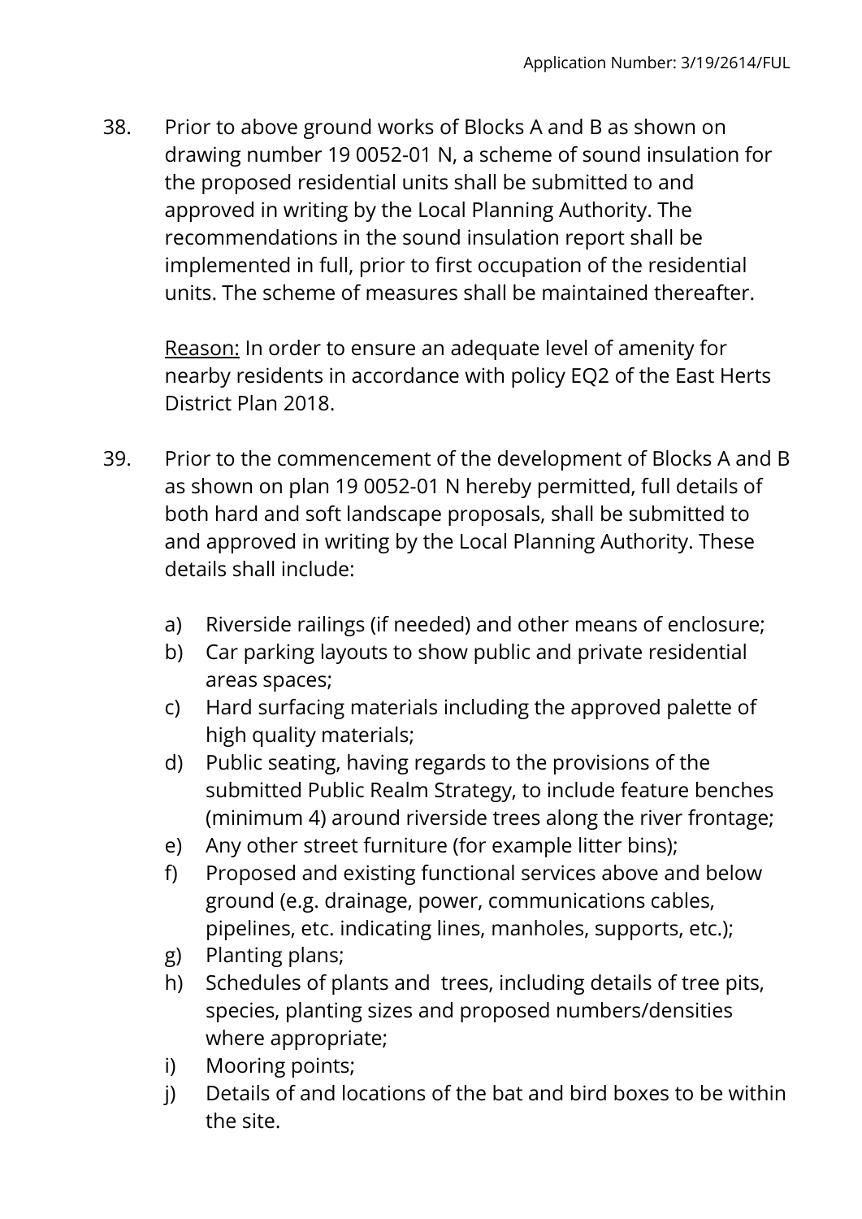38. Prior to above ground works of Blocks A and B as shown on drawing number 19 0052-01 N, a scheme of sound insulation for the proposed residential units shall be submitted to and approved in writing by the Local Planning Authority. The recommendations in the sound insulation report shall be implemented in full, prior to first occupation of the residential units. The scheme of measures shall be maintained thereafter.

    Reason: In order to ensure an adequate level of amenity for nearby residents in accordance with policy EQ2 of the East Herts District Plan 2018.

39. Prior to the commencement of the development of Blocks A and B as shown on plan 19 0052-01 N hereby permitted, full details of both hard and soft landscape proposals, shall be submitted to and approved in writing by the Local Planning Authority. These details shall include:

    a) Riverside railings (if needed) and other means of enclosure;
    b) Car parking layouts to show public and private residential areas spaces;
    c) Hard surfacing materials including the approved palette of high quality materials;
    d) Public seating, having regards to the provisions of the submitted Public Realm Strategy, to include feature benches (minimum 4) around riverside trees along the river frontage;
    e) Any other street furniture (for example litter bins);
    f) Proposed and existing functional services above and below ground (e.g. drainage, power, communications cables, pipelines, etc. indicating lines, manholes, supports, etc.);
    g) Planting plans;
    h) Schedules of plants and trees, including details of tree pits, species, planting sizes and proposed numbers/densities where appropriate;
    i) Mooring points;
    j) Details of and locations of the bat and bird boxes to be within the site.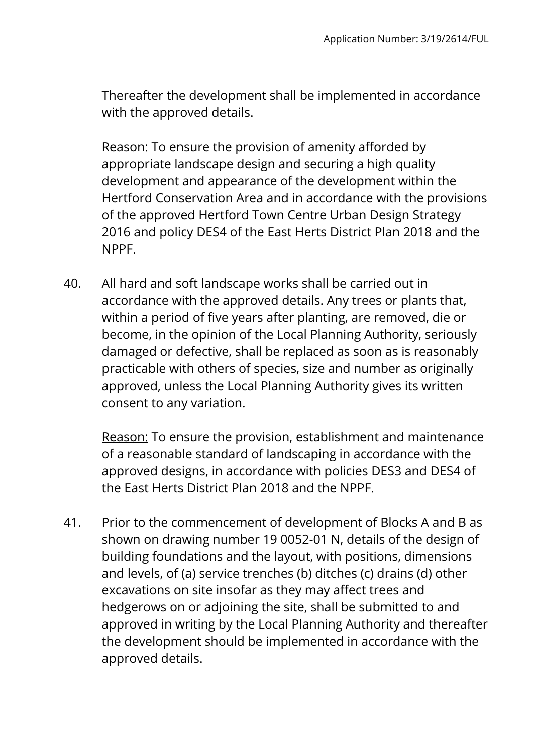Thereafter the development shall be implemented in accordance with the approved details.

Reason: To ensure the provision of amenity afforded by appropriate landscape design and securing a high quality development and appearance of the development within the Hertford Conservation Area and in accordance with the provisions of the approved Hertford Town Centre Urban Design Strategy 2016 and policy DES4 of the East Herts District Plan 2018 and the NPPF.

40. All hard and soft landscape works shall be carried out in accordance with the approved details. Any trees or plants that, within a period of five years after planting, are removed, die or become, in the opinion of the Local Planning Authority, seriously damaged or defective, shall be replaced as soon as is reasonably practicable with others of species, size and number as originally approved, unless the Local Planning Authority gives its written consent to any variation.

    Reason: To ensure the provision, establishment and maintenance of a reasonable standard of landscaping in accordance with the approved designs, in accordance with policies DES3 and DES4 of the East Herts District Plan 2018 and the NPPF.

41. Prior to the commencement of development of Blocks A and B as shown on drawing number 19 0052-01 N, details of the design of building foundations and the layout, with positions, dimensions and levels, of (a) service trenches (b) ditches (c) drains (d) other excavations on site insofar as they may affect trees and hedgerows on or adjoining the site, shall be submitted to and approved in writing by the Local Planning Authority and thereafter the development should be implemented in accordance with the approved details.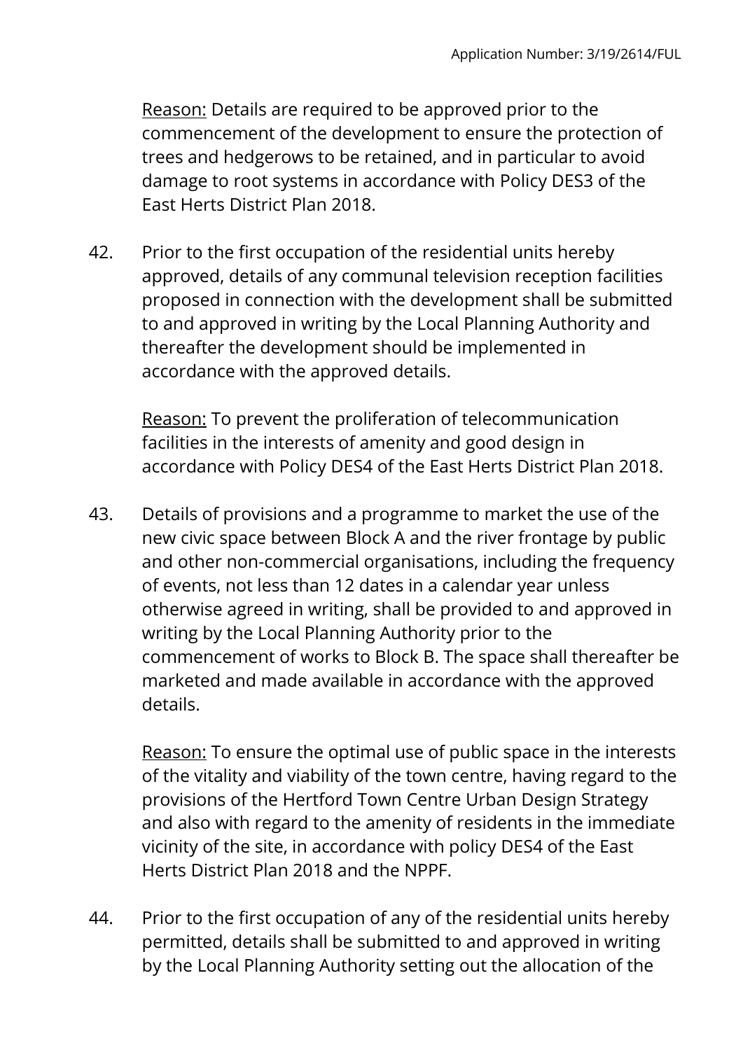Reason: Details are required to be approved prior to the commencement of the development to ensure the protection of trees and hedgerows to be retained, and in particular to avoid damage to root systems in accordance with Policy DES3 of the East Herts District Plan 2018.

42. Prior to the first occupation of the residential units hereby approved, details of any communal television reception facilities proposed in connection with the development shall be submitted to and approved in writing by the Local Planning Authority and thereafter the development should be implemented in accordance with the approved details.

    Reason: To prevent the proliferation of telecommunication facilities in the interests of amenity and good design in accordance with Policy DES4 of the East Herts District Plan 2018.

43. Details of provisions and a programme to market the use of the new civic space between Block A and the river frontage by public and other non-commercial organisations, including the frequency of events, not less than 12 dates in a calendar year unless otherwise agreed in writing, shall be provided to and approved in writing by the Local Planning Authority prior to the commencement of works to Block B. The space shall thereafter be marketed and made available in accordance with the approved details.

    Reason: To ensure the optimal use of public space in the interests of the vitality and viability of the town centre, having regard to the provisions of the Hertford Town Centre Urban Design Strategy and also with regard to the amenity of residents in the immediate vicinity of the site, in accordance with policy DES4 of the East Herts District Plan 2018 and the NPPF.

44. Prior to the first occupation of any of the residential units hereby permitted, details shall be submitted to and approved in writing by the Local Planning Authority setting out the allocation of the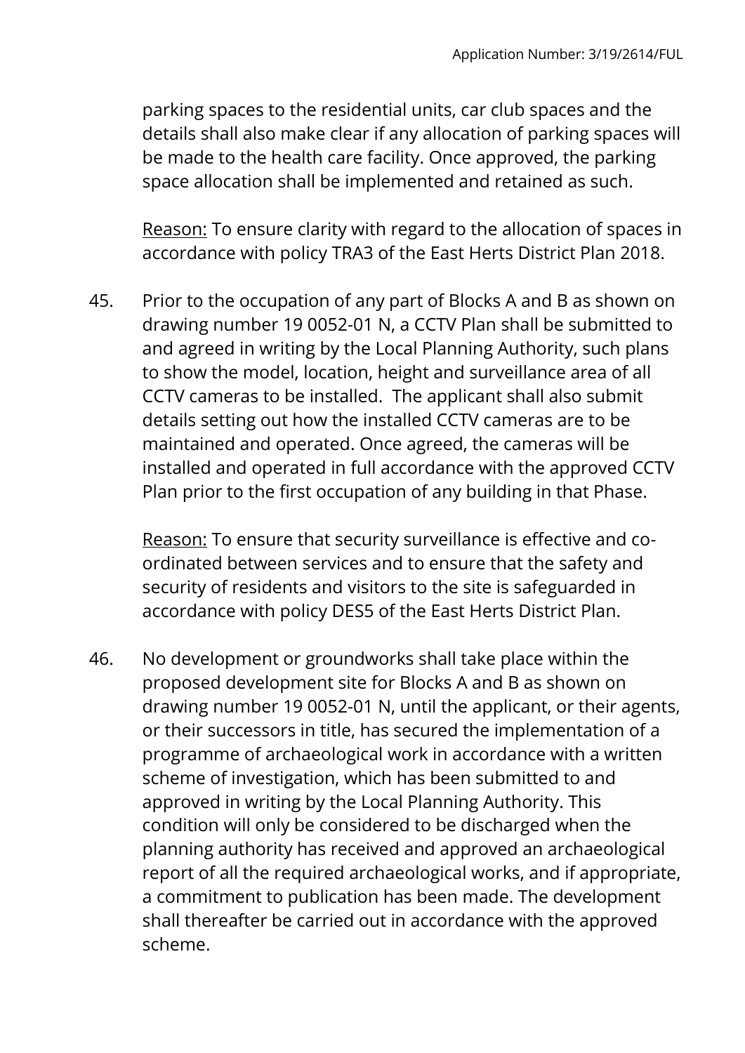parking spaces to the residential units, car club spaces and the details shall also make clear if any allocation of parking spaces will be made to the health care facility. Once approved, the parking space allocation shall be implemented and retained as such.

Reason: To ensure clarity with regard to the allocation of spaces in accordance with policy TRA3 of the East Herts District Plan 2018.

45. Prior to the occupation of any part of Blocks A and B as shown on drawing number 19 0052-01 N, a CCTV Plan shall be submitted to and agreed in writing by the Local Planning Authority, such plans to show the model, location, height and surveillance area of all CCTV cameras to be installed. The applicant shall also submit details setting out how the installed CCTV cameras are to be maintained and operated. Once agreed, the cameras will be installed and operated in full accordance with the approved CCTV Plan prior to the first occupation of any building in that Phase.

    Reason: To ensure that security surveillance is effective and co-ordinated between services and to ensure that the safety and security of residents and visitors to the site is safeguarded in accordance with policy DES5 of the East Herts District Plan.

46. No development or groundworks shall take place within the proposed development site for Blocks A and B as shown on drawing number 19 0052-01 N, until the applicant, or their agents, or their successors in title, has secured the implementation of a programme of archaeological work in accordance with a written scheme of investigation, which has been submitted to and approved in writing by the Local Planning Authority. This condition will only be considered to be discharged when the planning authority has received and approved an archaeological report of all the required archaeological works, and if appropriate, a commitment to publication has been made. The development shall thereafter be carried out in accordance with the approved scheme.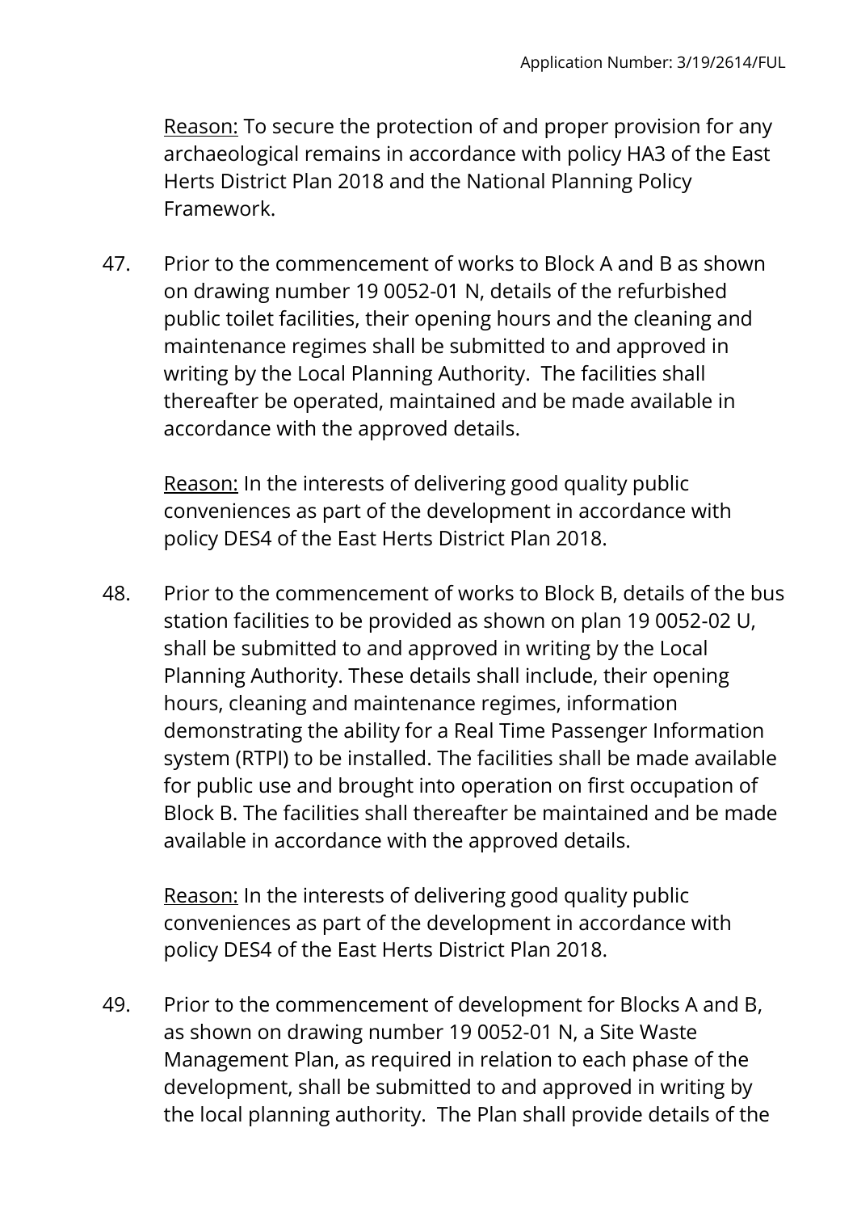Reason: To secure the protection of and proper provision for any archaeological remains in accordance with policy HA3 of the East Herts District Plan 2018 and the National Planning Policy Framework.

47. Prior to the commencement of works to Block A and B as shown on drawing number 19 0052-01 N, details of the refurbished public toilet facilities, their opening hours and the cleaning and maintenance regimes shall be submitted to and approved in writing by the Local Planning Authority. The facilities shall thereafter be operated, maintained and be made available in accordance with the approved details.

    Reason: In the interests of delivering good quality public conveniences as part of the development in accordance with policy DES4 of the East Herts District Plan 2018.

48. Prior to the commencement of works to Block B, details of the bus station facilities to be provided as shown on plan 19 0052-02 U, shall be submitted to and approved in writing by the Local Planning Authority. These details shall include, their opening hours, cleaning and maintenance regimes, information demonstrating the ability for a Real Time Passenger Information system (RTPI) to be installed. The facilities shall be made available for public use and brought into operation on first occupation of Block B. The facilities shall thereafter be maintained and be made available in accordance with the approved details.

    Reason: In the interests of delivering good quality public conveniences as part of the development in accordance with policy DES4 of the East Herts District Plan 2018.

49. Prior to the commencement of development for Blocks A and B, as shown on drawing number 19 0052-01 N, a Site Waste Management Plan, as required in relation to each phase of the development, shall be submitted to and approved in writing by the local planning authority. The Plan shall provide details of the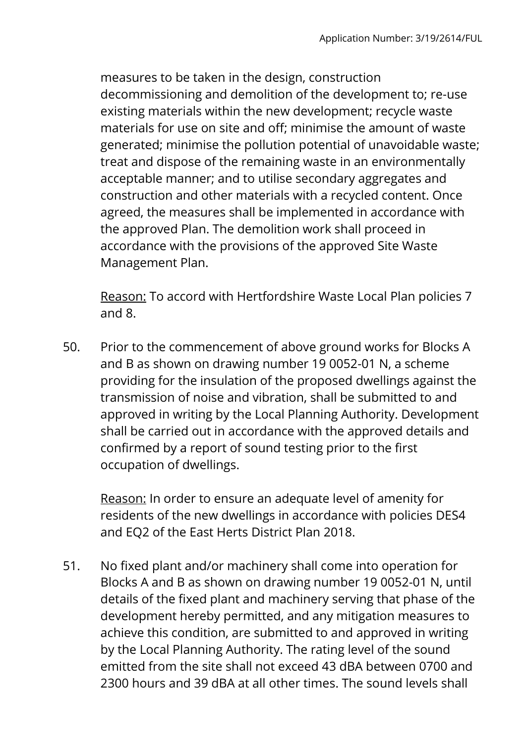measures to be taken in the design, construction decommissioning and demolition of the development to; re-use existing materials within the new development; recycle waste materials for use on site and off; minimise the amount of waste generated; minimise the pollution potential of unavoidable waste; treat and dispose of the remaining waste in an environmentally acceptable manner; and to utilise secondary aggregates and construction and other materials with a recycled content. Once agreed, the measures shall be implemented in accordance with the approved Plan. The demolition work shall proceed in accordance with the provisions of the approved Site Waste Management Plan.

Reason: To accord with Hertfordshire Waste Local Plan policies 7 and 8.

50. Prior to the commencement of above ground works for Blocks A and B as shown on drawing number 19 0052-01 N, a scheme providing for the insulation of the proposed dwellings against the transmission of noise and vibration, shall be submitted to and approved in writing by the Local Planning Authority. Development shall be carried out in accordance with the approved details and confirmed by a report of sound testing prior to the first occupation of dwellings.

    Reason: In order to ensure an adequate level of amenity for residents of the new dwellings in accordance with policies DES4 and EQ2 of the East Herts District Plan 2018.

51. No fixed plant and/or machinery shall come into operation for Blocks A and B as shown on drawing number 19 0052-01 N, until details of the fixed plant and machinery serving that phase of the development hereby permitted, and any mitigation measures to achieve this condition, are submitted to and approved in writing by the Local Planning Authority. The rating level of the sound emitted from the site shall not exceed 43 dBA between 0700 and 2300 hours and 39 dBA at all other times. The sound levels shall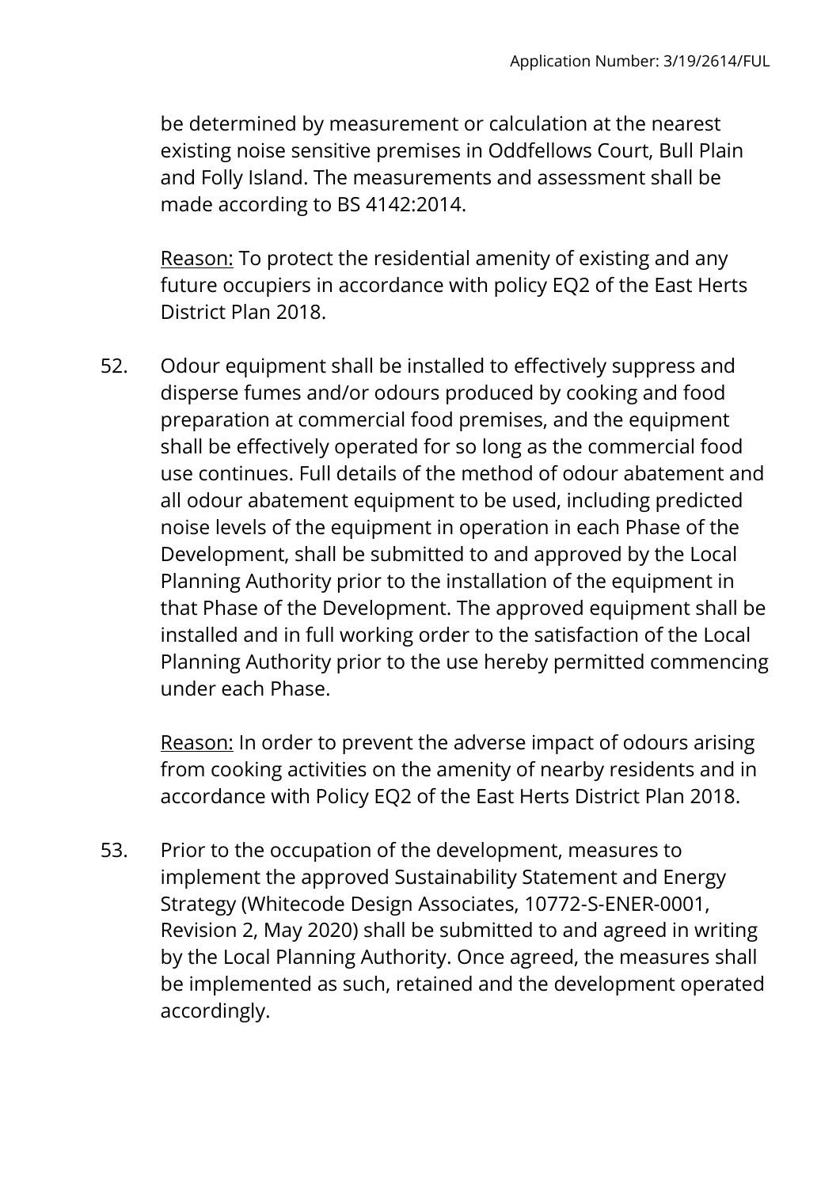be determined by measurement or calculation at the nearest existing noise sensitive premises in Oddfellows Court, Bull Plain and Folly Island. The measurements and assessment shall be made according to BS 4142:2014.

<u>Reason:</u> To protect the residential amenity of existing and any future occupiers in accordance with policy EQ2 of the East Herts District Plan 2018.

52. Odour equipment shall be installed to effectively suppress and disperse fumes and/or odours produced by cooking and food preparation at commercial food premises, and the equipment shall be effectively operated for so long as the commercial food use continues. Full details of the method of odour abatement and all odour abatement equipment to be used, including predicted noise levels of the equipment in operation in each Phase of the Development, shall be submitted to and approved by the Local Planning Authority prior to the installation of the equipment in that Phase of the Development. The approved equipment shall be installed and in full working order to the satisfaction of the Local Planning Authority prior to the use hereby permitted commencing under each Phase.

    <u>Reason:</u> In order to prevent the adverse impact of odours arising from cooking activities on the amenity of nearby residents and in accordance with Policy EQ2 of the East Herts District Plan 2018.

53. Prior to the occupation of the development, measures to implement the approved Sustainability Statement and Energy Strategy (Whitecode Design Associates, 10772-S-ENER-0001, Revision 2, May 2020) shall be submitted to and agreed in writing by the Local Planning Authority. Once agreed, the measures shall be implemented as such, retained and the development operated accordingly.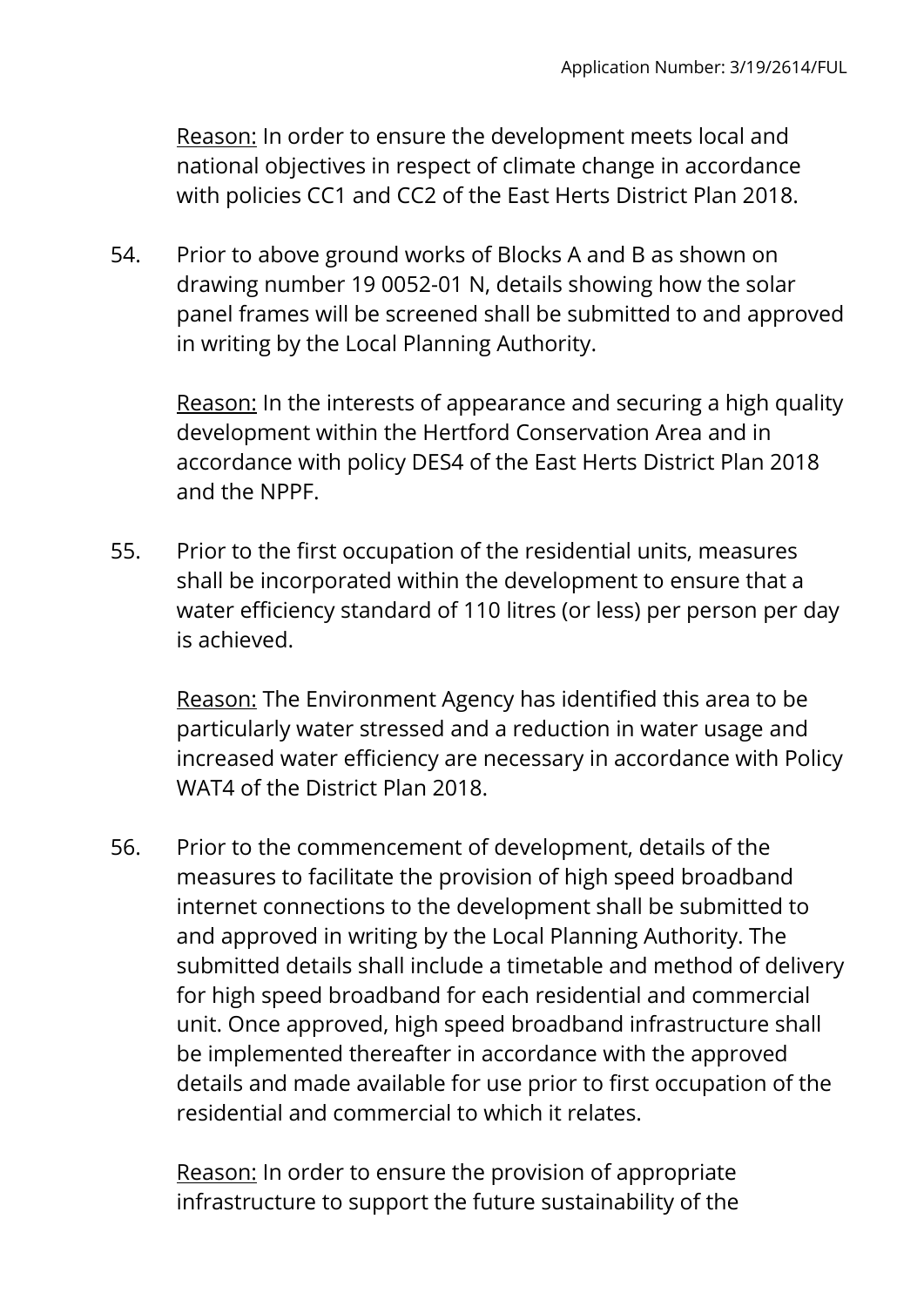Reason: In order to ensure the development meets local and national objectives in respect of climate change in accordance with policies CC1 and CC2 of the East Herts District Plan 2018.

54. Prior to above ground works of Blocks A and B as shown on drawing number 19 0052-01 N, details showing how the solar panel frames will be screened shall be submitted to and approved in writing by the Local Planning Authority.

    Reason: In the interests of appearance and securing a high quality development within the Hertford Conservation Area and in accordance with policy DES4 of the East Herts District Plan 2018 and the NPPF.

55. Prior to the first occupation of the residential units, measures shall be incorporated within the development to ensure that a water efficiency standard of 110 litres (or less) per person per day is achieved.

    Reason: The Environment Agency has identified this area to be particularly water stressed and a reduction in water usage and increased water efficiency are necessary in accordance with Policy WAT4 of the District Plan 2018.

56. Prior to the commencement of development, details of the measures to facilitate the provision of high speed broadband internet connections to the development shall be submitted to and approved in writing by the Local Planning Authority. The submitted details shall include a timetable and method of delivery for high speed broadband for each residential and commercial unit. Once approved, high speed broadband infrastructure shall be implemented thereafter in accordance with the approved details and made available for use prior to first occupation of the residential and commercial to which it relates.

    Reason: In order to ensure the provision of appropriate infrastructure to support the future sustainability of the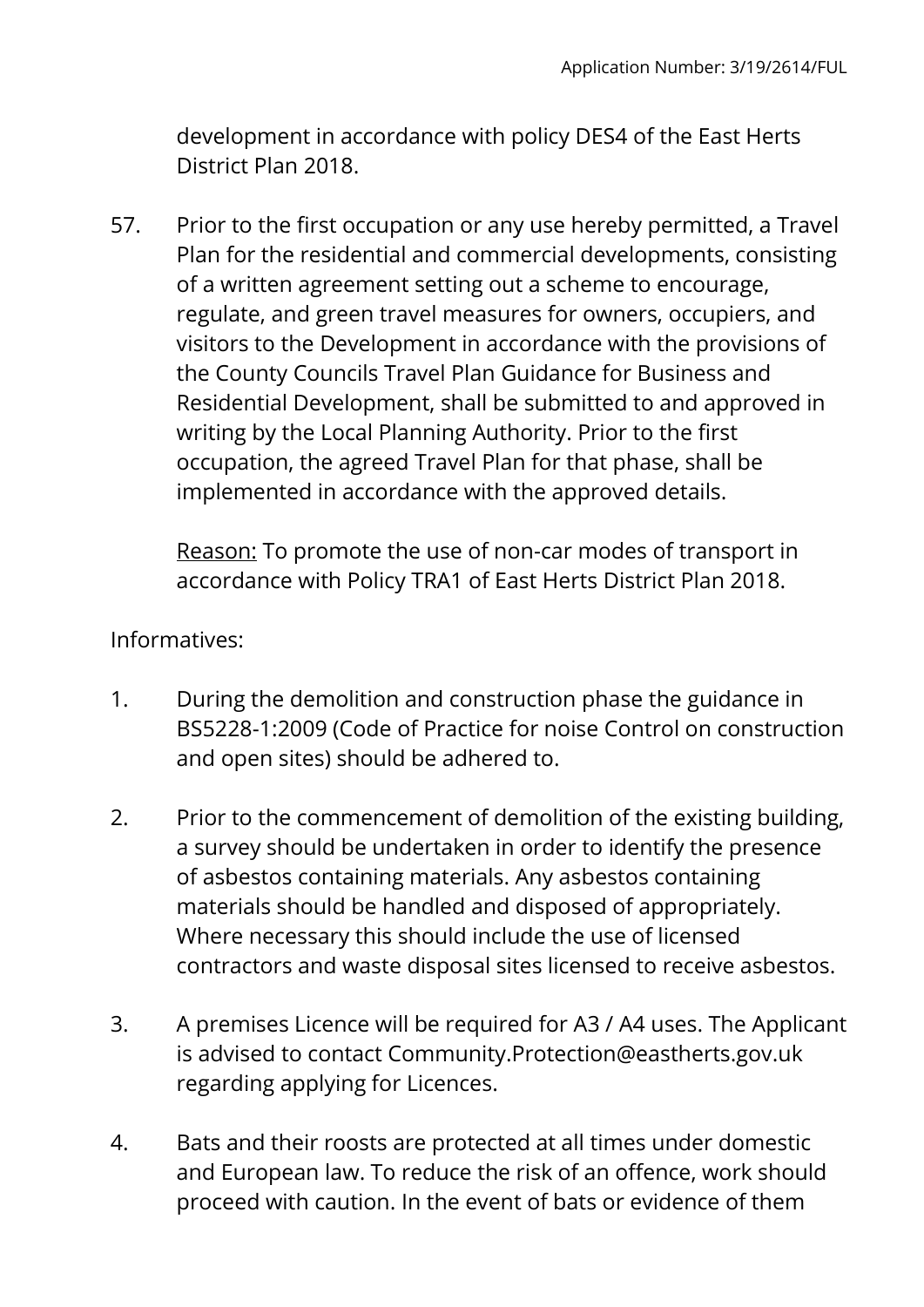development in accordance with policy DES4 of the East Herts District Plan 2018.

57. Prior to the first occupation or any use hereby permitted, a Travel Plan for the residential and commercial developments, consisting of a written agreement setting out a scheme to encourage, regulate, and green travel measures for owners, occupiers, and visitors to the Development in accordance with the provisions of the County Councils Travel Plan Guidance for Business and Residential Development, shall be submitted to and approved in writing by the Local Planning Authority. Prior to the first occupation, the agreed Travel Plan for that phase, shall be implemented in accordance with the approved details.

    Reason: To promote the use of non-car modes of transport in accordance with Policy TRA1 of East Herts District Plan 2018.

Informatives:

1. During the demolition and construction phase the guidance in BS5228-1:2009 (Code of Practice for noise Control on construction and open sites) should be adhered to.

2. Prior to the commencement of demolition of the existing building, a survey should be undertaken in order to identify the presence of asbestos containing materials. Any asbestos containing materials should be handled and disposed of appropriately. Where necessary this should include the use of licensed contractors and waste disposal sites licensed to receive asbestos.

3. A premises Licence will be required for A3 / A4 uses. The Applicant is advised to contact Community.Protection@eastherts.gov.uk regarding applying for Licences.

4. Bats and their roosts are protected at all times under domestic and European law. To reduce the risk of an offence, work should proceed with caution. In the event of bats or evidence of them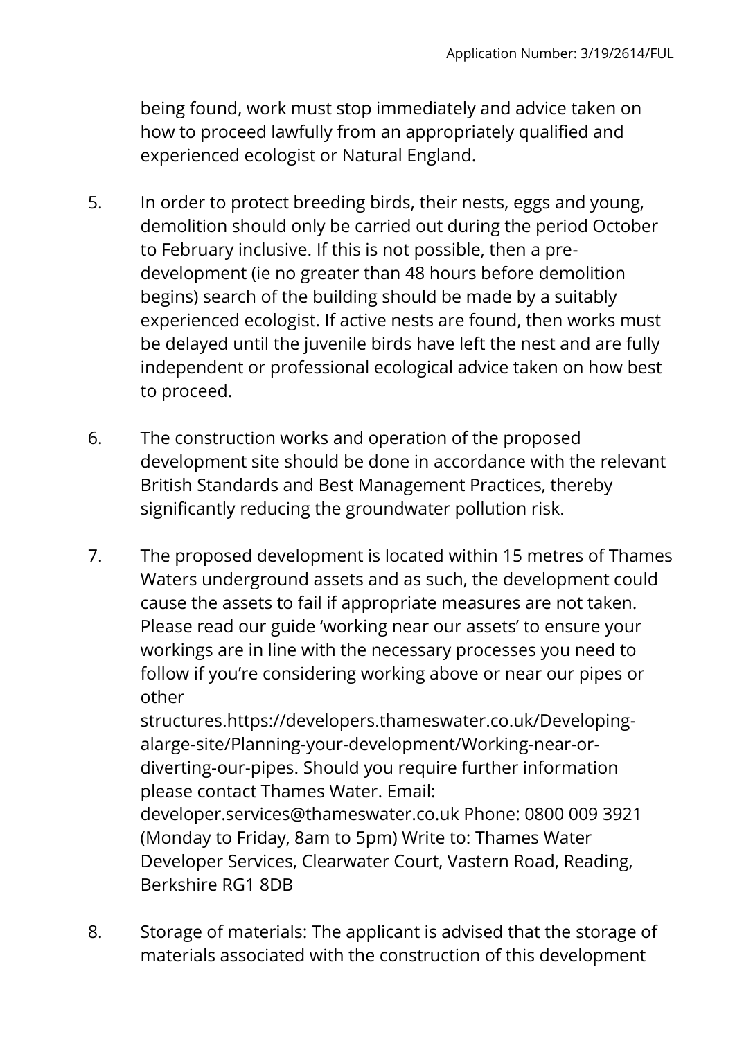being found, work must stop immediately and advice taken on how to proceed lawfully from an appropriately qualified and experienced ecologist or Natural England.

5. In order to protect breeding birds, their nests, eggs and young, demolition should only be carried out during the period October to February inclusive. If this is not possible, then a pre-development (ie no greater than 48 hours before demolition begins) search of the building should be made by a suitably experienced ecologist. If active nests are found, then works must be delayed until the juvenile birds have left the nest and are fully independent or professional ecological advice taken on how best to proceed.

6. The construction works and operation of the proposed development site should be done in accordance with the relevant British Standards and Best Management Practices, thereby significantly reducing the groundwater pollution risk.

7. The proposed development is located within 15 metres of Thames Waters underground assets and as such, the development could cause the assets to fail if appropriate measures are not taken. Please read our guide 'working near our assets' to ensure your workings are in line with the necessary processes you need to follow if you're considering working above or near our pipes or other structures.https://developers.thameswater.co.uk/Developing-alarge-site/Planning-your-development/Working-near-or-diverting-our-pipes. Should you require further information please contact Thames Water. Email: developer.services@thameswater.co.uk Phone: 0800 009 3921 (Monday to Friday, 8am to 5pm) Write to: Thames Water Developer Services, Clearwater Court, Vastern Road, Reading, Berkshire RG1 8DB

8. Storage of materials: The applicant is advised that the storage of materials associated with the construction of this development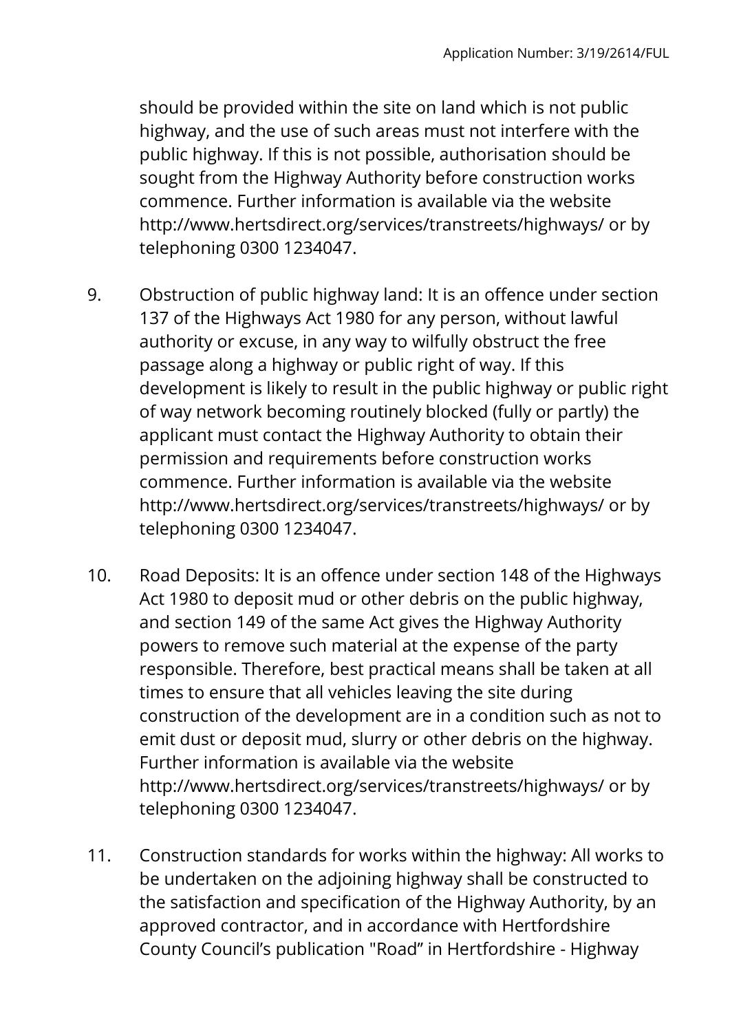should be provided within the site on land which is not public highway, and the use of such areas must not interfere with the public highway. If this is not possible, authorisation should be sought from the Highway Authority before construction works commence. Further information is available via the website http://www.hertsdirect.org/services/transtreets/highways/ or by telephoning 0300 1234047.

9. Obstruction of public highway land: It is an offence under section 137 of the Highways Act 1980 for any person, without lawful authority or excuse, in any way to wilfully obstruct the free passage along a highway or public right of way. If this development is likely to result in the public highway or public right of way network becoming routinely blocked (fully or partly) the applicant must contact the Highway Authority to obtain their permission and requirements before construction works commence. Further information is available via the website http://www.hertsdirect.org/services/transtreets/highways/ or by telephoning 0300 1234047.

10. Road Deposits: It is an offence under section 148 of the Highways Act 1980 to deposit mud or other debris on the public highway, and section 149 of the same Act gives the Highway Authority powers to remove such material at the expense of the party responsible. Therefore, best practical means shall be taken at all times to ensure that all vehicles leaving the site during construction of the development are in a condition such as not to emit dust or deposit mud, slurry or other debris on the highway. Further information is available via the website http://www.hertsdirect.org/services/transtreets/highways/ or by telephoning 0300 1234047.

11. Construction standards for works within the highway: All works to be undertaken on the adjoining highway shall be constructed to the satisfaction and specification of the Highway Authority, by an approved contractor, and in accordance with Hertfordshire County Council's publication "Road" in Hertfordshire - Highway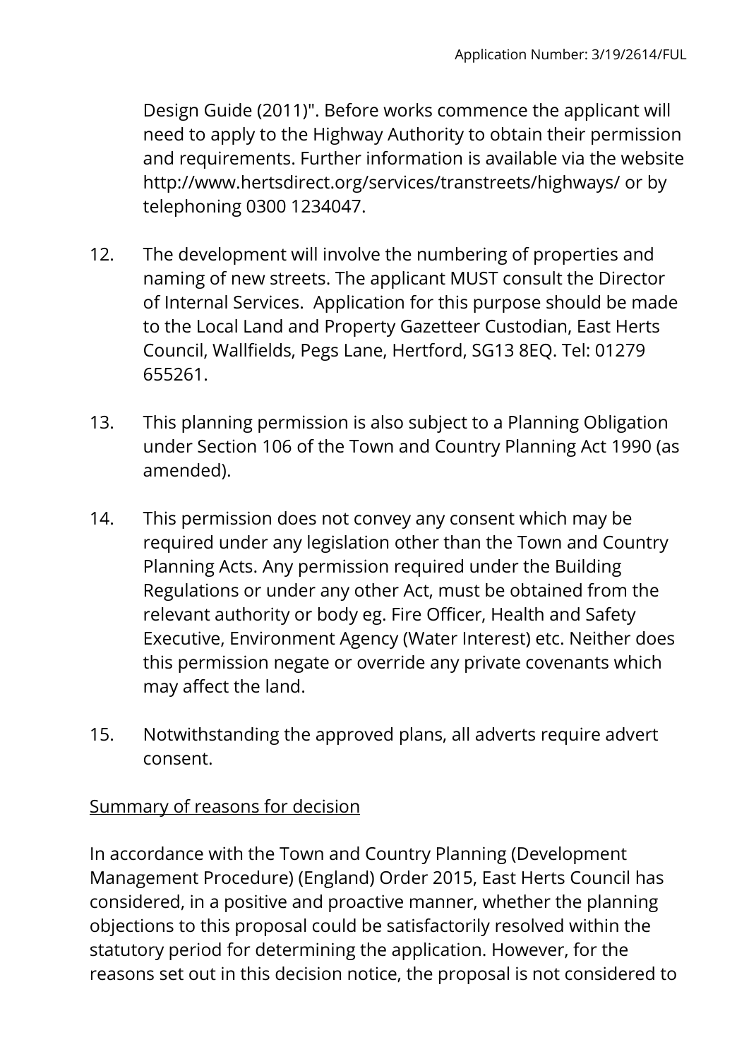Design Guide (2011)". Before works commence the applicant will need to apply to the Highway Authority to obtain their permission and requirements. Further information is available via the website http://www.hertsdirect.org/services/transtreets/highways/ or by telephoning 0300 1234047.

12. The development will involve the numbering of properties and naming of new streets. The applicant MUST consult the Director of Internal Services. Application for this purpose should be made to the Local Land and Property Gazetteer Custodian, East Herts Council, Wallfields, Pegs Lane, Hertford, SG13 8EQ. Tel: 01279 655261.

13. This planning permission is also subject to a Planning Obligation under Section 106 of the Town and Country Planning Act 1990 (as amended).

14. This permission does not convey any consent which may be required under any legislation other than the Town and Country Planning Acts. Any permission required under the Building Regulations or under any other Act, must be obtained from the relevant authority or body eg. Fire Officer, Health and Safety Executive, Environment Agency (Water Interest) etc. Neither does this permission negate or override any private covenants which may affect the land.

15. Notwithstanding the approved plans, all adverts require advert consent.

Summary of reasons for decision

In accordance with the Town and Country Planning (Development Management Procedure) (England) Order 2015, East Herts Council has considered, in a positive and proactive manner, whether the planning objections to this proposal could be satisfactorily resolved within the statutory period for determining the application. However, for the reasons set out in this decision notice, the proposal is not considered to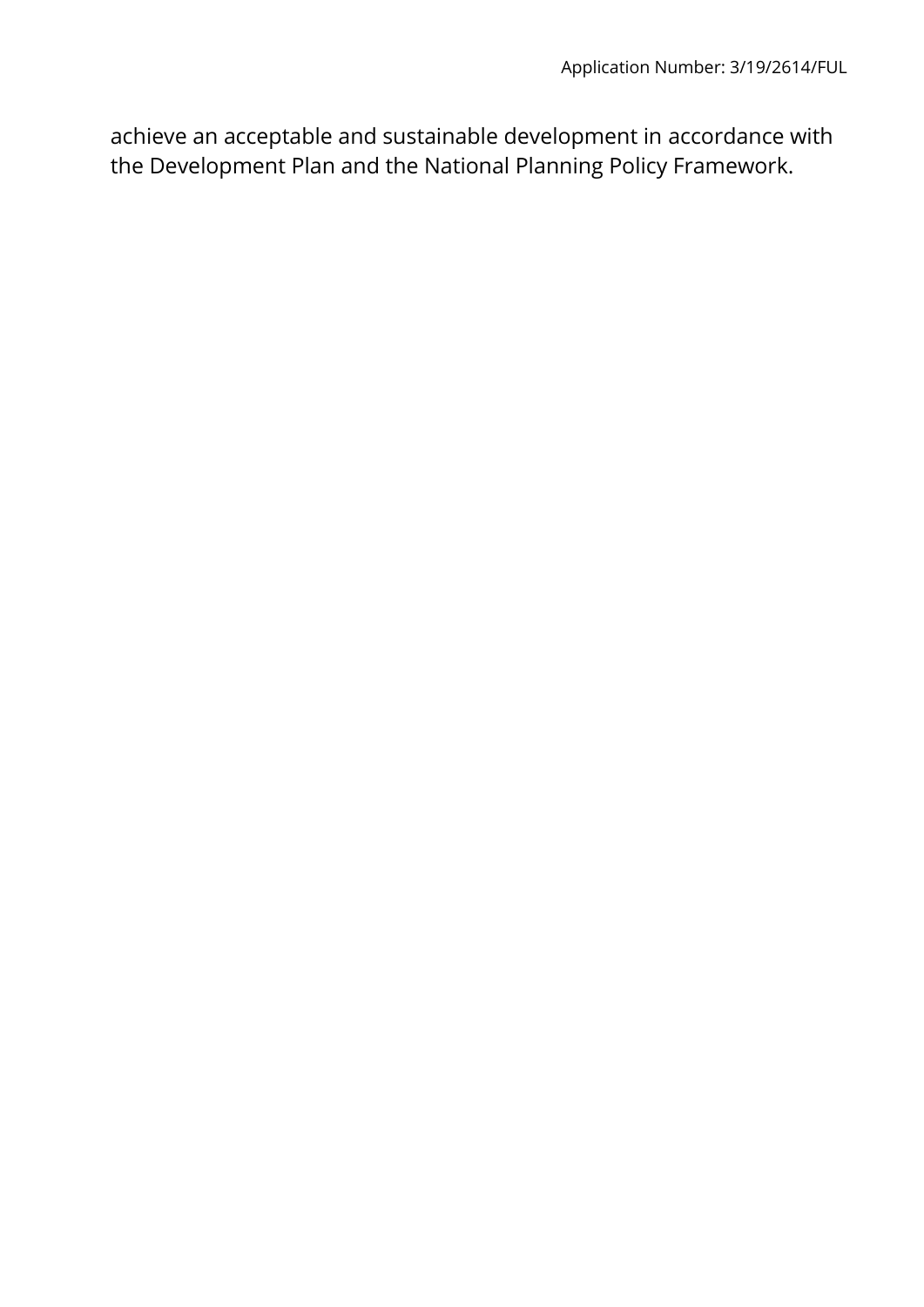achieve an acceptable and sustainable development in accordance with the Development Plan and the National Planning Policy Framework.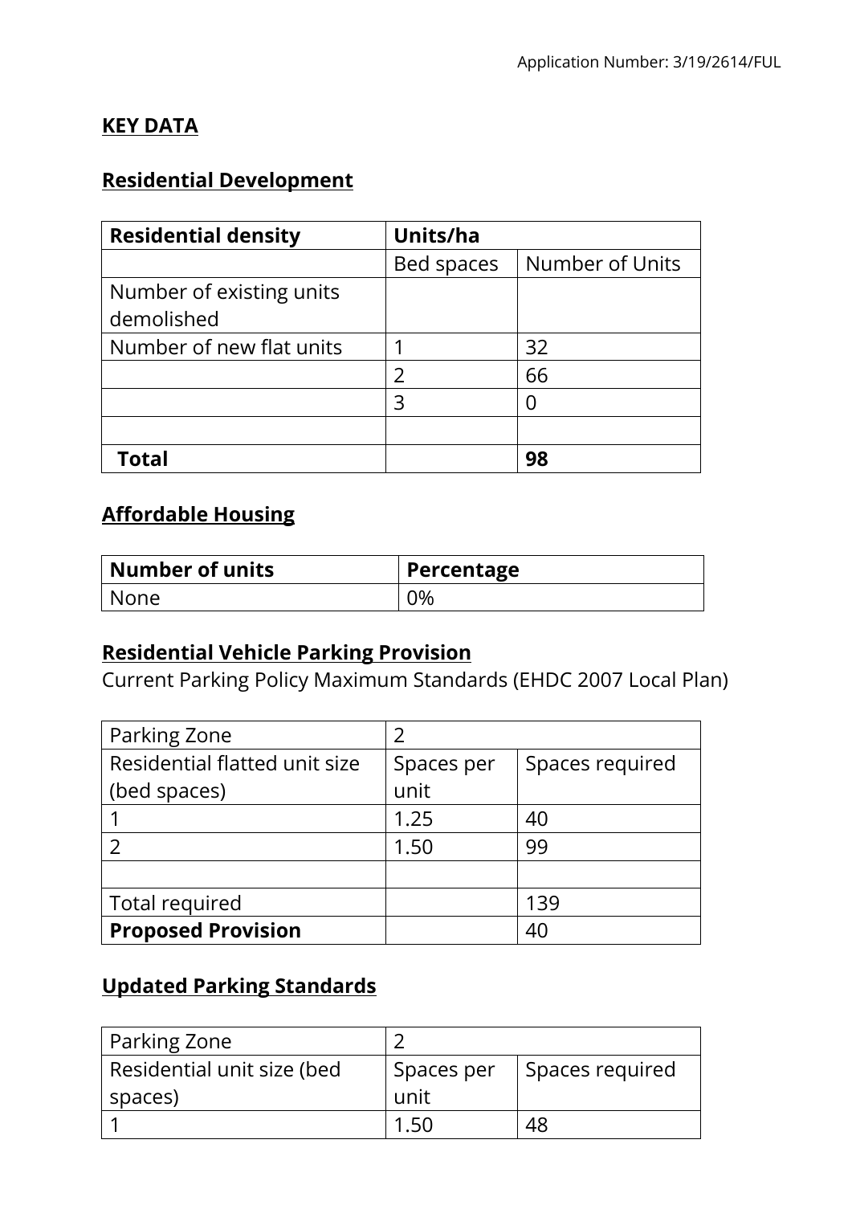## KEY DATA

### Residential Development

| Residential density | Units/ha | |
|---|---|---|
| | Bed spaces | Number of Units |
| Number of existing units demolished | | |
| Number of new flat units | 1 | 32 |
| | 2 | 66 |
| | 3 | 0 |
| | | |
| **Total** | | **98** |

### Affordable Housing

| Number of units | Percentage |
|---|---|
| None | 0% |

### Residential Vehicle Parking Provision

Current Parking Policy Maximum Standards (EHDC 2007 Local Plan)

| Parking Zone | 2 | |
|---|---|---|
| Residential flatted unit size (bed spaces) | Spaces per unit | Spaces required |
| 1 | 1.25 | 40 |
| 2 | 1.50 | 99 |
| | | |
| Total required | | 139 |
| **Proposed Provision** | | 40 |

### Updated Parking Standards

| Parking Zone | 2 | |
|---|---|---|
| Residential unit size (bed spaces) | Spaces per unit | Spaces required |
| 1 | 1.50 | 48 |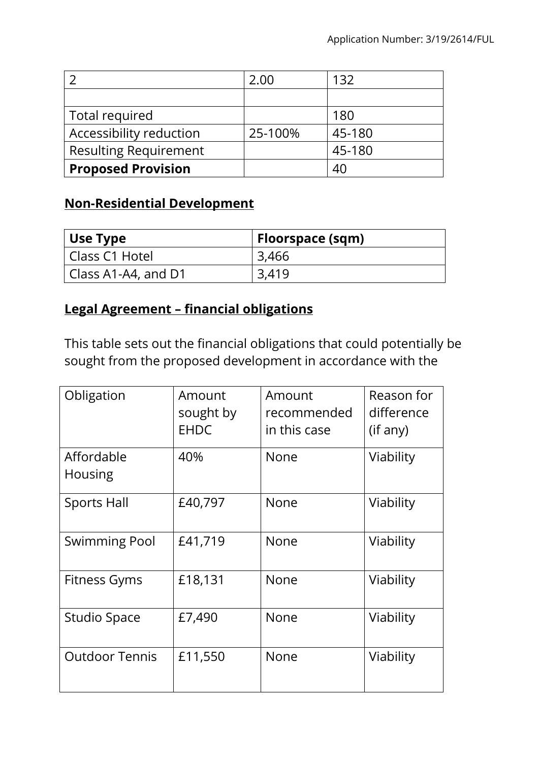| 2 | 2.00 | 132 |
|---|---|---|
| | | |
| Total required | | 180 |
| Accessibility reduction | 25-100% | 45-180 |
| Resulting Requirement | | 45-180 |
| **Proposed Provision** | | 40 |

## Non-Residential Development

| Use Type | Floorspace (sqm) |
|---|---|
| Class C1 Hotel | 3,466 |
| Class A1-A4, and D1 | 3,419 |

## Legal Agreement – financial obligations

This table sets out the financial obligations that could potentially be sought from the proposed development in accordance with the

| Obligation | Amount sought by EHDC | Amount recommended in this case | Reason for difference (if any) |
|---|---|---|---|
| Affordable Housing | 40% | None | Viability |
| Sports Hall | £40,797 | None | Viability |
| Swimming Pool | £41,719 | None | Viability |
| Fitness Gyms | £18,131 | None | Viability |
| Studio Space | £7,490 | None | Viability |
| Outdoor Tennis | £11,550 | None | Viability |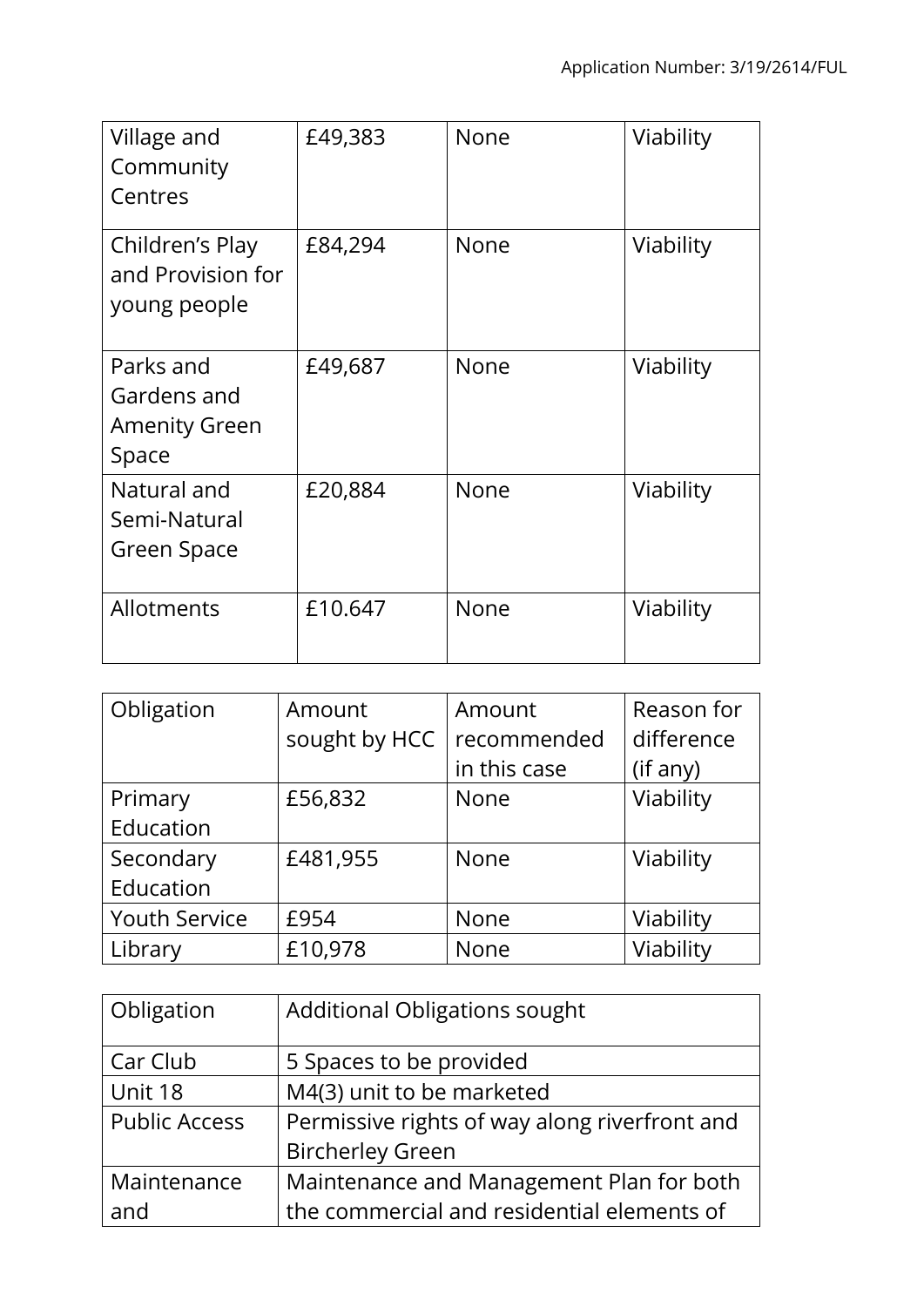| | | | |
|---|---|---|---|
| Village and Community Centres | £49,383 | None | Viability |
| Children’s Play and Provision for young people | £84,294 | None | Viability |
| Parks and Gardens and Amenity Green Space | £49,687 | None | Viability |
| Natural and Semi-Natural Green Space | £20,884 | None | Viability |
| Allotments | £10.647 | None | Viability |

| Obligation | Amount sought by HCC | Amount recommended in this case | Reason for difference (if any) |
|---|---|---|---|
| Primary Education | £56,832 | None | Viability |
| Secondary Education | £481,955 | None | Viability |
| Youth Service | £954 | None | Viability |
| Library | £10,978 | None | Viability |

| Obligation | Additional Obligations sought |
|---|---|
| Car Club | 5 Spaces to be provided |
| Unit 18 | M4(3) unit to be marketed |
| Public Access | Permissive rights of way along riverfront and Bircherley Green |
| Maintenance and | Maintenance and Management Plan for both the commercial and residential elements of |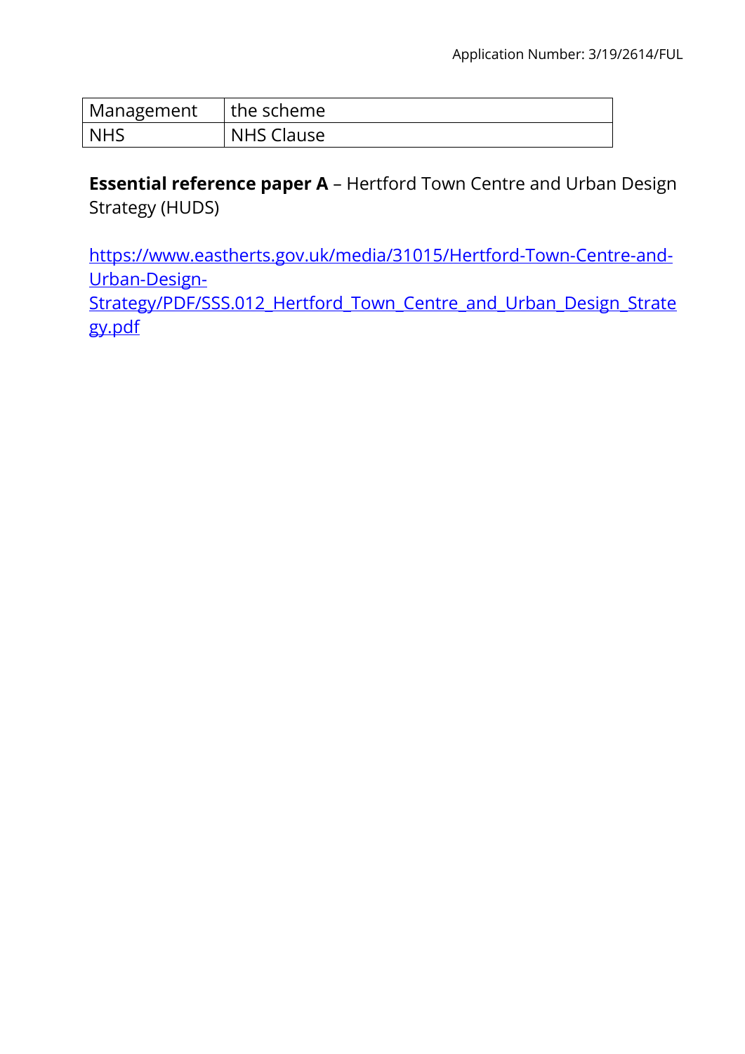| | |
|---|---|
| Management | the scheme |
| NHS | NHS Clause |

**Essential reference paper A** – Hertford Town Centre and Urban Design Strategy (HUDS)

https://www.eastherts.gov.uk/media/31015/Hertford-Town-Centre-and-Urban-Design-Strategy/PDF/SSS.012_Hertford_Town_Centre_and_Urban_Design_Strategy.pdf